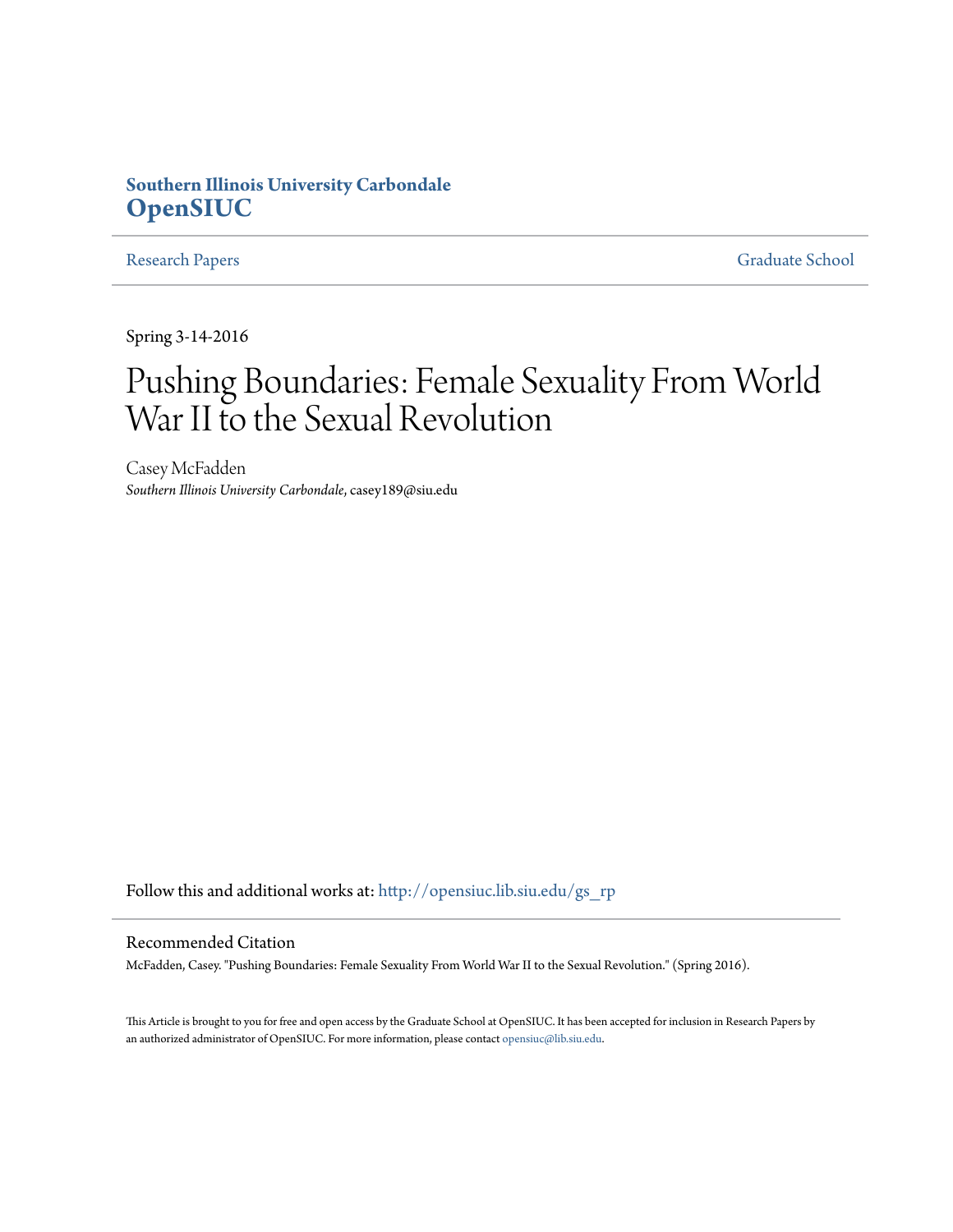**Southern Illinois University Carbondale**
**OpenSIUC**

Research Papers | Graduate School

Spring 3-14-2016

# Pushing Boundaries: Female Sexuality From World War II to the Sexual Revolution

Casey McFadden
*Southern Illinois University Carbondale*, casey189@siu.edu

Follow this and additional works at: http://opensiuc.lib.siu.edu/gs_rp

## Recommended Citation

McFadden, Casey. "Pushing Boundaries: Female Sexuality From World War II to the Sexual Revolution." (Spring 2016).

This Article is brought to you for free and open access by the Graduate School at OpenSIUC. It has been accepted for inclusion in Research Papers by an authorized administrator of OpenSIUC. For more information, please contact opensiuc@lib.siu.edu.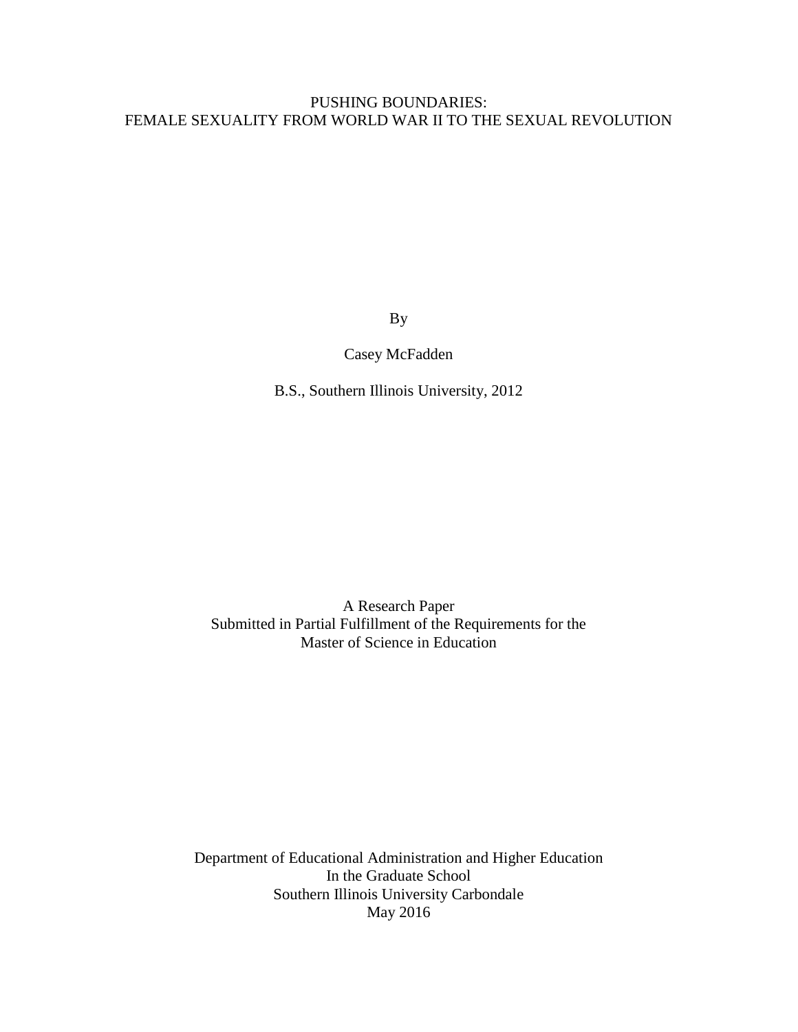# PUSHING BOUNDARIES: FEMALE SEXUALITY FROM WORLD WAR II TO THE SEXUAL REVOLUTION

By

Casey McFadden

B.S., Southern Illinois University, 2012

A Research Paper
Submitted in Partial Fulfillment of the Requirements for the
Master of Science in Education

Department of Educational Administration and Higher Education
In the Graduate School
Southern Illinois University Carbondale
May 2016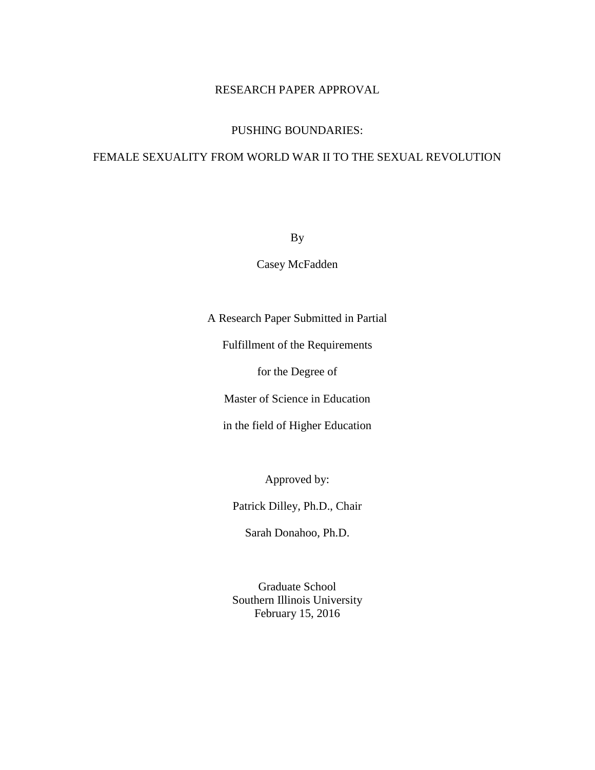RESEARCH PAPER APPROVAL

# PUSHING BOUNDARIES:

# FEMALE SEXUALITY FROM WORLD WAR II TO THE SEXUAL REVOLUTION

By

Casey McFadden

A Research Paper Submitted in Partial

Fulfillment of the Requirements

for the Degree of

Master of Science in Education

in the field of Higher Education

Approved by:

Patrick Dilley, Ph.D., Chair

Sarah Donahoo, Ph.D.

Graduate School
Southern Illinois University
February 15, 2016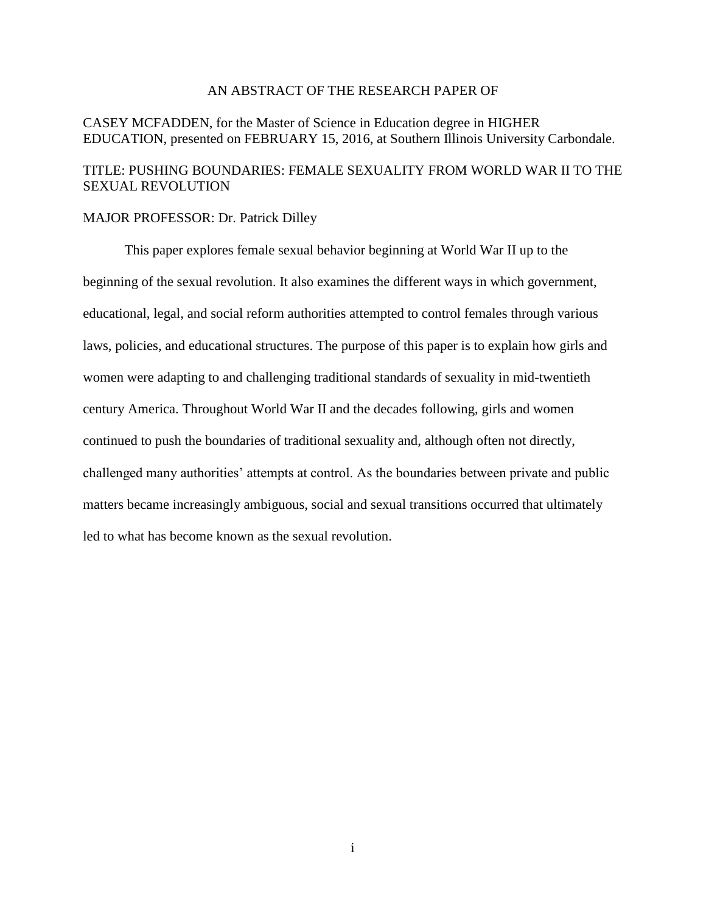AN ABSTRACT OF THE RESEARCH PAPER OF

CASEY MCFADDEN, for the Master of Science in Education degree in HIGHER EDUCATION, presented on FEBRUARY 15, 2016, at Southern Illinois University Carbondale.

TITLE: PUSHING BOUNDARIES: FEMALE SEXUALITY FROM WORLD WAR II TO THE SEXUAL REVOLUTION

MAJOR PROFESSOR: Dr. Patrick Dilley

This paper explores female sexual behavior beginning at World War II up to the beginning of the sexual revolution. It also examines the different ways in which government, educational, legal, and social reform authorities attempted to control females through various laws, policies, and educational structures. The purpose of this paper is to explain how girls and women were adapting to and challenging traditional standards of sexuality in mid-twentieth century America. Throughout World War II and the decades following, girls and women continued to push the boundaries of traditional sexuality and, although often not directly, challenged many authorities' attempts at control. As the boundaries between private and public matters became increasingly ambiguous, social and sexual transitions occurred that ultimately led to what has become known as the sexual revolution.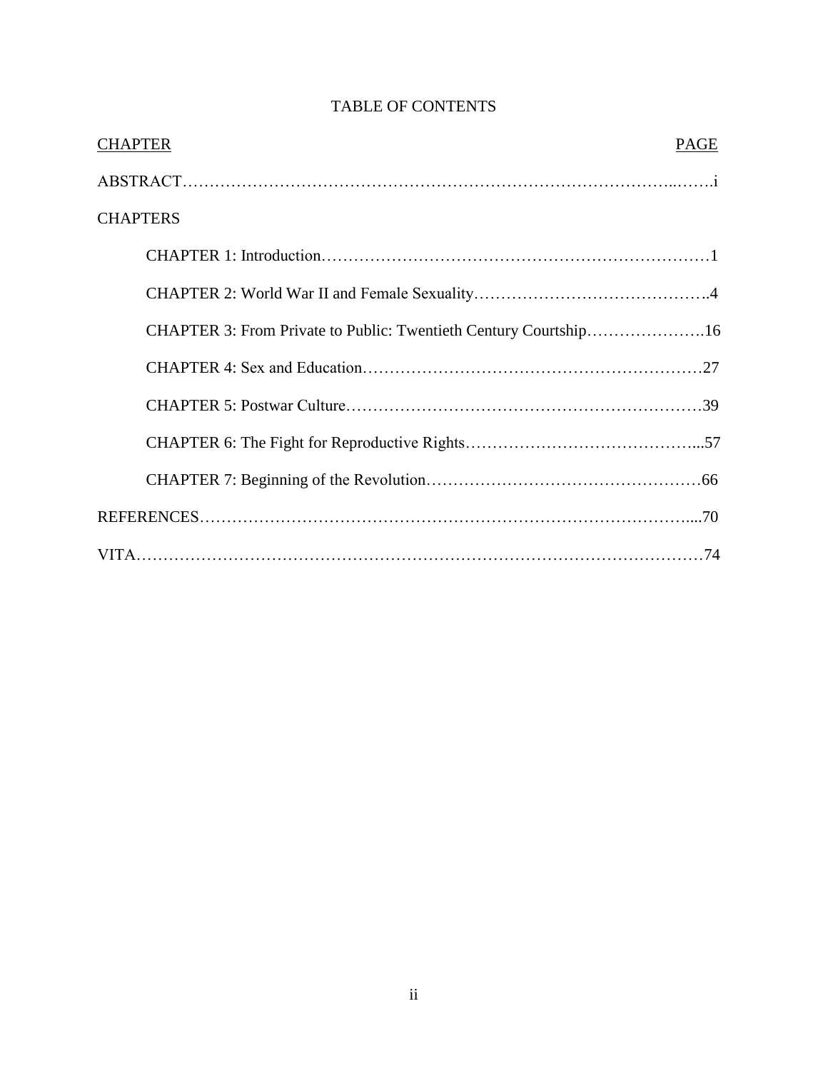# TABLE OF CONTENTS

| CHAPTER | PAGE |
|---|---|
| ABSTRACT | i |
| CHAPTERS | |
| CHAPTER 1: Introduction | 1 |
| CHAPTER 2: World War II and Female Sexuality | 4 |
| CHAPTER 3: From Private to Public: Twentieth Century Courtship | 16 |
| CHAPTER 4: Sex and Education | 27 |
| CHAPTER 5: Postwar Culture | 39 |
| CHAPTER 6: The Fight for Reproductive Rights | 57 |
| CHAPTER 7: Beginning of the Revolution | 66 |
| REFERENCES | 70 |
| VITA | 74 |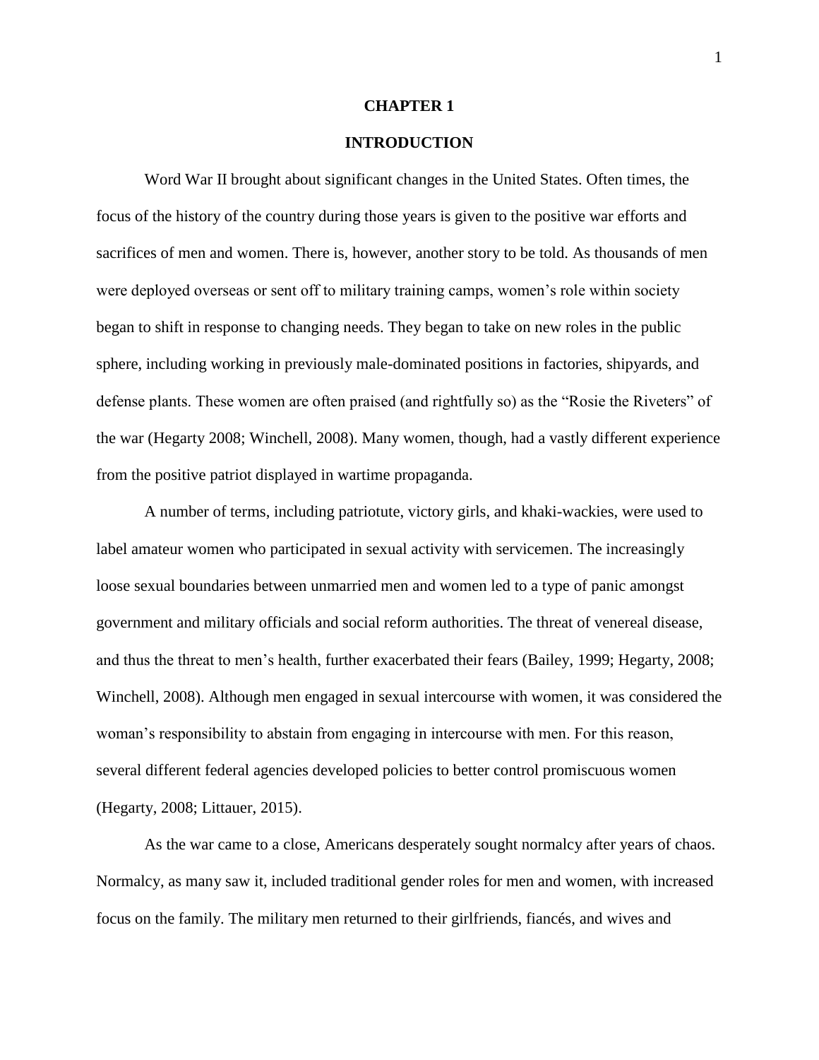# CHAPTER 1

# INTRODUCTION

Word War II brought about significant changes in the United States. Often times, the focus of the history of the country during those years is given to the positive war efforts and sacrifices of men and women. There is, however, another story to be told. As thousands of men were deployed overseas or sent off to military training camps, women's role within society began to shift in response to changing needs. They began to take on new roles in the public sphere, including working in previously male-dominated positions in factories, shipyards, and defense plants. These women are often praised (and rightfully so) as the "Rosie the Riveters" of the war (Hegarty 2008; Winchell, 2008). Many women, though, had a vastly different experience from the positive patriot displayed in wartime propaganda.

A number of terms, including patriotute, victory girls, and khaki-wackies, were used to label amateur women who participated in sexual activity with servicemen. The increasingly loose sexual boundaries between unmarried men and women led to a type of panic amongst government and military officials and social reform authorities. The threat of venereal disease, and thus the threat to men's health, further exacerbated their fears (Bailey, 1999; Hegarty, 2008; Winchell, 2008). Although men engaged in sexual intercourse with women, it was considered the woman's responsibility to abstain from engaging in intercourse with men. For this reason, several different federal agencies developed policies to better control promiscuous women (Hegarty, 2008; Littauer, 2015).

As the war came to a close, Americans desperately sought normalcy after years of chaos. Normalcy, as many saw it, included traditional gender roles for men and women, with increased focus on the family. The military men returned to their girlfriends, fiancés, and wives and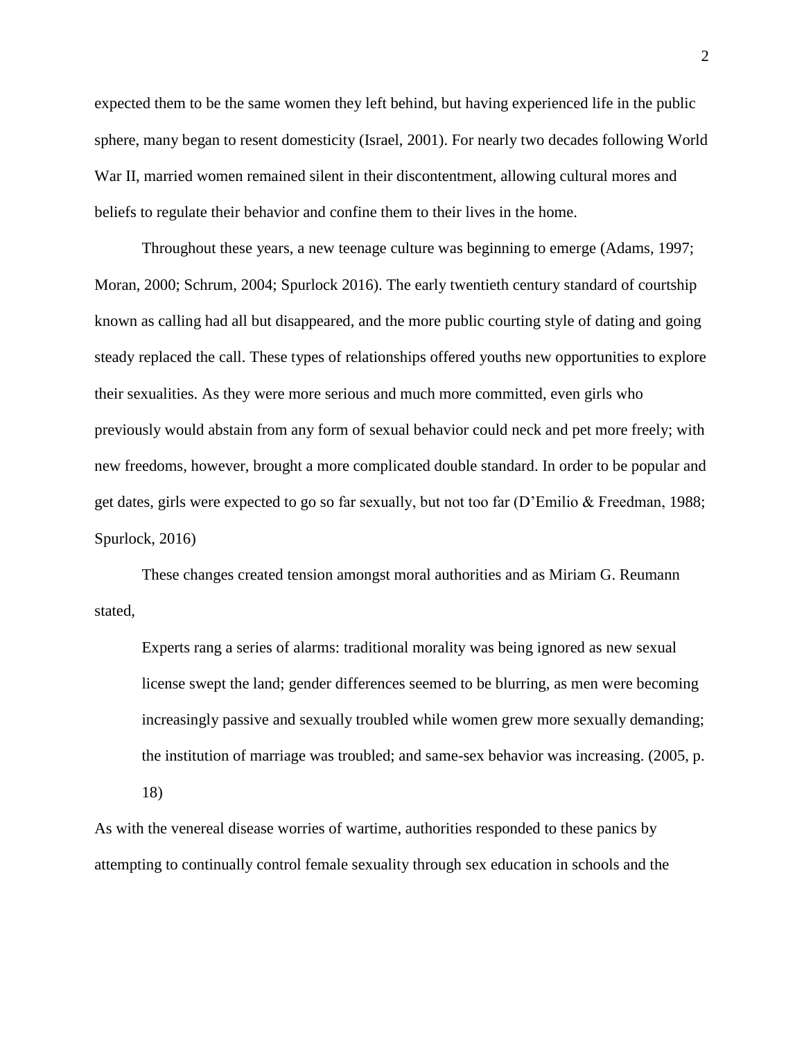expected them to be the same women they left behind, but having experienced life in the public sphere, many began to resent domesticity (Israel, 2001). For nearly two decades following World War II, married women remained silent in their discontentment, allowing cultural mores and beliefs to regulate their behavior and confine them to their lives in the home.

Throughout these years, a new teenage culture was beginning to emerge (Adams, 1997; Moran, 2000; Schrum, 2004; Spurlock 2016). The early twentieth century standard of courtship known as calling had all but disappeared, and the more public courting style of dating and going steady replaced the call. These types of relationships offered youths new opportunities to explore their sexualities. As they were more serious and much more committed, even girls who previously would abstain from any form of sexual behavior could neck and pet more freely; with new freedoms, however, brought a more complicated double standard. In order to be popular and get dates, girls were expected to go so far sexually, but not too far (D'Emilio & Freedman, 1988; Spurlock, 2016)

These changes created tension amongst moral authorities and as Miriam G. Reumann stated,

> Experts rang a series of alarms: traditional morality was being ignored as new sexual license swept the land; gender differences seemed to be blurring, as men were becoming increasingly passive and sexually troubled while women grew more sexually demanding; the institution of marriage was troubled; and same-sex behavior was increasing. (2005, p. 18)

As with the venereal disease worries of wartime, authorities responded to these panics by attempting to continually control female sexuality through sex education in schools and the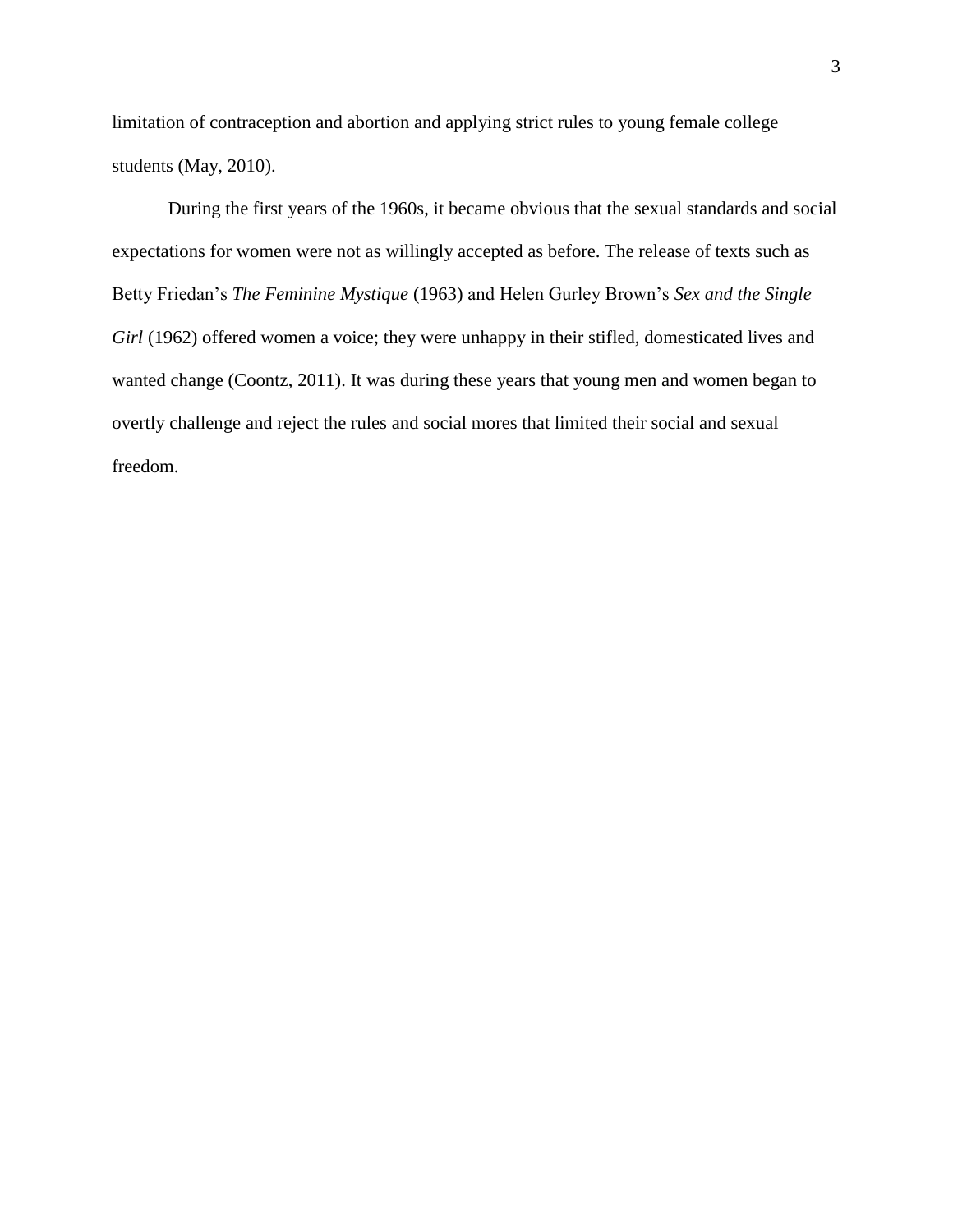limitation of contraception and abortion and applying strict rules to young female college students (May, 2010).

During the first years of the 1960s, it became obvious that the sexual standards and social expectations for women were not as willingly accepted as before. The release of texts such as Betty Friedan's *The Feminine Mystique* (1963) and Helen Gurley Brown's *Sex and the Single Girl* (1962) offered women a voice; they were unhappy in their stifled, domesticated lives and wanted change (Coontz, 2011). It was during these years that young men and women began to overtly challenge and reject the rules and social mores that limited their social and sexual freedom.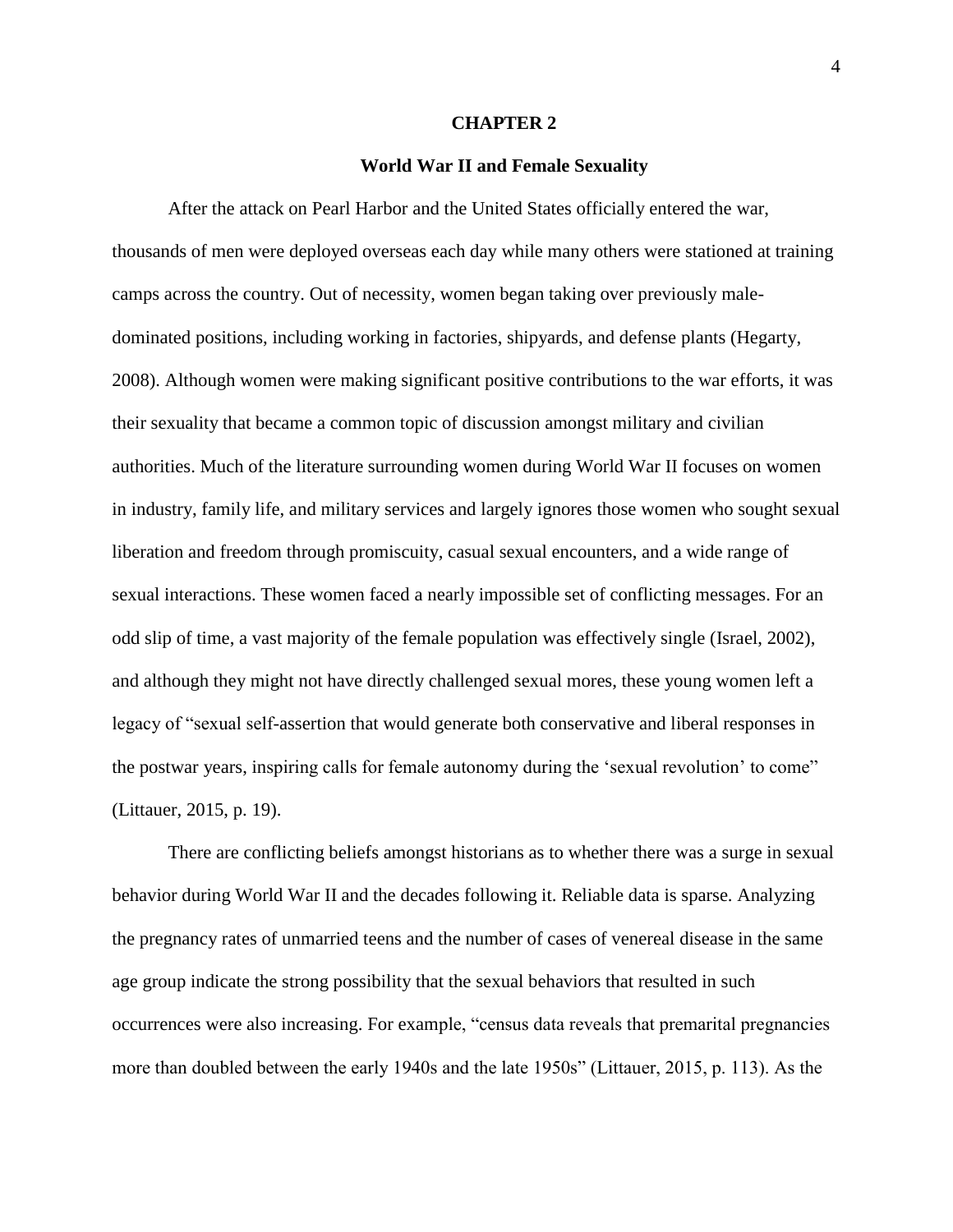# CHAPTER 2

## World War II and Female Sexuality

After the attack on Pearl Harbor and the United States officially entered the war, thousands of men were deployed overseas each day while many others were stationed at training camps across the country. Out of necessity, women began taking over previously male-dominated positions, including working in factories, shipyards, and defense plants (Hegarty, 2008). Although women were making significant positive contributions to the war efforts, it was their sexuality that became a common topic of discussion amongst military and civilian authorities. Much of the literature surrounding women during World War II focuses on women in industry, family life, and military services and largely ignores those women who sought sexual liberation and freedom through promiscuity, casual sexual encounters, and a wide range of sexual interactions. These women faced a nearly impossible set of conflicting messages. For an odd slip of time, a vast majority of the female population was effectively single (Israel, 2002), and although they might not have directly challenged sexual mores, these young women left a legacy of "sexual self-assertion that would generate both conservative and liberal responses in the postwar years, inspiring calls for female autonomy during the 'sexual revolution' to come" (Littauer, 2015, p. 19).

There are conflicting beliefs amongst historians as to whether there was a surge in sexual behavior during World War II and the decades following it. Reliable data is sparse. Analyzing the pregnancy rates of unmarried teens and the number of cases of venereal disease in the same age group indicate the strong possibility that the sexual behaviors that resulted in such occurrences were also increasing. For example, "census data reveals that premarital pregnancies more than doubled between the early 1940s and the late 1950s" (Littauer, 2015, p. 113). As the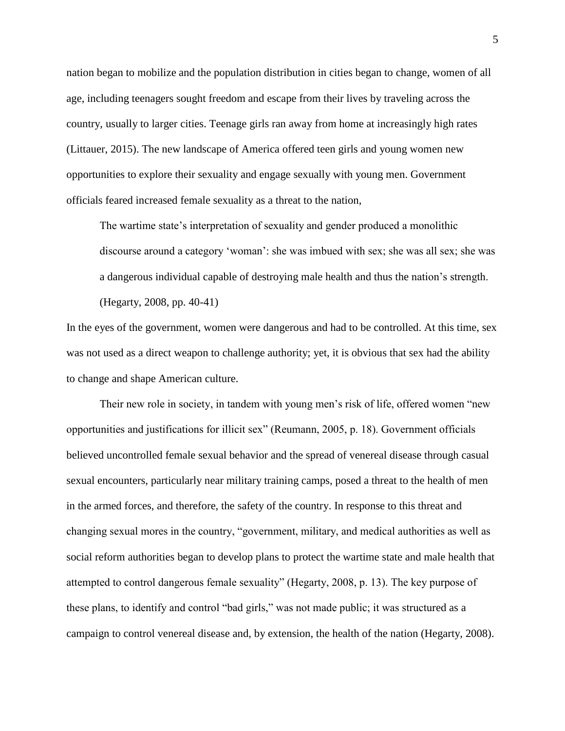nation began to mobilize and the population distribution in cities began to change, women of all age, including teenagers sought freedom and escape from their lives by traveling across the country, usually to larger cities. Teenage girls ran away from home at increasingly high rates (Littauer, 2015). The new landscape of America offered teen girls and young women new opportunities to explore their sexuality and engage sexually with young men. Government officials feared increased female sexuality as a threat to the nation,

> The wartime state's interpretation of sexuality and gender produced a monolithic discourse around a category 'woman': she was imbued with sex; she was all sex; she was a dangerous individual capable of destroying male health and thus the nation's strength. (Hegarty, 2008, pp. 40-41)

In the eyes of the government, women were dangerous and had to be controlled. At this time, sex was not used as a direct weapon to challenge authority; yet, it is obvious that sex had the ability to change and shape American culture.

Their new role in society, in tandem with young men's risk of life, offered women "new opportunities and justifications for illicit sex" (Reumann, 2005, p. 18). Government officials believed uncontrolled female sexual behavior and the spread of venereal disease through casual sexual encounters, particularly near military training camps, posed a threat to the health of men in the armed forces, and therefore, the safety of the country. In response to this threat and changing sexual mores in the country, "government, military, and medical authorities as well as social reform authorities began to develop plans to protect the wartime state and male health that attempted to control dangerous female sexuality" (Hegarty, 2008, p. 13). The key purpose of these plans, to identify and control "bad girls," was not made public; it was structured as a campaign to control venereal disease and, by extension, the health of the nation (Hegarty, 2008).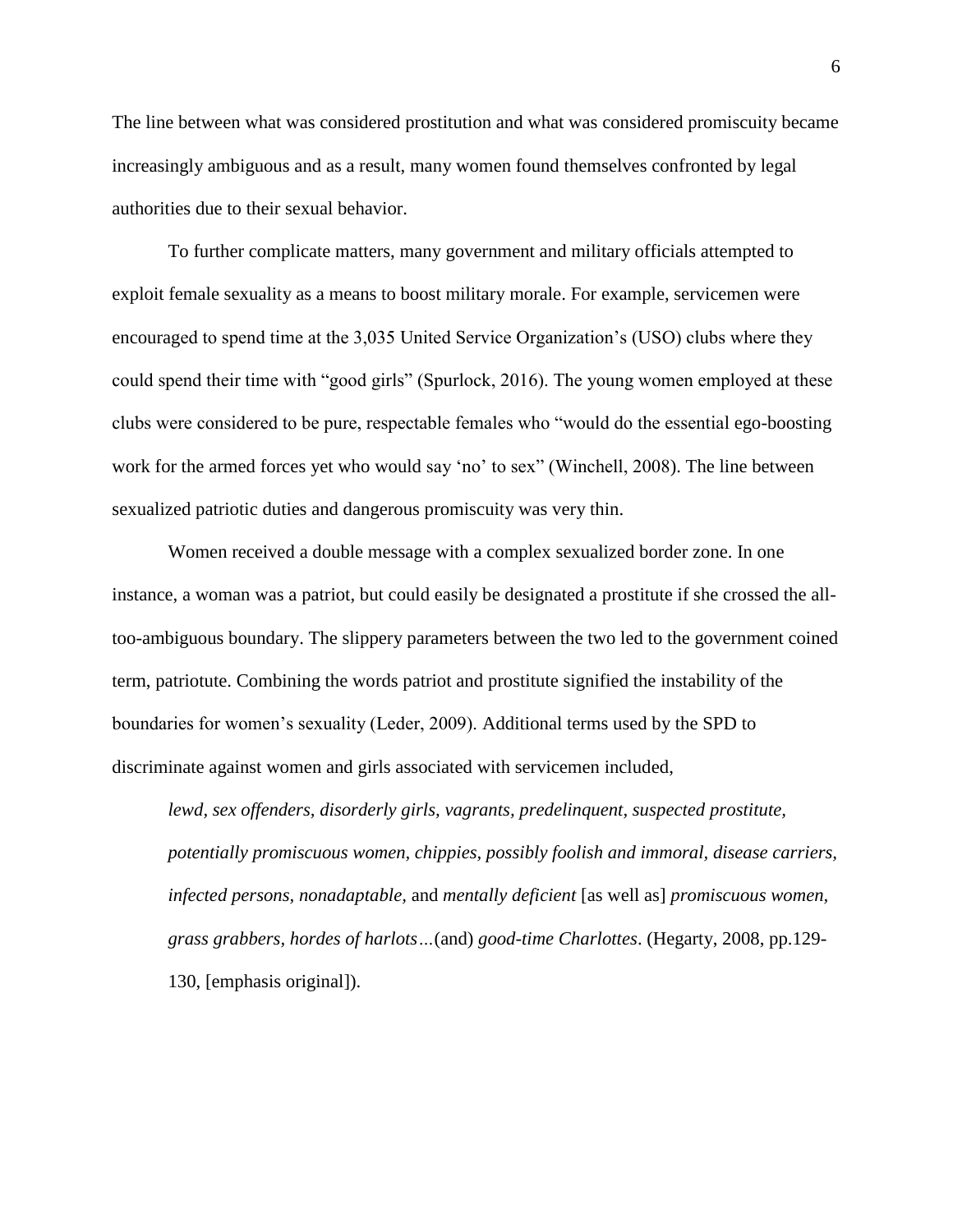The line between what was considered prostitution and what was considered promiscuity became increasingly ambiguous and as a result, many women found themselves confronted by legal authorities due to their sexual behavior.

To further complicate matters, many government and military officials attempted to exploit female sexuality as a means to boost military morale. For example, servicemen were encouraged to spend time at the 3,035 United Service Organization's (USO) clubs where they could spend their time with "good girls" (Spurlock, 2016). The young women employed at these clubs were considered to be pure, respectable females who "would do the essential ego-boosting work for the armed forces yet who would say 'no' to sex" (Winchell, 2008). The line between sexualized patriotic duties and dangerous promiscuity was very thin.

Women received a double message with a complex sexualized border zone. In one instance, a woman was a patriot, but could easily be designated a prostitute if she crossed the all-too-ambiguous boundary. The slippery parameters between the two led to the government coined term, patriotute. Combining the words patriot and prostitute signified the instability of the boundaries for women's sexuality (Leder, 2009). Additional terms used by the SPD to discriminate against women and girls associated with servicemen included,

> *lewd, sex offenders, disorderly girls, vagrants, predelinquent, suspected prostitute, potentially promiscuous women, chippies, possibly foolish and immoral, disease carriers, infected persons, nonadaptable,* and *mentally deficient* [as well as] *promiscuous women, grass grabbers, hordes of harlots…*(and) *good-time Charlottes*. (Hegarty, 2008, pp.129-130, [emphasis original]).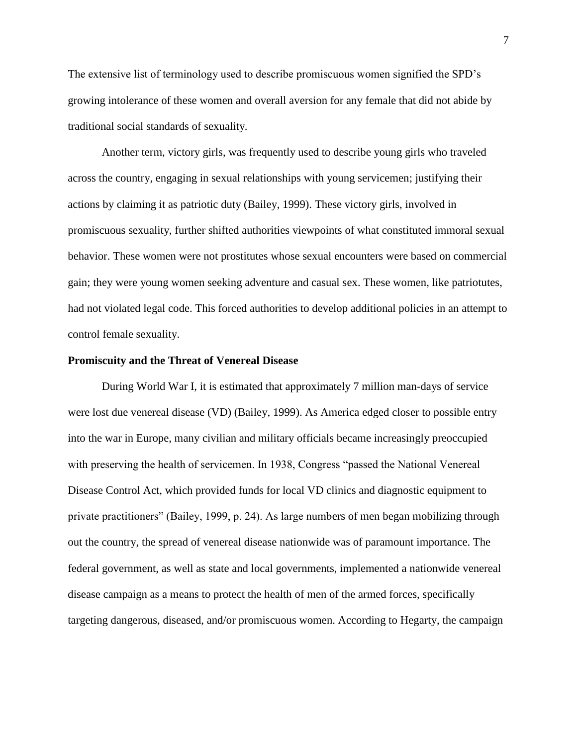The extensive list of terminology used to describe promiscuous women signified the SPD's growing intolerance of these women and overall aversion for any female that did not abide by traditional social standards of sexuality.

Another term, victory girls, was frequently used to describe young girls who traveled across the country, engaging in sexual relationships with young servicemen; justifying their actions by claiming it as patriotic duty (Bailey, 1999). These victory girls, involved in promiscuous sexuality, further shifted authorities viewpoints of what constituted immoral sexual behavior. These women were not prostitutes whose sexual encounters were based on commercial gain; they were young women seeking adventure and casual sex. These women, like patriotutes, had not violated legal code. This forced authorities to develop additional policies in an attempt to control female sexuality.

**Promiscuity and the Threat of Venereal Disease**

During World War I, it is estimated that approximately 7 million man-days of service were lost due venereal disease (VD) (Bailey, 1999). As America edged closer to possible entry into the war in Europe, many civilian and military officials became increasingly preoccupied with preserving the health of servicemen. In 1938, Congress "passed the National Venereal Disease Control Act, which provided funds for local VD clinics and diagnostic equipment to private practitioners" (Bailey, 1999, p. 24). As large numbers of men began mobilizing through out the country, the spread of venereal disease nationwide was of paramount importance. The federal government, as well as state and local governments, implemented a nationwide venereal disease campaign as a means to protect the health of men of the armed forces, specifically targeting dangerous, diseased, and/or promiscuous women. According to Hegarty, the campaign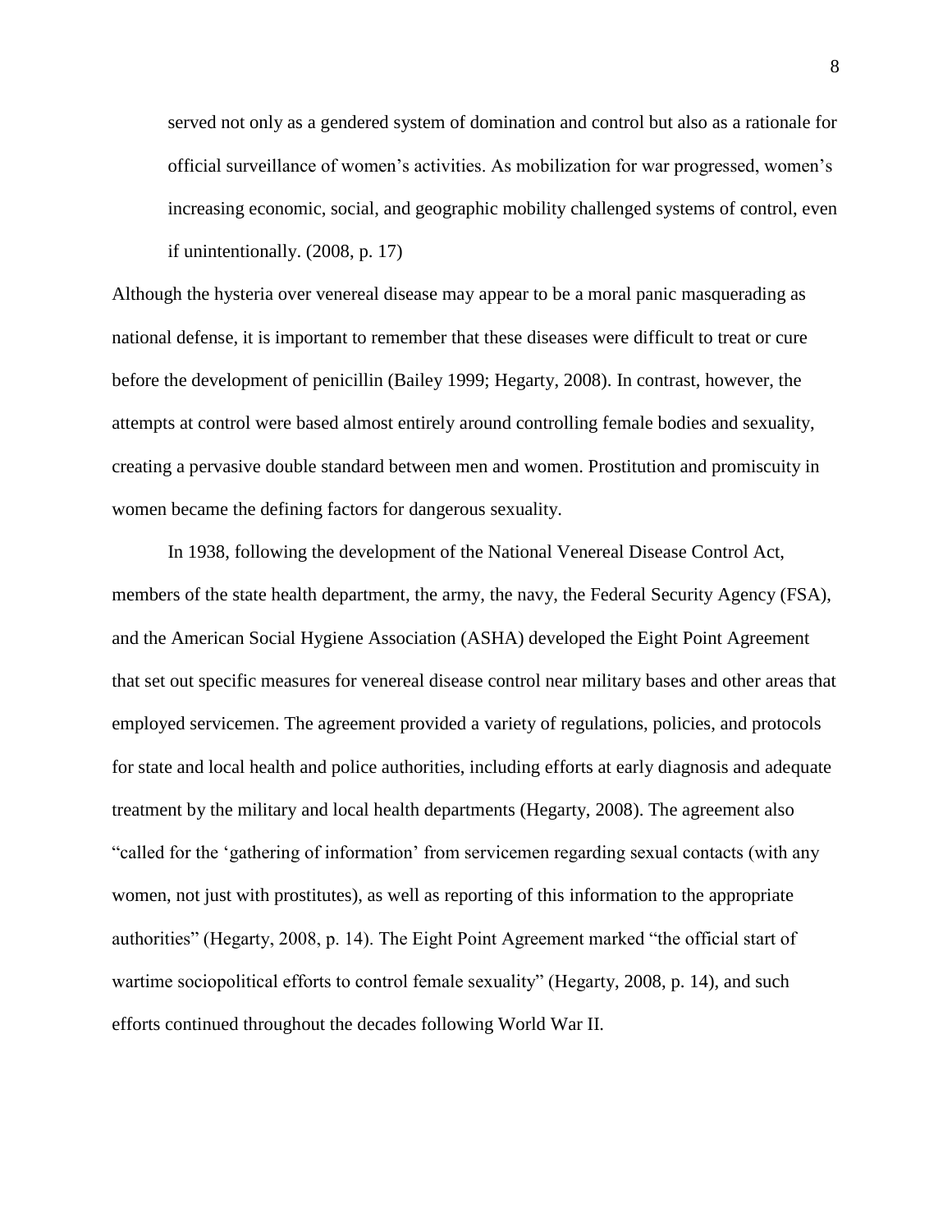> served not only as a gendered system of domination and control but also as a rationale for official surveillance of women's activities. As mobilization for war progressed, women's increasing economic, social, and geographic mobility challenged systems of control, even if unintentionally. (2008, p. 17)

Although the hysteria over venereal disease may appear to be a moral panic masquerading as national defense, it is important to remember that these diseases were difficult to treat or cure before the development of penicillin (Bailey 1999; Hegarty, 2008). In contrast, however, the attempts at control were based almost entirely around controlling female bodies and sexuality, creating a pervasive double standard between men and women. Prostitution and promiscuity in women became the defining factors for dangerous sexuality.

In 1938, following the development of the National Venereal Disease Control Act, members of the state health department, the army, the navy, the Federal Security Agency (FSA), and the American Social Hygiene Association (ASHA) developed the Eight Point Agreement that set out specific measures for venereal disease control near military bases and other areas that employed servicemen. The agreement provided a variety of regulations, policies, and protocols for state and local health and police authorities, including efforts at early diagnosis and adequate treatment by the military and local health departments (Hegarty, 2008). The agreement also "called for the 'gathering of information' from servicemen regarding sexual contacts (with any women, not just with prostitutes), as well as reporting of this information to the appropriate authorities" (Hegarty, 2008, p. 14). The Eight Point Agreement marked "the official start of wartime sociopolitical efforts to control female sexuality" (Hegarty, 2008, p. 14), and such efforts continued throughout the decades following World War II.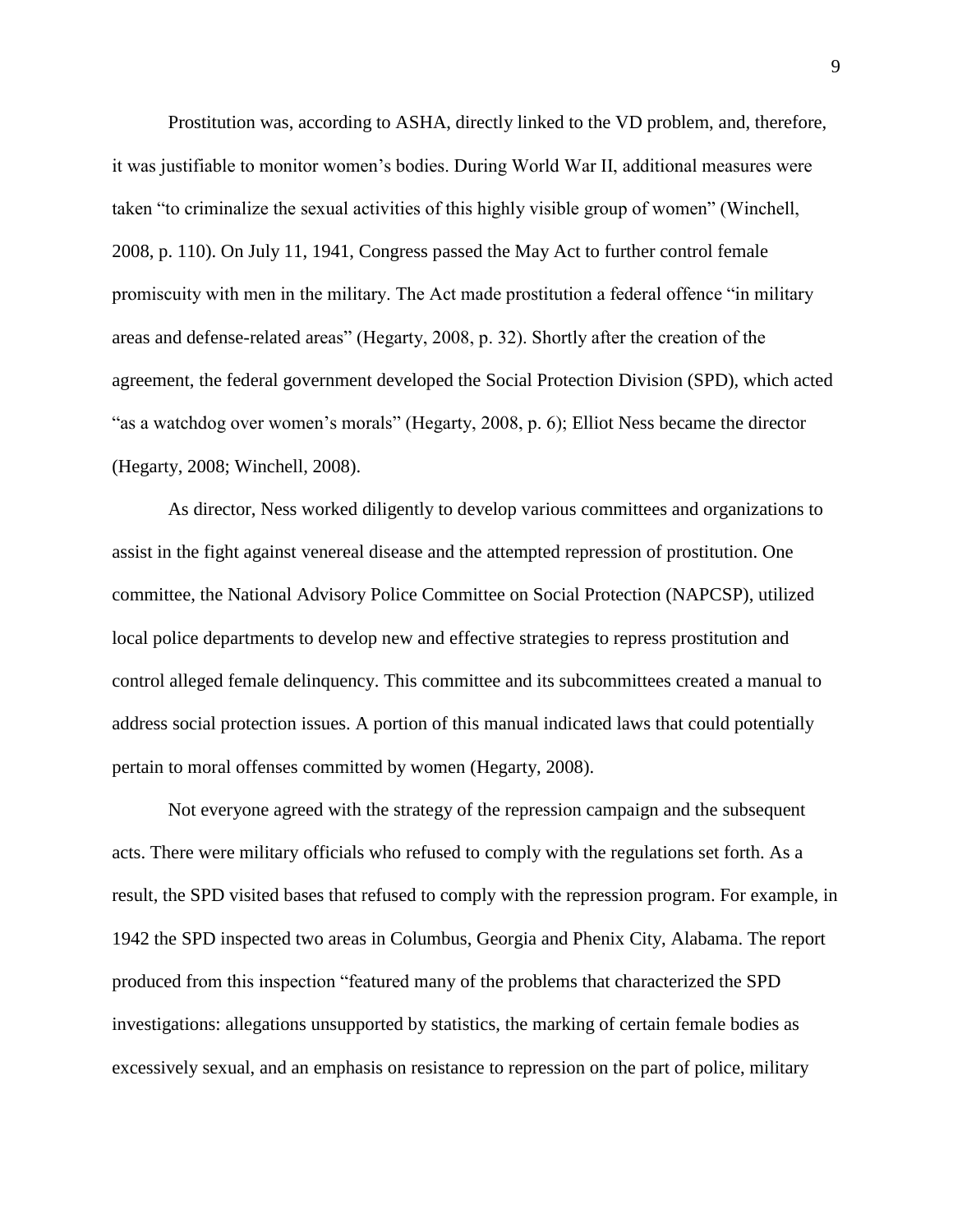Prostitution was, according to ASHA, directly linked to the VD problem, and, therefore, it was justifiable to monitor women's bodies. During World War II, additional measures were taken "to criminalize the sexual activities of this highly visible group of women" (Winchell, 2008, p. 110). On July 11, 1941, Congress passed the May Act to further control female promiscuity with men in the military. The Act made prostitution a federal offence "in military areas and defense-related areas" (Hegarty, 2008, p. 32). Shortly after the creation of the agreement, the federal government developed the Social Protection Division (SPD), which acted "as a watchdog over women's morals" (Hegarty, 2008, p. 6); Elliot Ness became the director (Hegarty, 2008; Winchell, 2008).

As director, Ness worked diligently to develop various committees and organizations to assist in the fight against venereal disease and the attempted repression of prostitution. One committee, the National Advisory Police Committee on Social Protection (NAPCSP), utilized local police departments to develop new and effective strategies to repress prostitution and control alleged female delinquency. This committee and its subcommittees created a manual to address social protection issues. A portion of this manual indicated laws that could potentially pertain to moral offenses committed by women (Hegarty, 2008).

Not everyone agreed with the strategy of the repression campaign and the subsequent acts. There were military officials who refused to comply with the regulations set forth. As a result, the SPD visited bases that refused to comply with the repression program. For example, in 1942 the SPD inspected two areas in Columbus, Georgia and Phenix City, Alabama. The report produced from this inspection "featured many of the problems that characterized the SPD investigations: allegations unsupported by statistics, the marking of certain female bodies as excessively sexual, and an emphasis on resistance to repression on the part of police, military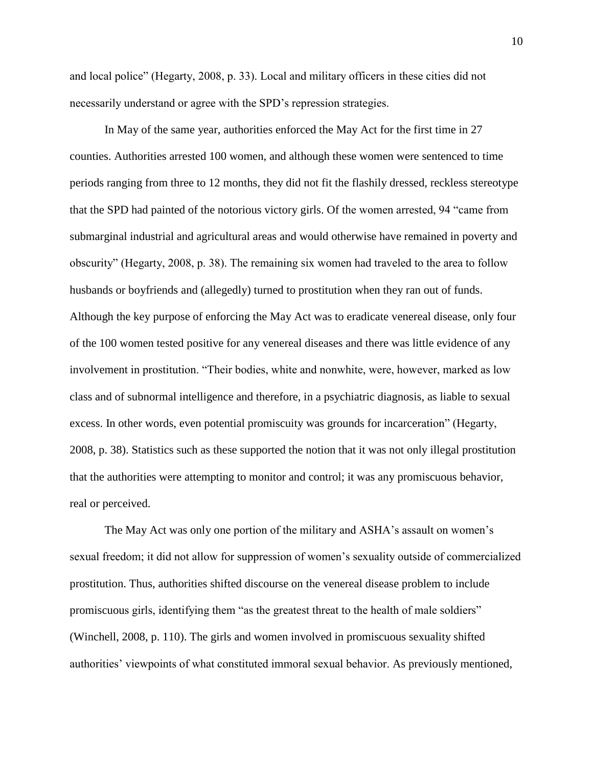and local police" (Hegarty, 2008, p. 33). Local and military officers in these cities did not necessarily understand or agree with the SPD's repression strategies.

In May of the same year, authorities enforced the May Act for the first time in 27 counties. Authorities arrested 100 women, and although these women were sentenced to time periods ranging from three to 12 months, they did not fit the flashily dressed, reckless stereotype that the SPD had painted of the notorious victory girls. Of the women arrested, 94 "came from submarginal industrial and agricultural areas and would otherwise have remained in poverty and obscurity" (Hegarty, 2008, p. 38). The remaining six women had traveled to the area to follow husbands or boyfriends and (allegedly) turned to prostitution when they ran out of funds. Although the key purpose of enforcing the May Act was to eradicate venereal disease, only four of the 100 women tested positive for any venereal diseases and there was little evidence of any involvement in prostitution. "Their bodies, white and nonwhite, were, however, marked as low class and of subnormal intelligence and therefore, in a psychiatric diagnosis, as liable to sexual excess. In other words, even potential promiscuity was grounds for incarceration" (Hegarty, 2008, p. 38). Statistics such as these supported the notion that it was not only illegal prostitution that the authorities were attempting to monitor and control; it was any promiscuous behavior, real or perceived.

The May Act was only one portion of the military and ASHA's assault on women's sexual freedom; it did not allow for suppression of women's sexuality outside of commercialized prostitution. Thus, authorities shifted discourse on the venereal disease problem to include promiscuous girls, identifying them "as the greatest threat to the health of male soldiers" (Winchell, 2008, p. 110). The girls and women involved in promiscuous sexuality shifted authorities' viewpoints of what constituted immoral sexual behavior. As previously mentioned,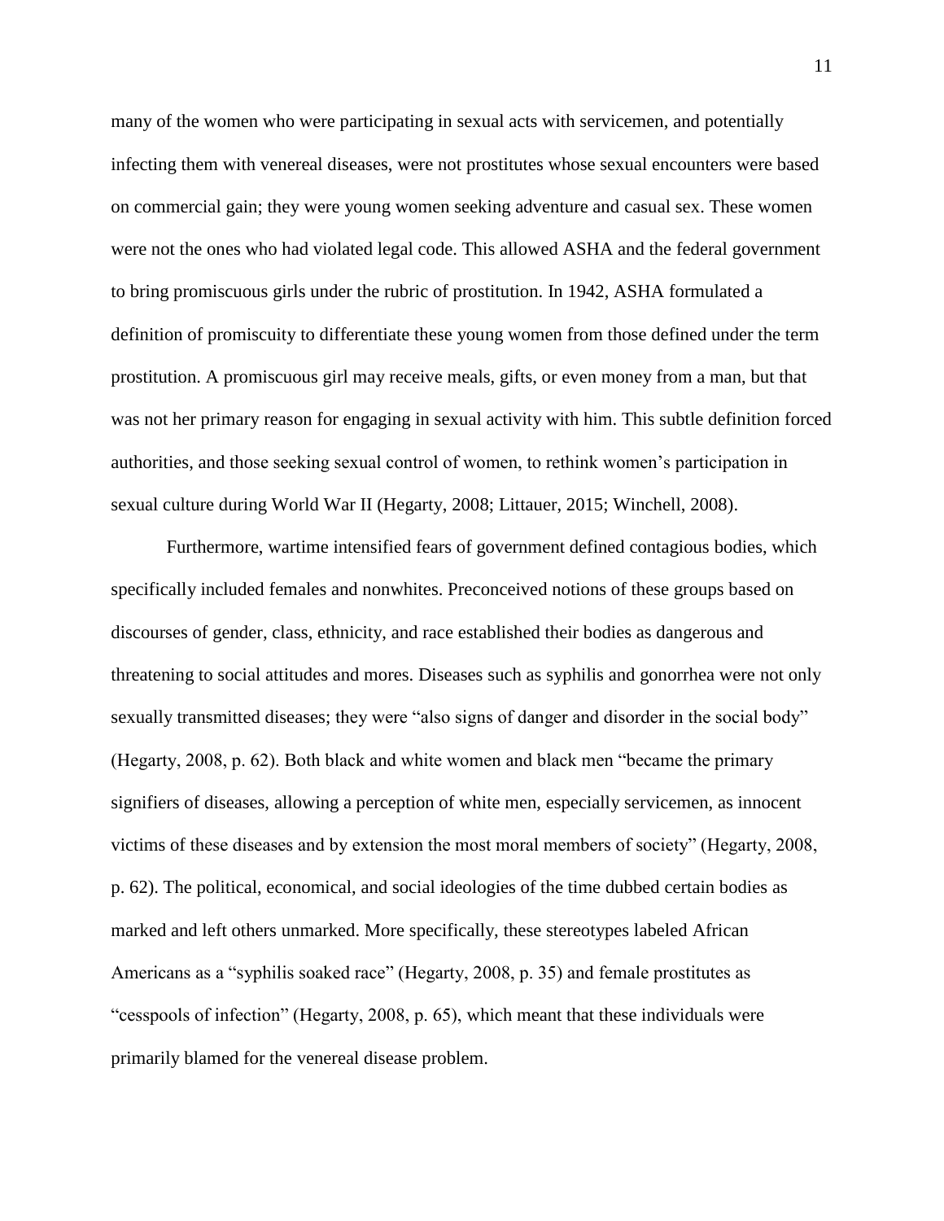many of the women who were participating in sexual acts with servicemen, and potentially infecting them with venereal diseases, were not prostitutes whose sexual encounters were based on commercial gain; they were young women seeking adventure and casual sex. These women were not the ones who had violated legal code. This allowed ASHA and the federal government to bring promiscuous girls under the rubric of prostitution. In 1942, ASHA formulated a definition of promiscuity to differentiate these young women from those defined under the term prostitution. A promiscuous girl may receive meals, gifts, or even money from a man, but that was not her primary reason for engaging in sexual activity with him. This subtle definition forced authorities, and those seeking sexual control of women, to rethink women's participation in sexual culture during World War II (Hegarty, 2008; Littauer, 2015; Winchell, 2008).

Furthermore, wartime intensified fears of government defined contagious bodies, which specifically included females and nonwhites. Preconceived notions of these groups based on discourses of gender, class, ethnicity, and race established their bodies as dangerous and threatening to social attitudes and mores. Diseases such as syphilis and gonorrhea were not only sexually transmitted diseases; they were "also signs of danger and disorder in the social body" (Hegarty, 2008, p. 62). Both black and white women and black men "became the primary signifiers of diseases, allowing a perception of white men, especially servicemen, as innocent victims of these diseases and by extension the most moral members of society" (Hegarty, 2008, p. 62). The political, economical, and social ideologies of the time dubbed certain bodies as marked and left others unmarked. More specifically, these stereotypes labeled African Americans as a "syphilis soaked race" (Hegarty, 2008, p. 35) and female prostitutes as "cesspools of infection" (Hegarty, 2008, p. 65), which meant that these individuals were primarily blamed for the venereal disease problem.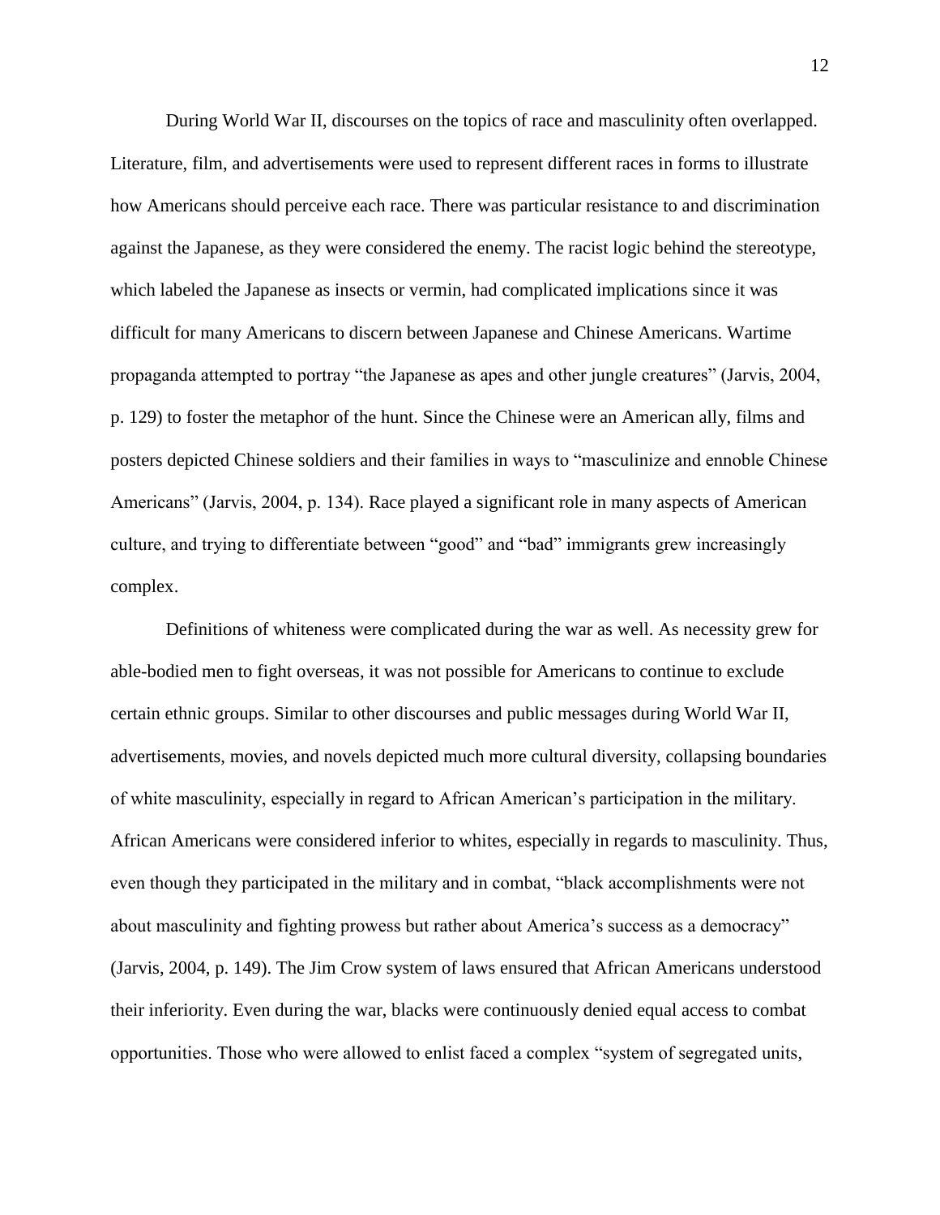During World War II, discourses on the topics of race and masculinity often overlapped. Literature, film, and advertisements were used to represent different races in forms to illustrate how Americans should perceive each race. There was particular resistance to and discrimination against the Japanese, as they were considered the enemy. The racist logic behind the stereotype, which labeled the Japanese as insects or vermin, had complicated implications since it was difficult for many Americans to discern between Japanese and Chinese Americans. Wartime propaganda attempted to portray "the Japanese as apes and other jungle creatures" (Jarvis, 2004, p. 129) to foster the metaphor of the hunt. Since the Chinese were an American ally, films and posters depicted Chinese soldiers and their families in ways to "masculinize and ennoble Chinese Americans" (Jarvis, 2004, p. 134). Race played a significant role in many aspects of American culture, and trying to differentiate between "good" and "bad" immigrants grew increasingly complex.

Definitions of whiteness were complicated during the war as well. As necessity grew for able-bodied men to fight overseas, it was not possible for Americans to continue to exclude certain ethnic groups. Similar to other discourses and public messages during World War II, advertisements, movies, and novels depicted much more cultural diversity, collapsing boundaries of white masculinity, especially in regard to African American's participation in the military. African Americans were considered inferior to whites, especially in regards to masculinity. Thus, even though they participated in the military and in combat, "black accomplishments were not about masculinity and fighting prowess but rather about America's success as a democracy" (Jarvis, 2004, p. 149). The Jim Crow system of laws ensured that African Americans understood their inferiority. Even during the war, blacks were continuously denied equal access to combat opportunities. Those who were allowed to enlist faced a complex "system of segregated units,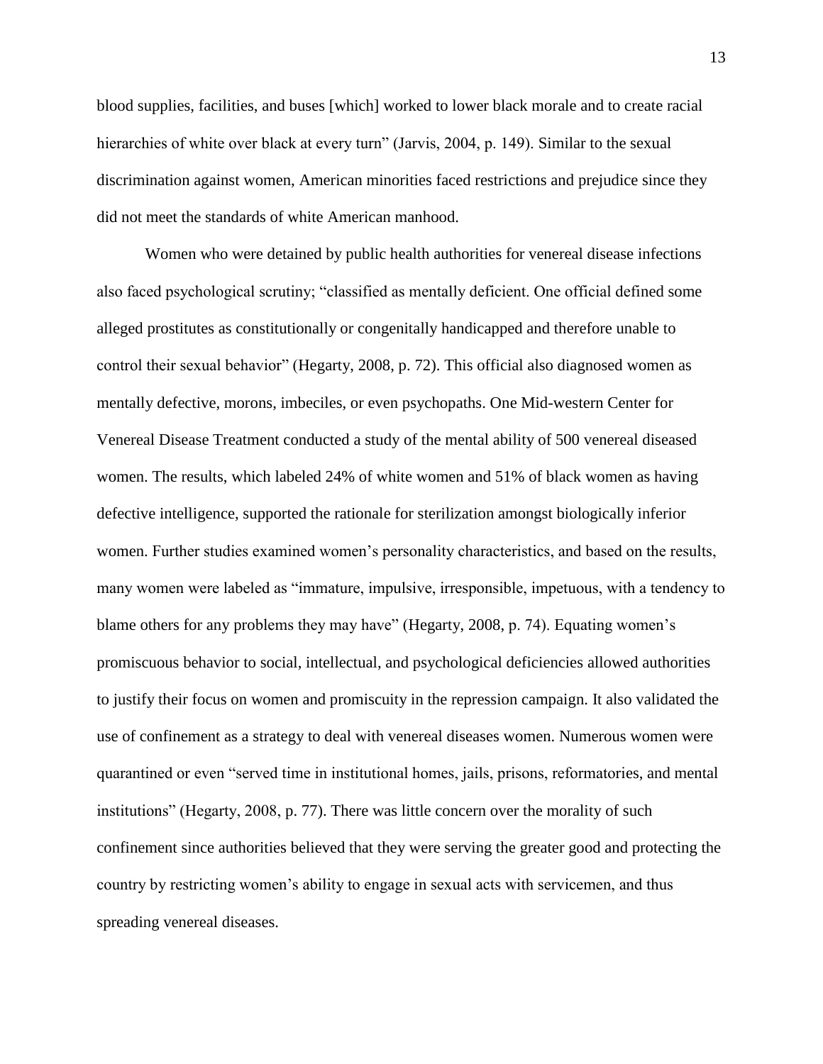blood supplies, facilities, and buses [which] worked to lower black morale and to create racial hierarchies of white over black at every turn" (Jarvis, 2004, p. 149). Similar to the sexual discrimination against women, American minorities faced restrictions and prejudice since they did not meet the standards of white American manhood.

Women who were detained by public health authorities for venereal disease infections also faced psychological scrutiny; "classified as mentally deficient. One official defined some alleged prostitutes as constitutionally or congenitally handicapped and therefore unable to control their sexual behavior" (Hegarty, 2008, p. 72). This official also diagnosed women as mentally defective, morons, imbeciles, or even psychopaths. One Mid-western Center for Venereal Disease Treatment conducted a study of the mental ability of 500 venereal diseased women. The results, which labeled 24% of white women and 51% of black women as having defective intelligence, supported the rationale for sterilization amongst biologically inferior women. Further studies examined women's personality characteristics, and based on the results, many women were labeled as "immature, impulsive, irresponsible, impetuous, with a tendency to blame others for any problems they may have" (Hegarty, 2008, p. 74). Equating women's promiscuous behavior to social, intellectual, and psychological deficiencies allowed authorities to justify their focus on women and promiscuity in the repression campaign. It also validated the use of confinement as a strategy to deal with venereal diseases women. Numerous women were quarantined or even "served time in institutional homes, jails, prisons, reformatories, and mental institutions" (Hegarty, 2008, p. 77). There was little concern over the morality of such confinement since authorities believed that they were serving the greater good and protecting the country by restricting women's ability to engage in sexual acts with servicemen, and thus spreading venereal diseases.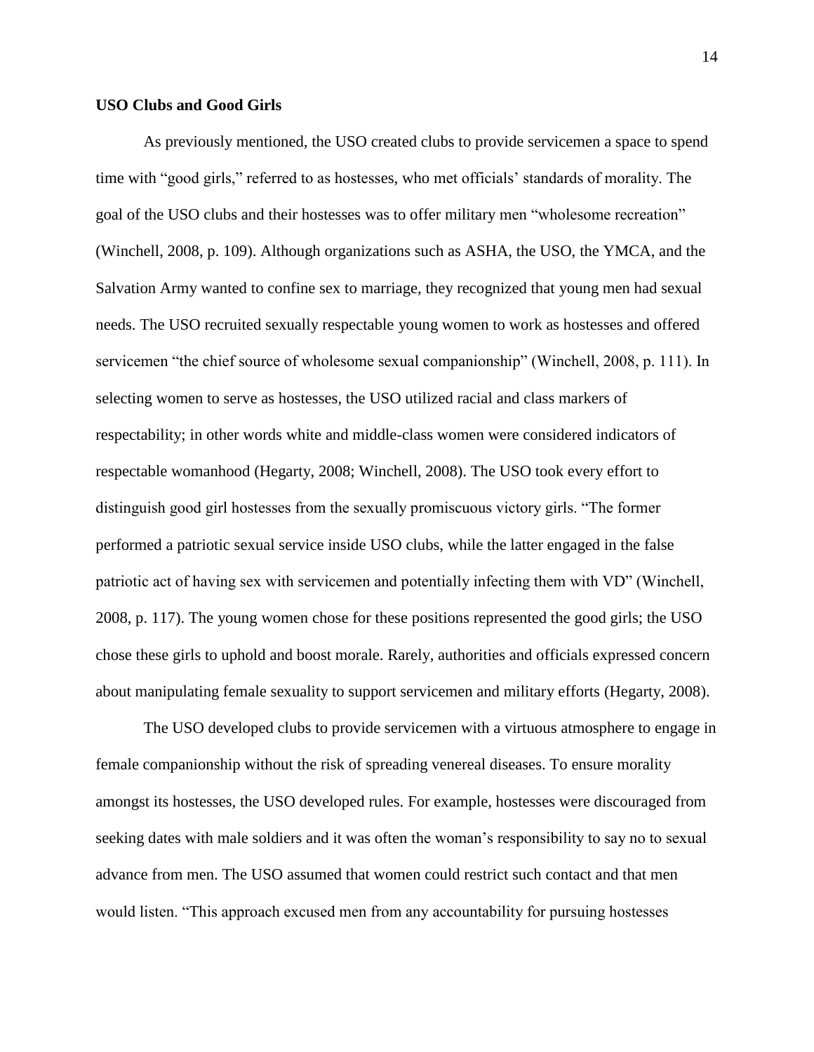**USO Clubs and Good Girls**

As previously mentioned, the USO created clubs to provide servicemen a space to spend time with "good girls," referred to as hostesses, who met officials' standards of morality. The goal of the USO clubs and their hostesses was to offer military men "wholesome recreation" (Winchell, 2008, p. 109). Although organizations such as ASHA, the USO, the YMCA, and the Salvation Army wanted to confine sex to marriage, they recognized that young men had sexual needs. The USO recruited sexually respectable young women to work as hostesses and offered servicemen "the chief source of wholesome sexual companionship" (Winchell, 2008, p. 111). In selecting women to serve as hostesses, the USO utilized racial and class markers of respectability; in other words white and middle-class women were considered indicators of respectable womanhood (Hegarty, 2008; Winchell, 2008). The USO took every effort to distinguish good girl hostesses from the sexually promiscuous victory girls. "The former performed a patriotic sexual service inside USO clubs, while the latter engaged in the false patriotic act of having sex with servicemen and potentially infecting them with VD" (Winchell, 2008, p. 117). The young women chose for these positions represented the good girls; the USO chose these girls to uphold and boost morale. Rarely, authorities and officials expressed concern about manipulating female sexuality to support servicemen and military efforts (Hegarty, 2008).

The USO developed clubs to provide servicemen with a virtuous atmosphere to engage in female companionship without the risk of spreading venereal diseases. To ensure morality amongst its hostesses, the USO developed rules. For example, hostesses were discouraged from seeking dates with male soldiers and it was often the woman's responsibility to say no to sexual advance from men. The USO assumed that women could restrict such contact and that men would listen. "This approach excused men from any accountability for pursuing hostesses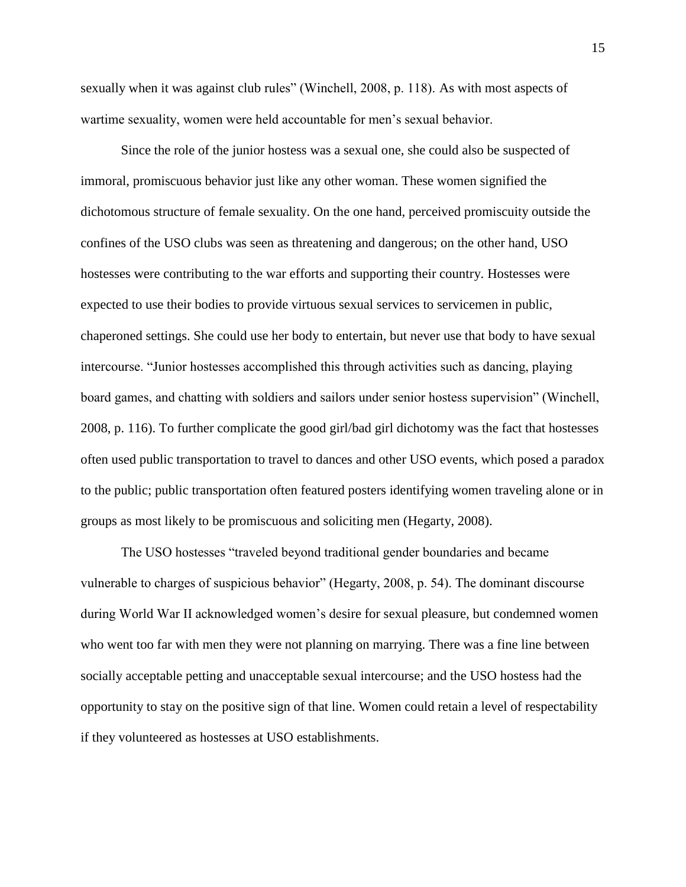sexually when it was against club rules" (Winchell, 2008, p. 118). As with most aspects of wartime sexuality, women were held accountable for men's sexual behavior.

Since the role of the junior hostess was a sexual one, she could also be suspected of immoral, promiscuous behavior just like any other woman. These women signified the dichotomous structure of female sexuality. On the one hand, perceived promiscuity outside the confines of the USO clubs was seen as threatening and dangerous; on the other hand, USO hostesses were contributing to the war efforts and supporting their country. Hostesses were expected to use their bodies to provide virtuous sexual services to servicemen in public, chaperoned settings. She could use her body to entertain, but never use that body to have sexual intercourse. "Junior hostesses accomplished this through activities such as dancing, playing board games, and chatting with soldiers and sailors under senior hostess supervision" (Winchell, 2008, p. 116). To further complicate the good girl/bad girl dichotomy was the fact that hostesses often used public transportation to travel to dances and other USO events, which posed a paradox to the public; public transportation often featured posters identifying women traveling alone or in groups as most likely to be promiscuous and soliciting men (Hegarty, 2008).

The USO hostesses "traveled beyond traditional gender boundaries and became vulnerable to charges of suspicious behavior" (Hegarty, 2008, p. 54). The dominant discourse during World War II acknowledged women's desire for sexual pleasure, but condemned women who went too far with men they were not planning on marrying. There was a fine line between socially acceptable petting and unacceptable sexual intercourse; and the USO hostess had the opportunity to stay on the positive sign of that line. Women could retain a level of respectability if they volunteered as hostesses at USO establishments.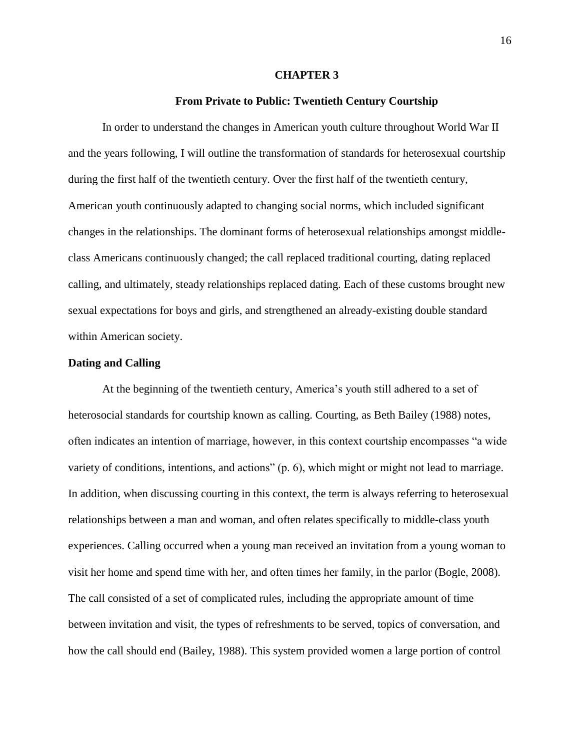# CHAPTER 3

## From Private to Public: Twentieth Century Courtship

In order to understand the changes in American youth culture throughout World War II and the years following, I will outline the transformation of standards for heterosexual courtship during the first half of the twentieth century. Over the first half of the twentieth century, American youth continuously adapted to changing social norms, which included significant changes in the relationships. The dominant forms of heterosexual relationships amongst middle-class Americans continuously changed; the call replaced traditional courting, dating replaced calling, and ultimately, steady relationships replaced dating. Each of these customs brought new sexual expectations for boys and girls, and strengthened an already-existing double standard within American society.

### Dating and Calling

At the beginning of the twentieth century, America's youth still adhered to a set of heterosocial standards for courtship known as calling. Courting, as Beth Bailey (1988) notes, often indicates an intention of marriage, however, in this context courtship encompasses "a wide variety of conditions, intentions, and actions" (p. 6), which might or might not lead to marriage. In addition, when discussing courting in this context, the term is always referring to heterosexual relationships between a man and woman, and often relates specifically to middle-class youth experiences. Calling occurred when a young man received an invitation from a young woman to visit her home and spend time with her, and often times her family, in the parlor (Bogle, 2008). The call consisted of a set of complicated rules, including the appropriate amount of time between invitation and visit, the types of refreshments to be served, topics of conversation, and how the call should end (Bailey, 1988). This system provided women a large portion of control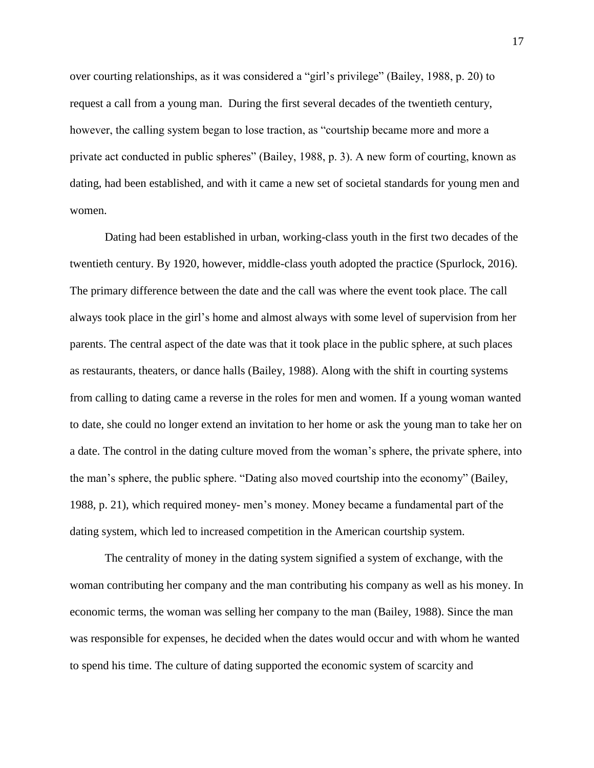over courting relationships, as it was considered a "girl's privilege" (Bailey, 1988, p. 20) to request a call from a young man. During the first several decades of the twentieth century, however, the calling system began to lose traction, as "courtship became more and more a private act conducted in public spheres" (Bailey, 1988, p. 3). A new form of courting, known as dating, had been established, and with it came a new set of societal standards for young men and women.

Dating had been established in urban, working-class youth in the first two decades of the twentieth century. By 1920, however, middle-class youth adopted the practice (Spurlock, 2016). The primary difference between the date and the call was where the event took place. The call always took place in the girl's home and almost always with some level of supervision from her parents. The central aspect of the date was that it took place in the public sphere, at such places as restaurants, theaters, or dance halls (Bailey, 1988). Along with the shift in courting systems from calling to dating came a reverse in the roles for men and women. If a young woman wanted to date, she could no longer extend an invitation to her home or ask the young man to take her on a date. The control in the dating culture moved from the woman's sphere, the private sphere, into the man's sphere, the public sphere. "Dating also moved courtship into the economy" (Bailey, 1988, p. 21), which required money- men's money. Money became a fundamental part of the dating system, which led to increased competition in the American courtship system.

The centrality of money in the dating system signified a system of exchange, with the woman contributing her company and the man contributing his company as well as his money. In economic terms, the woman was selling her company to the man (Bailey, 1988). Since the man was responsible for expenses, he decided when the dates would occur and with whom he wanted to spend his time. The culture of dating supported the economic system of scarcity and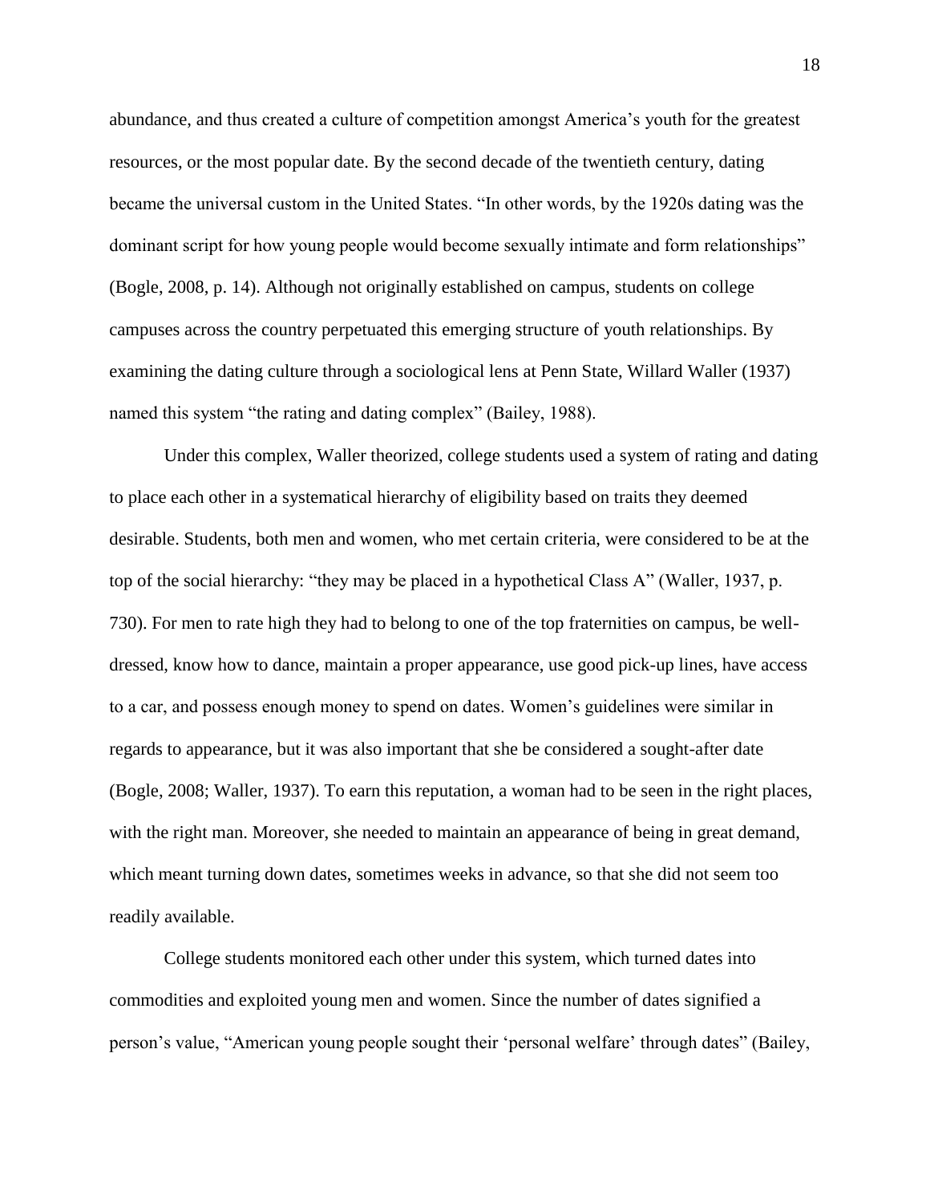abundance, and thus created a culture of competition amongst America's youth for the greatest resources, or the most popular date. By the second decade of the twentieth century, dating became the universal custom in the United States. "In other words, by the 1920s dating was the dominant script for how young people would become sexually intimate and form relationships" (Bogle, 2008, p. 14). Although not originally established on campus, students on college campuses across the country perpetuated this emerging structure of youth relationships. By examining the dating culture through a sociological lens at Penn State, Willard Waller (1937) named this system "the rating and dating complex" (Bailey, 1988).

Under this complex, Waller theorized, college students used a system of rating and dating to place each other in a systematical hierarchy of eligibility based on traits they deemed desirable. Students, both men and women, who met certain criteria, were considered to be at the top of the social hierarchy: "they may be placed in a hypothetical Class A" (Waller, 1937, p. 730). For men to rate high they had to belong to one of the top fraternities on campus, be well-dressed, know how to dance, maintain a proper appearance, use good pick-up lines, have access to a car, and possess enough money to spend on dates. Women's guidelines were similar in regards to appearance, but it was also important that she be considered a sought-after date (Bogle, 2008; Waller, 1937). To earn this reputation, a woman had to be seen in the right places, with the right man. Moreover, she needed to maintain an appearance of being in great demand, which meant turning down dates, sometimes weeks in advance, so that she did not seem too readily available.

College students monitored each other under this system, which turned dates into commodities and exploited young men and women. Since the number of dates signified a person's value, "American young people sought their 'personal welfare' through dates" (Bailey,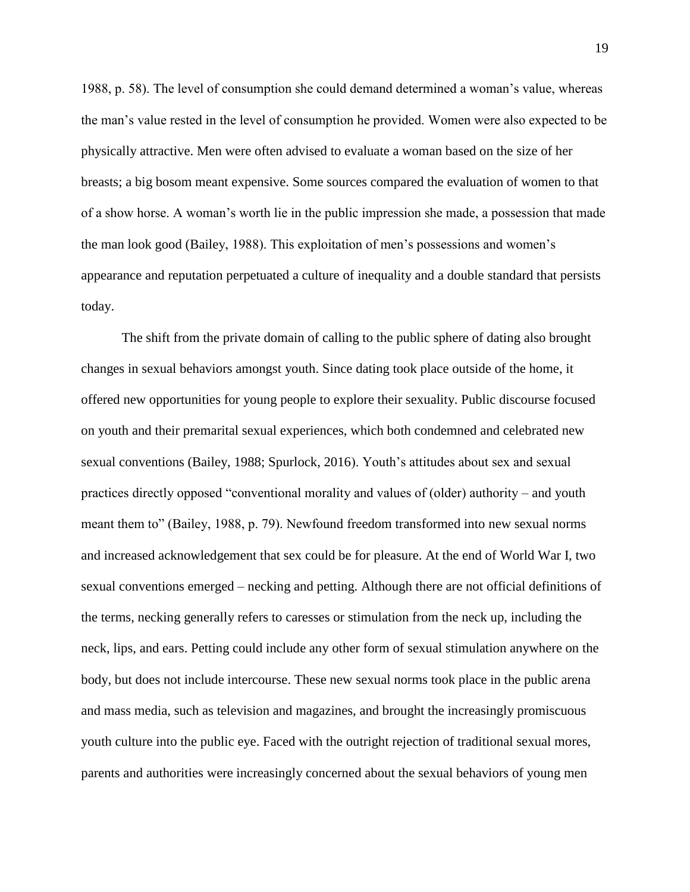1988, p. 58). The level of consumption she could demand determined a woman's value, whereas the man's value rested in the level of consumption he provided. Women were also expected to be physically attractive. Men were often advised to evaluate a woman based on the size of her breasts; a big bosom meant expensive. Some sources compared the evaluation of women to that of a show horse. A woman's worth lie in the public impression she made, a possession that made the man look good (Bailey, 1988). This exploitation of men's possessions and women's appearance and reputation perpetuated a culture of inequality and a double standard that persists today.

The shift from the private domain of calling to the public sphere of dating also brought changes in sexual behaviors amongst youth. Since dating took place outside of the home, it offered new opportunities for young people to explore their sexuality. Public discourse focused on youth and their premarital sexual experiences, which both condemned and celebrated new sexual conventions (Bailey, 1988; Spurlock, 2016). Youth's attitudes about sex and sexual practices directly opposed "conventional morality and values of (older) authority – and youth meant them to" (Bailey, 1988, p. 79). Newfound freedom transformed into new sexual norms and increased acknowledgement that sex could be for pleasure. At the end of World War I, two sexual conventions emerged – necking and petting. Although there are not official definitions of the terms, necking generally refers to caresses or stimulation from the neck up, including the neck, lips, and ears. Petting could include any other form of sexual stimulation anywhere on the body, but does not include intercourse. These new sexual norms took place in the public arena and mass media, such as television and magazines, and brought the increasingly promiscuous youth culture into the public eye. Faced with the outright rejection of traditional sexual mores, parents and authorities were increasingly concerned about the sexual behaviors of young men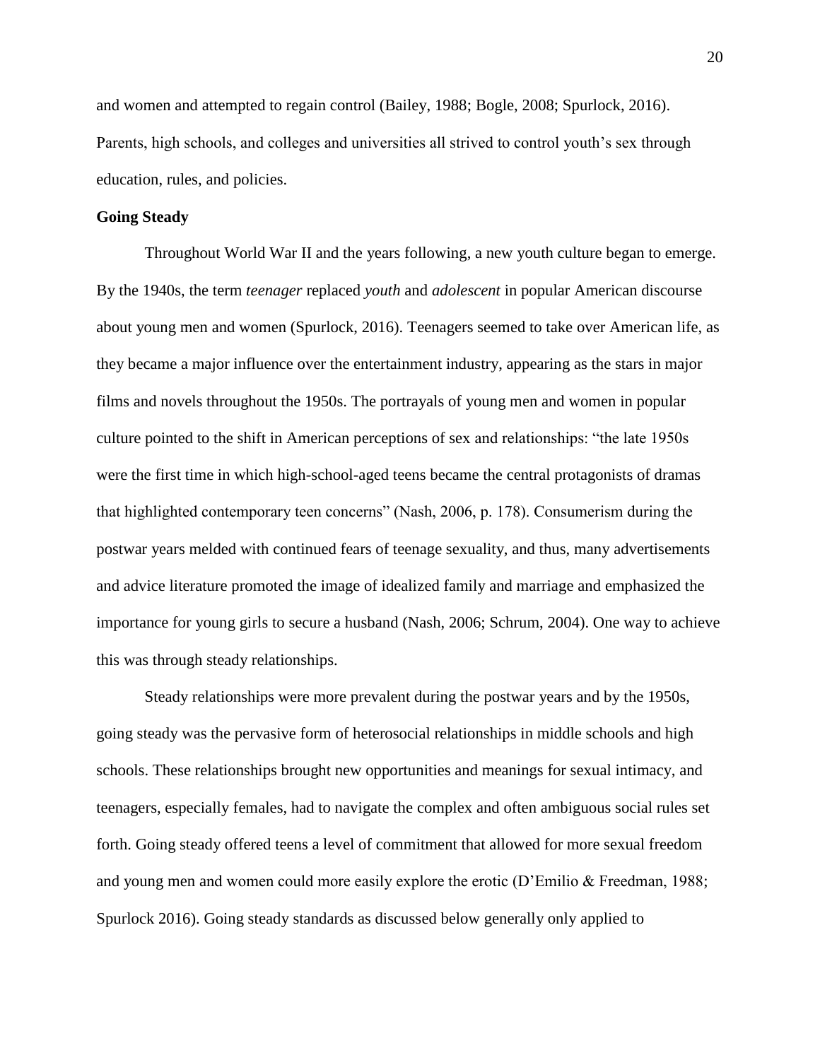and women and attempted to regain control (Bailey, 1988; Bogle, 2008; Spurlock, 2016). Parents, high schools, and colleges and universities all strived to control youth's sex through education, rules, and policies.

**Going Steady**

Throughout World War II and the years following, a new youth culture began to emerge. By the 1940s, the term *teenager* replaced *youth* and *adolescent* in popular American discourse about young men and women (Spurlock, 2016). Teenagers seemed to take over American life, as they became a major influence over the entertainment industry, appearing as the stars in major films and novels throughout the 1950s. The portrayals of young men and women in popular culture pointed to the shift in American perceptions of sex and relationships: "the late 1950s were the first time in which high-school-aged teens became the central protagonists of dramas that highlighted contemporary teen concerns" (Nash, 2006, p. 178). Consumerism during the postwar years melded with continued fears of teenage sexuality, and thus, many advertisements and advice literature promoted the image of idealized family and marriage and emphasized the importance for young girls to secure a husband (Nash, 2006; Schrum, 2004). One way to achieve this was through steady relationships.

Steady relationships were more prevalent during the postwar years and by the 1950s, going steady was the pervasive form of heterosocial relationships in middle schools and high schools. These relationships brought new opportunities and meanings for sexual intimacy, and teenagers, especially females, had to navigate the complex and often ambiguous social rules set forth. Going steady offered teens a level of commitment that allowed for more sexual freedom and young men and women could more easily explore the erotic (D'Emilio & Freedman, 1988; Spurlock 2016). Going steady standards as discussed below generally only applied to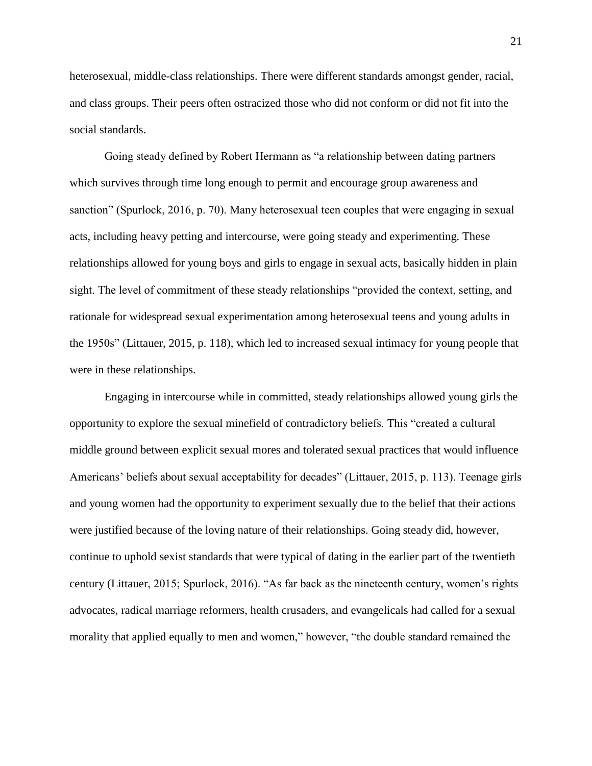heterosexual, middle-class relationships. There were different standards amongst gender, racial, and class groups. Their peers often ostracized those who did not conform or did not fit into the social standards.

Going steady defined by Robert Hermann as "a relationship between dating partners which survives through time long enough to permit and encourage group awareness and sanction" (Spurlock, 2016, p. 70). Many heterosexual teen couples that were engaging in sexual acts, including heavy petting and intercourse, were going steady and experimenting. These relationships allowed for young boys and girls to engage in sexual acts, basically hidden in plain sight. The level of commitment of these steady relationships "provided the context, setting, and rationale for widespread sexual experimentation among heterosexual teens and young adults in the 1950s" (Littauer, 2015, p. 118), which led to increased sexual intimacy for young people that were in these relationships.

Engaging in intercourse while in committed, steady relationships allowed young girls the opportunity to explore the sexual minefield of contradictory beliefs. This "created a cultural middle ground between explicit sexual mores and tolerated sexual practices that would influence Americans' beliefs about sexual acceptability for decades" (Littauer, 2015, p. 113). Teenage girls and young women had the opportunity to experiment sexually due to the belief that their actions were justified because of the loving nature of their relationships. Going steady did, however, continue to uphold sexist standards that were typical of dating in the earlier part of the twentieth century (Littauer, 2015; Spurlock, 2016). "As far back as the nineteenth century, women's rights advocates, radical marriage reformers, health crusaders, and evangelicals had called for a sexual morality that applied equally to men and women," however, "the double standard remained the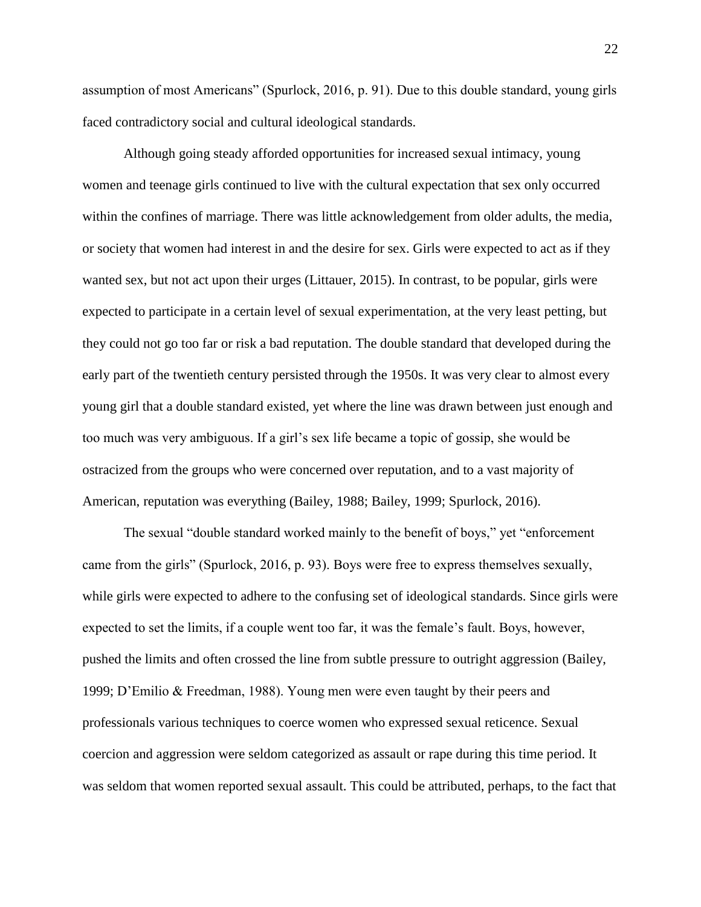assumption of most Americans" (Spurlock, 2016, p. 91). Due to this double standard, young girls faced contradictory social and cultural ideological standards.

Although going steady afforded opportunities for increased sexual intimacy, young women and teenage girls continued to live with the cultural expectation that sex only occurred within the confines of marriage. There was little acknowledgement from older adults, the media, or society that women had interest in and the desire for sex. Girls were expected to act as if they wanted sex, but not act upon their urges (Littauer, 2015). In contrast, to be popular, girls were expected to participate in a certain level of sexual experimentation, at the very least petting, but they could not go too far or risk a bad reputation. The double standard that developed during the early part of the twentieth century persisted through the 1950s. It was very clear to almost every young girl that a double standard existed, yet where the line was drawn between just enough and too much was very ambiguous. If a girl's sex life became a topic of gossip, she would be ostracized from the groups who were concerned over reputation, and to a vast majority of American, reputation was everything (Bailey, 1988; Bailey, 1999; Spurlock, 2016).

The sexual "double standard worked mainly to the benefit of boys," yet "enforcement came from the girls" (Spurlock, 2016, p. 93). Boys were free to express themselves sexually, while girls were expected to adhere to the confusing set of ideological standards. Since girls were expected to set the limits, if a couple went too far, it was the female's fault. Boys, however, pushed the limits and often crossed the line from subtle pressure to outright aggression (Bailey, 1999; D'Emilio & Freedman, 1988). Young men were even taught by their peers and professionals various techniques to coerce women who expressed sexual reticence. Sexual coercion and aggression were seldom categorized as assault or rape during this time period. It was seldom that women reported sexual assault. This could be attributed, perhaps, to the fact that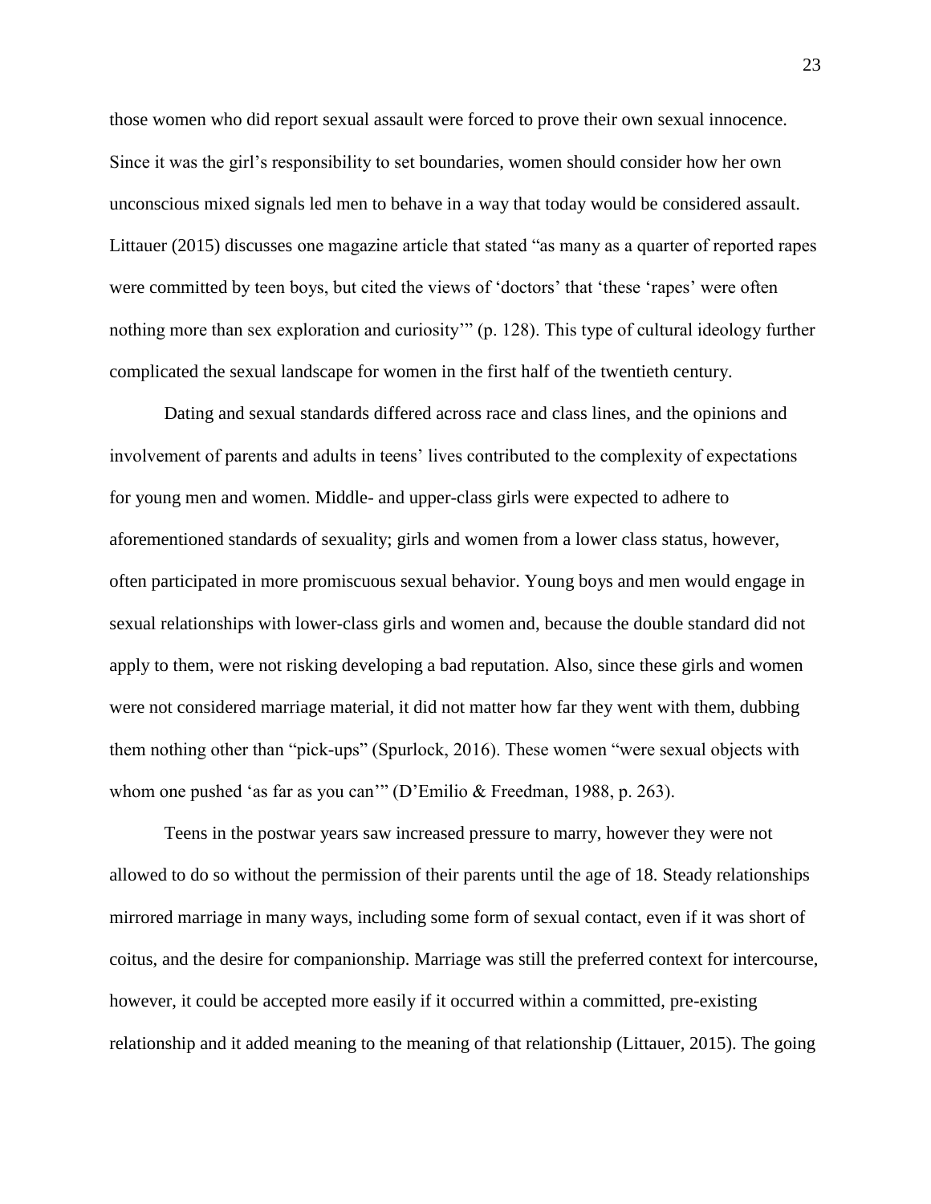those women who did report sexual assault were forced to prove their own sexual innocence. Since it was the girl's responsibility to set boundaries, women should consider how her own unconscious mixed signals led men to behave in a way that today would be considered assault. Littauer (2015) discusses one magazine article that stated "as many as a quarter of reported rapes were committed by teen boys, but cited the views of 'doctors' that 'these 'rapes' were often nothing more than sex exploration and curiosity'" (p. 128). This type of cultural ideology further complicated the sexual landscape for women in the first half of the twentieth century.

Dating and sexual standards differed across race and class lines, and the opinions and involvement of parents and adults in teens' lives contributed to the complexity of expectations for young men and women. Middle- and upper-class girls were expected to adhere to aforementioned standards of sexuality; girls and women from a lower class status, however, often participated in more promiscuous sexual behavior. Young boys and men would engage in sexual relationships with lower-class girls and women and, because the double standard did not apply to them, were not risking developing a bad reputation. Also, since these girls and women were not considered marriage material, it did not matter how far they went with them, dubbing them nothing other than "pick-ups" (Spurlock, 2016). These women "were sexual objects with whom one pushed 'as far as you can'" (D'Emilio & Freedman, 1988, p. 263).

Teens in the postwar years saw increased pressure to marry, however they were not allowed to do so without the permission of their parents until the age of 18. Steady relationships mirrored marriage in many ways, including some form of sexual contact, even if it was short of coitus, and the desire for companionship. Marriage was still the preferred context for intercourse, however, it could be accepted more easily if it occurred within a committed, pre-existing relationship and it added meaning to the meaning of that relationship (Littauer, 2015). The going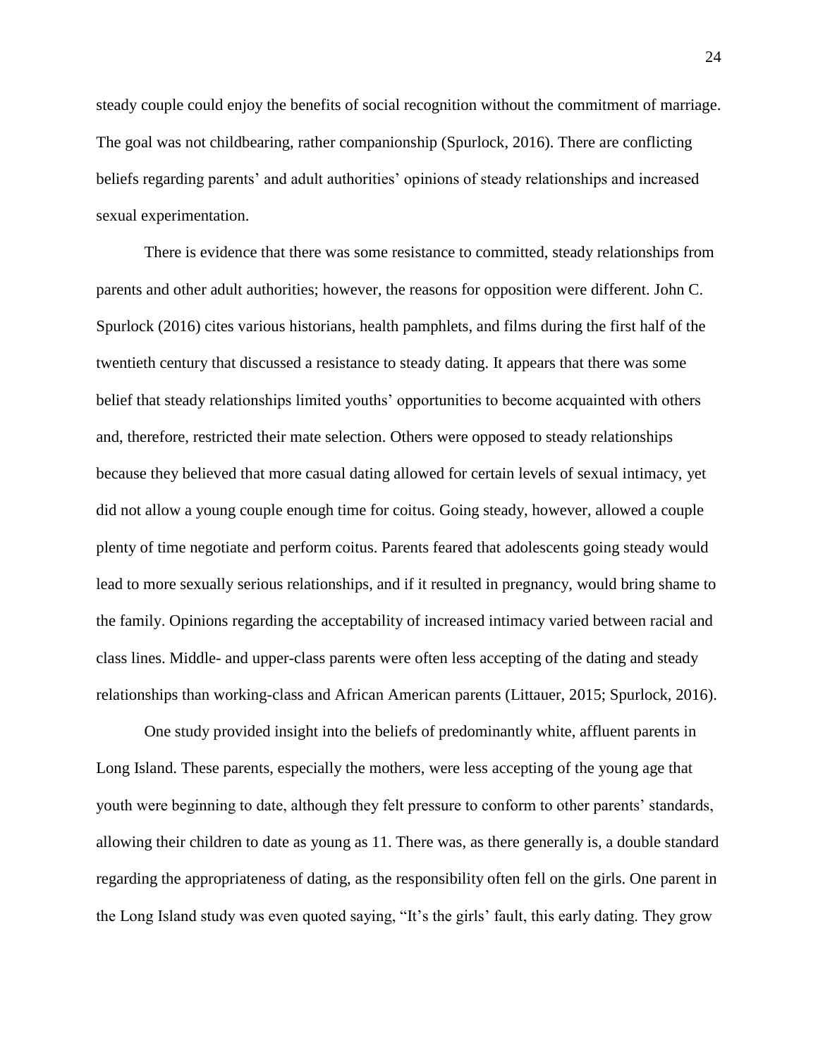steady couple could enjoy the benefits of social recognition without the commitment of marriage. The goal was not childbearing, rather companionship (Spurlock, 2016). There are conflicting beliefs regarding parents' and adult authorities' opinions of steady relationships and increased sexual experimentation.

There is evidence that there was some resistance to committed, steady relationships from parents and other adult authorities; however, the reasons for opposition were different. John C. Spurlock (2016) cites various historians, health pamphlets, and films during the first half of the twentieth century that discussed a resistance to steady dating. It appears that there was some belief that steady relationships limited youths' opportunities to become acquainted with others and, therefore, restricted their mate selection. Others were opposed to steady relationships because they believed that more casual dating allowed for certain levels of sexual intimacy, yet did not allow a young couple enough time for coitus. Going steady, however, allowed a couple plenty of time negotiate and perform coitus. Parents feared that adolescents going steady would lead to more sexually serious relationships, and if it resulted in pregnancy, would bring shame to the family. Opinions regarding the acceptability of increased intimacy varied between racial and class lines. Middle- and upper-class parents were often less accepting of the dating and steady relationships than working-class and African American parents (Littauer, 2015; Spurlock, 2016).

One study provided insight into the beliefs of predominantly white, affluent parents in Long Island. These parents, especially the mothers, were less accepting of the young age that youth were beginning to date, although they felt pressure to conform to other parents' standards, allowing their children to date as young as 11. There was, as there generally is, a double standard regarding the appropriateness of dating, as the responsibility often fell on the girls. One parent in the Long Island study was even quoted saying, "It's the girls' fault, this early dating. They grow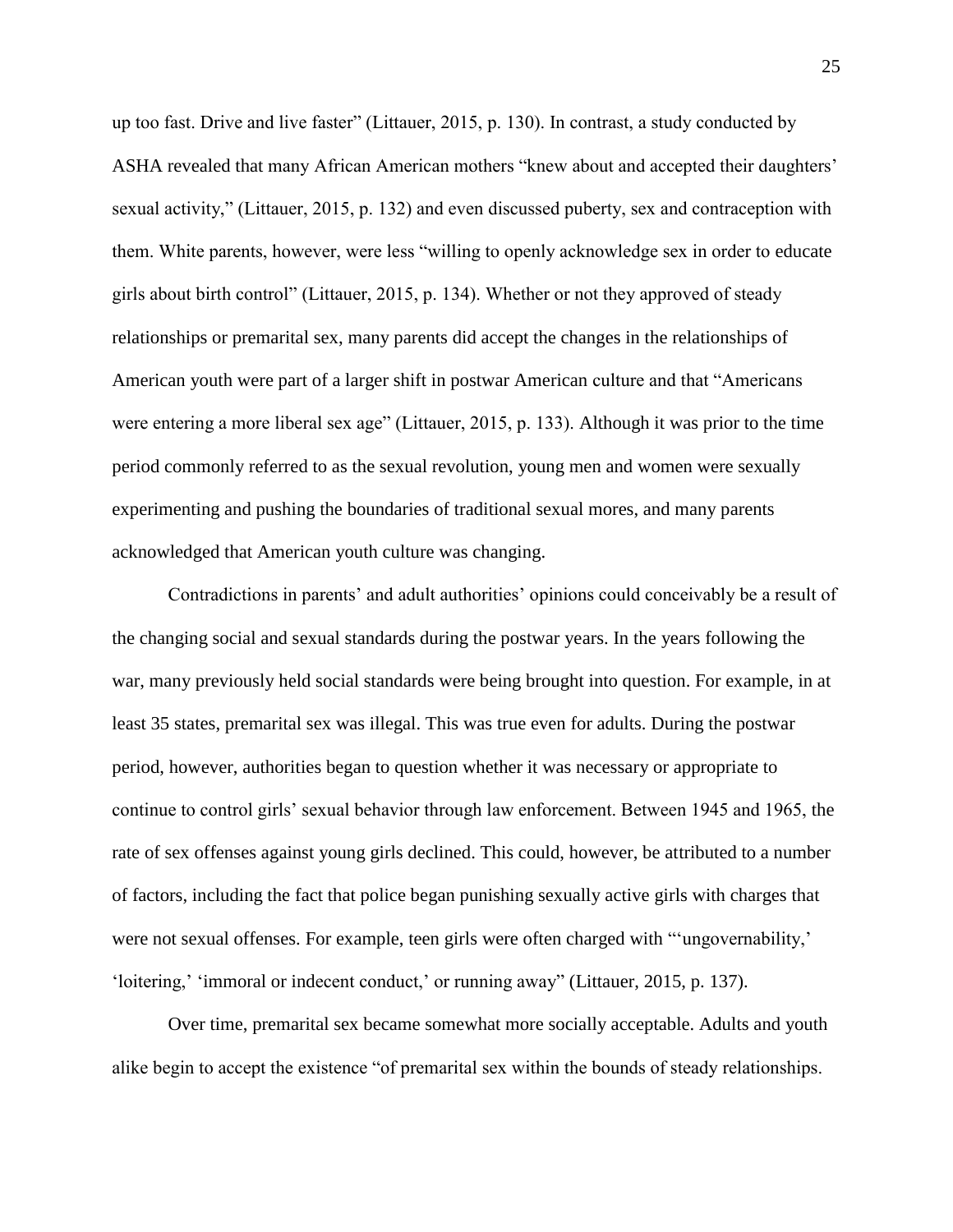up too fast. Drive and live faster" (Littauer, 2015, p. 130). In contrast, a study conducted by ASHA revealed that many African American mothers "knew about and accepted their daughters' sexual activity," (Littauer, 2015, p. 132) and even discussed puberty, sex and contraception with them. White parents, however, were less "willing to openly acknowledge sex in order to educate girls about birth control" (Littauer, 2015, p. 134). Whether or not they approved of steady relationships or premarital sex, many parents did accept the changes in the relationships of American youth were part of a larger shift in postwar American culture and that "Americans were entering a more liberal sex age" (Littauer, 2015, p. 133). Although it was prior to the time period commonly referred to as the sexual revolution, young men and women were sexually experimenting and pushing the boundaries of traditional sexual mores, and many parents acknowledged that American youth culture was changing.

Contradictions in parents' and adult authorities' opinions could conceivably be a result of the changing social and sexual standards during the postwar years. In the years following the war, many previously held social standards were being brought into question. For example, in at least 35 states, premarital sex was illegal. This was true even for adults. During the postwar period, however, authorities began to question whether it was necessary or appropriate to continue to control girls' sexual behavior through law enforcement. Between 1945 and 1965, the rate of sex offenses against young girls declined. This could, however, be attributed to a number of factors, including the fact that police began punishing sexually active girls with charges that were not sexual offenses. For example, teen girls were often charged with "'ungovernability,' 'loitering,' 'immoral or indecent conduct,' or running away" (Littauer, 2015, p. 137).

Over time, premarital sex became somewhat more socially acceptable. Adults and youth alike begin to accept the existence "of premarital sex within the bounds of steady relationships.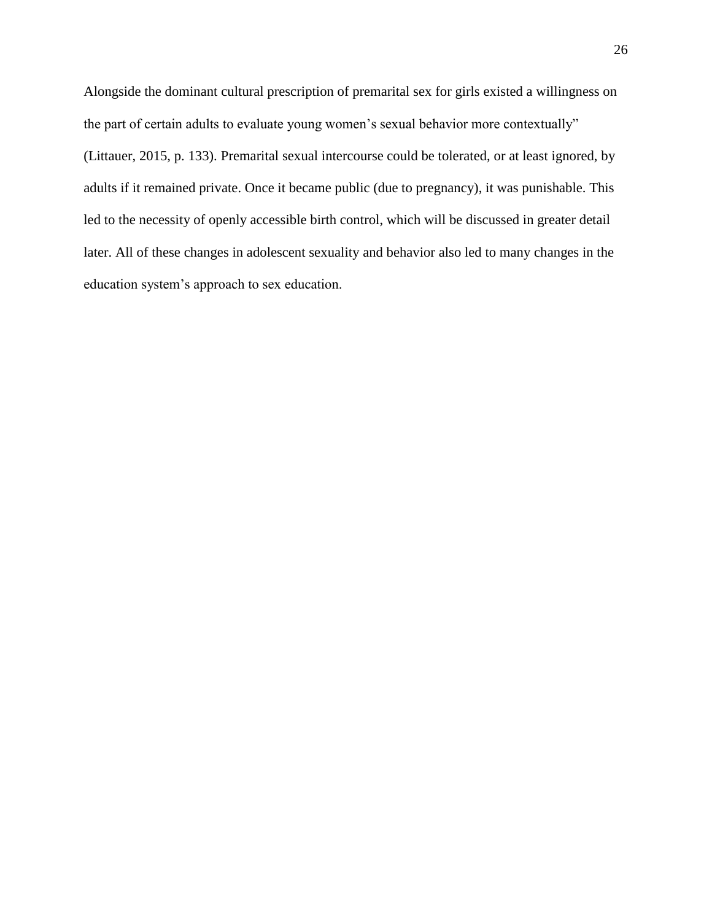Alongside the dominant cultural prescription of premarital sex for girls existed a willingness on the part of certain adults to evaluate young women's sexual behavior more contextually" (Littauer, 2015, p. 133). Premarital sexual intercourse could be tolerated, or at least ignored, by adults if it remained private. Once it became public (due to pregnancy), it was punishable. This led to the necessity of openly accessible birth control, which will be discussed in greater detail later. All of these changes in adolescent sexuality and behavior also led to many changes in the education system's approach to sex education.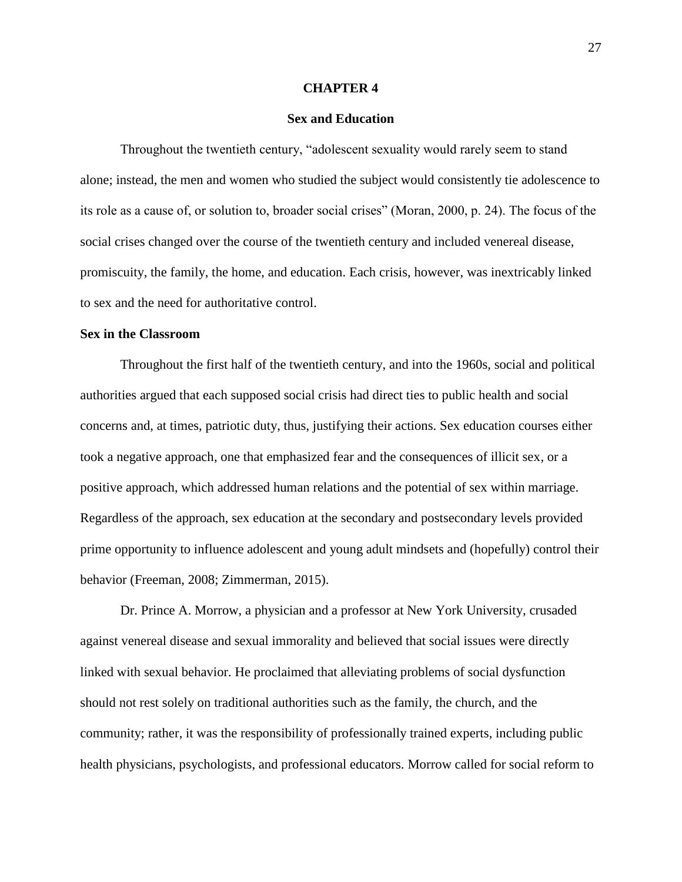# CHAPTER 4

## Sex and Education

Throughout the twentieth century, "adolescent sexuality would rarely seem to stand alone; instead, the men and women who studied the subject would consistently tie adolescence to its role as a cause of, or solution to, broader social crises" (Moran, 2000, p. 24). The focus of the social crises changed over the course of the twentieth century and included venereal disease, promiscuity, the family, the home, and education. Each crisis, however, was inextricably linked to sex and the need for authoritative control.

### Sex in the Classroom

Throughout the first half of the twentieth century, and into the 1960s, social and political authorities argued that each supposed social crisis had direct ties to public health and social concerns and, at times, patriotic duty, thus, justifying their actions. Sex education courses either took a negative approach, one that emphasized fear and the consequences of illicit sex, or a positive approach, which addressed human relations and the potential of sex within marriage. Regardless of the approach, sex education at the secondary and postsecondary levels provided prime opportunity to influence adolescent and young adult mindsets and (hopefully) control their behavior (Freeman, 2008; Zimmerman, 2015).

Dr. Prince A. Morrow, a physician and a professor at New York University, crusaded against venereal disease and sexual immorality and believed that social issues were directly linked with sexual behavior. He proclaimed that alleviating problems of social dysfunction should not rest solely on traditional authorities such as the family, the church, and the community; rather, it was the responsibility of professionally trained experts, including public health physicians, psychologists, and professional educators. Morrow called for social reform to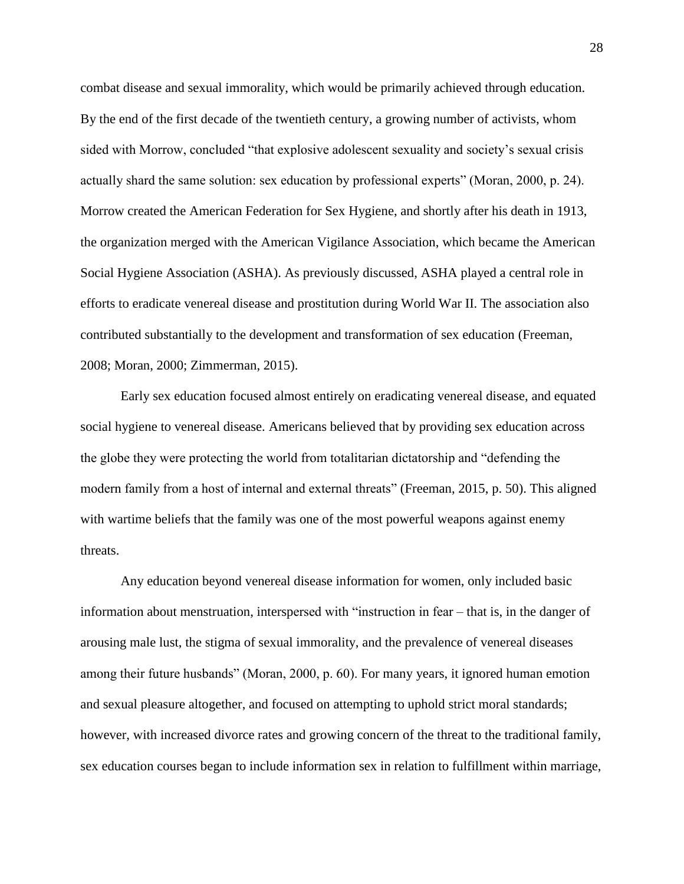combat disease and sexual immorality, which would be primarily achieved through education. By the end of the first decade of the twentieth century, a growing number of activists, whom sided with Morrow, concluded "that explosive adolescent sexuality and society's sexual crisis actually shard the same solution: sex education by professional experts" (Moran, 2000, p. 24). Morrow created the American Federation for Sex Hygiene, and shortly after his death in 1913, the organization merged with the American Vigilance Association, which became the American Social Hygiene Association (ASHA). As previously discussed, ASHA played a central role in efforts to eradicate venereal disease and prostitution during World War II. The association also contributed substantially to the development and transformation of sex education (Freeman, 2008; Moran, 2000; Zimmerman, 2015).

Early sex education focused almost entirely on eradicating venereal disease, and equated social hygiene to venereal disease. Americans believed that by providing sex education across the globe they were protecting the world from totalitarian dictatorship and "defending the modern family from a host of internal and external threats" (Freeman, 2015, p. 50). This aligned with wartime beliefs that the family was one of the most powerful weapons against enemy threats.

Any education beyond venereal disease information for women, only included basic information about menstruation, interspersed with "instruction in fear – that is, in the danger of arousing male lust, the stigma of sexual immorality, and the prevalence of venereal diseases among their future husbands" (Moran, 2000, p. 60). For many years, it ignored human emotion and sexual pleasure altogether, and focused on attempting to uphold strict moral standards; however, with increased divorce rates and growing concern of the threat to the traditional family, sex education courses began to include information sex in relation to fulfillment within marriage,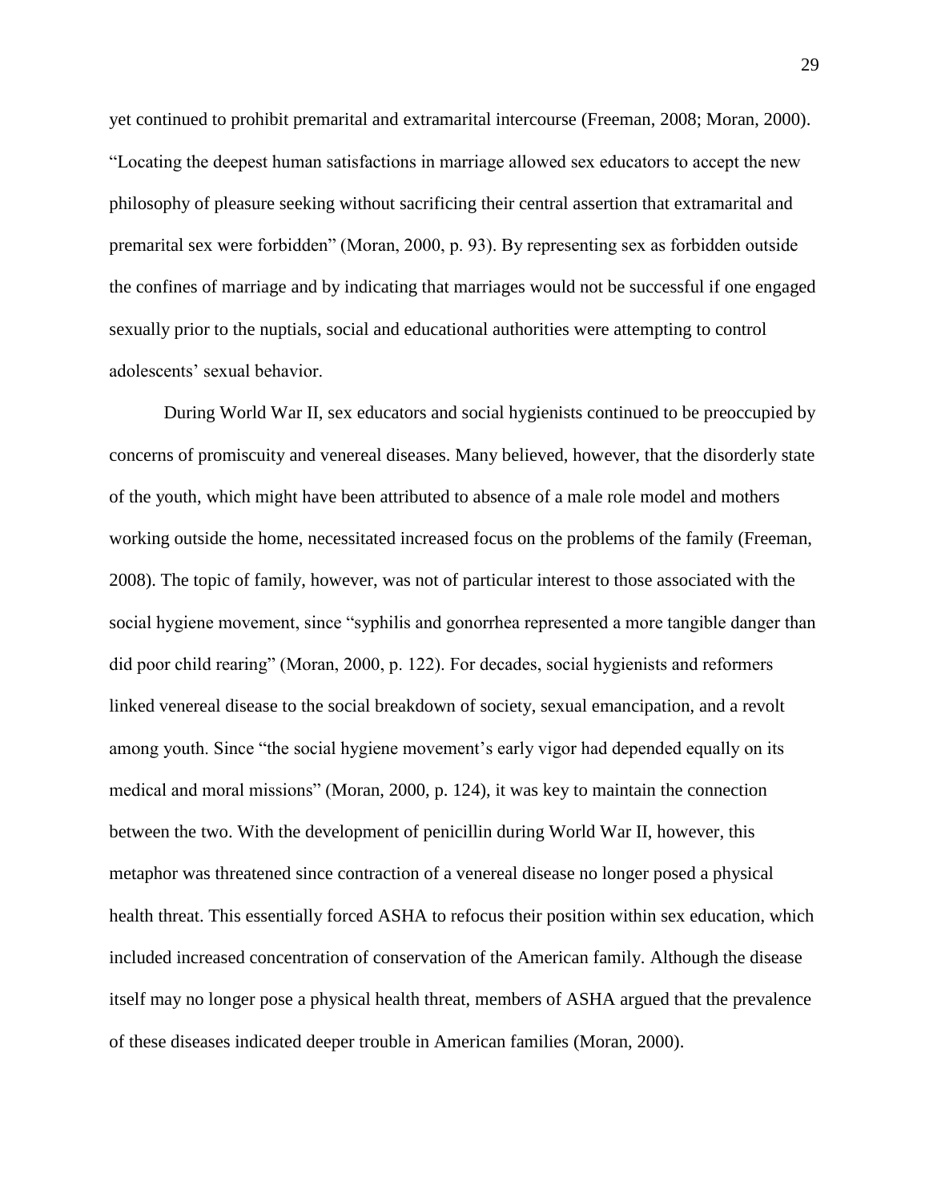yet continued to prohibit premarital and extramarital intercourse (Freeman, 2008; Moran, 2000). "Locating the deepest human satisfactions in marriage allowed sex educators to accept the new philosophy of pleasure seeking without sacrificing their central assertion that extramarital and premarital sex were forbidden" (Moran, 2000, p. 93). By representing sex as forbidden outside the confines of marriage and by indicating that marriages would not be successful if one engaged sexually prior to the nuptials, social and educational authorities were attempting to control adolescents' sexual behavior.

During World War II, sex educators and social hygienists continued to be preoccupied by concerns of promiscuity and venereal diseases. Many believed, however, that the disorderly state of the youth, which might have been attributed to absence of a male role model and mothers working outside the home, necessitated increased focus on the problems of the family (Freeman, 2008). The topic of family, however, was not of particular interest to those associated with the social hygiene movement, since "syphilis and gonorrhea represented a more tangible danger than did poor child rearing" (Moran, 2000, p. 122). For decades, social hygienists and reformers linked venereal disease to the social breakdown of society, sexual emancipation, and a revolt among youth. Since "the social hygiene movement's early vigor had depended equally on its medical and moral missions" (Moran, 2000, p. 124), it was key to maintain the connection between the two. With the development of penicillin during World War II, however, this metaphor was threatened since contraction of a venereal disease no longer posed a physical health threat. This essentially forced ASHA to refocus their position within sex education, which included increased concentration of conservation of the American family. Although the disease itself may no longer pose a physical health threat, members of ASHA argued that the prevalence of these diseases indicated deeper trouble in American families (Moran, 2000).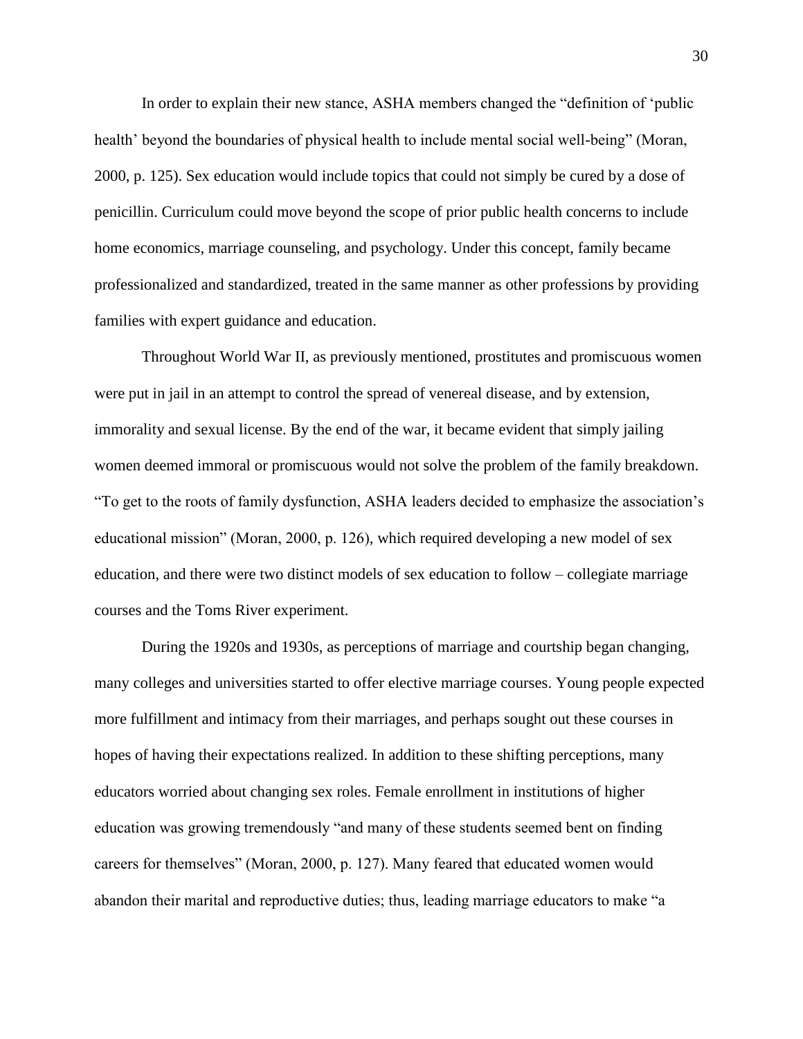In order to explain their new stance, ASHA members changed the "definition of 'public health' beyond the boundaries of physical health to include mental social well-being" (Moran, 2000, p. 125). Sex education would include topics that could not simply be cured by a dose of penicillin. Curriculum could move beyond the scope of prior public health concerns to include home economics, marriage counseling, and psychology. Under this concept, family became professionalized and standardized, treated in the same manner as other professions by providing families with expert guidance and education.

Throughout World War II, as previously mentioned, prostitutes and promiscuous women were put in jail in an attempt to control the spread of venereal disease, and by extension, immorality and sexual license. By the end of the war, it became evident that simply jailing women deemed immoral or promiscuous would not solve the problem of the family breakdown. "To get to the roots of family dysfunction, ASHA leaders decided to emphasize the association's educational mission" (Moran, 2000, p. 126), which required developing a new model of sex education, and there were two distinct models of sex education to follow – collegiate marriage courses and the Toms River experiment.

During the 1920s and 1930s, as perceptions of marriage and courtship began changing, many colleges and universities started to offer elective marriage courses. Young people expected more fulfillment and intimacy from their marriages, and perhaps sought out these courses in hopes of having their expectations realized. In addition to these shifting perceptions, many educators worried about changing sex roles. Female enrollment in institutions of higher education was growing tremendously "and many of these students seemed bent on finding careers for themselves" (Moran, 2000, p. 127). Many feared that educated women would abandon their marital and reproductive duties; thus, leading marriage educators to make "a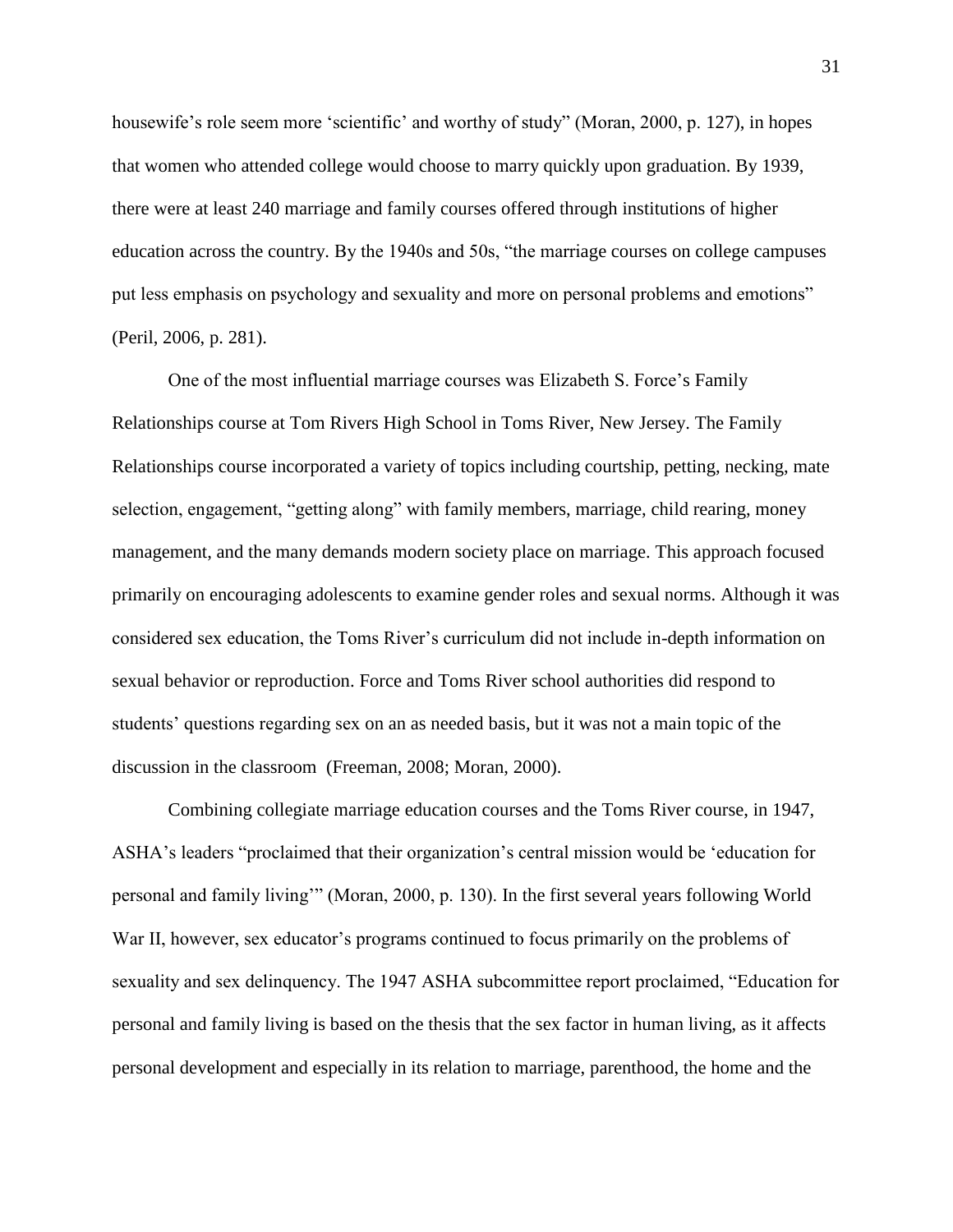housewife's role seem more 'scientific' and worthy of study" (Moran, 2000, p. 127), in hopes that women who attended college would choose to marry quickly upon graduation. By 1939, there were at least 240 marriage and family courses offered through institutions of higher education across the country. By the 1940s and 50s, "the marriage courses on college campuses put less emphasis on psychology and sexuality and more on personal problems and emotions" (Peril, 2006, p. 281).

One of the most influential marriage courses was Elizabeth S. Force's Family Relationships course at Tom Rivers High School in Toms River, New Jersey. The Family Relationships course incorporated a variety of topics including courtship, petting, necking, mate selection, engagement, "getting along" with family members, marriage, child rearing, money management, and the many demands modern society place on marriage. This approach focused primarily on encouraging adolescents to examine gender roles and sexual norms. Although it was considered sex education, the Toms River's curriculum did not include in-depth information on sexual behavior or reproduction. Force and Toms River school authorities did respond to students' questions regarding sex on an as needed basis, but it was not a main topic of the discussion in the classroom (Freeman, 2008; Moran, 2000).

Combining collegiate marriage education courses and the Toms River course, in 1947, ASHA's leaders "proclaimed that their organization's central mission would be 'education for personal and family living'" (Moran, 2000, p. 130). In the first several years following World War II, however, sex educator's programs continued to focus primarily on the problems of sexuality and sex delinquency. The 1947 ASHA subcommittee report proclaimed, "Education for personal and family living is based on the thesis that the sex factor in human living, as it affects personal development and especially in its relation to marriage, parenthood, the home and the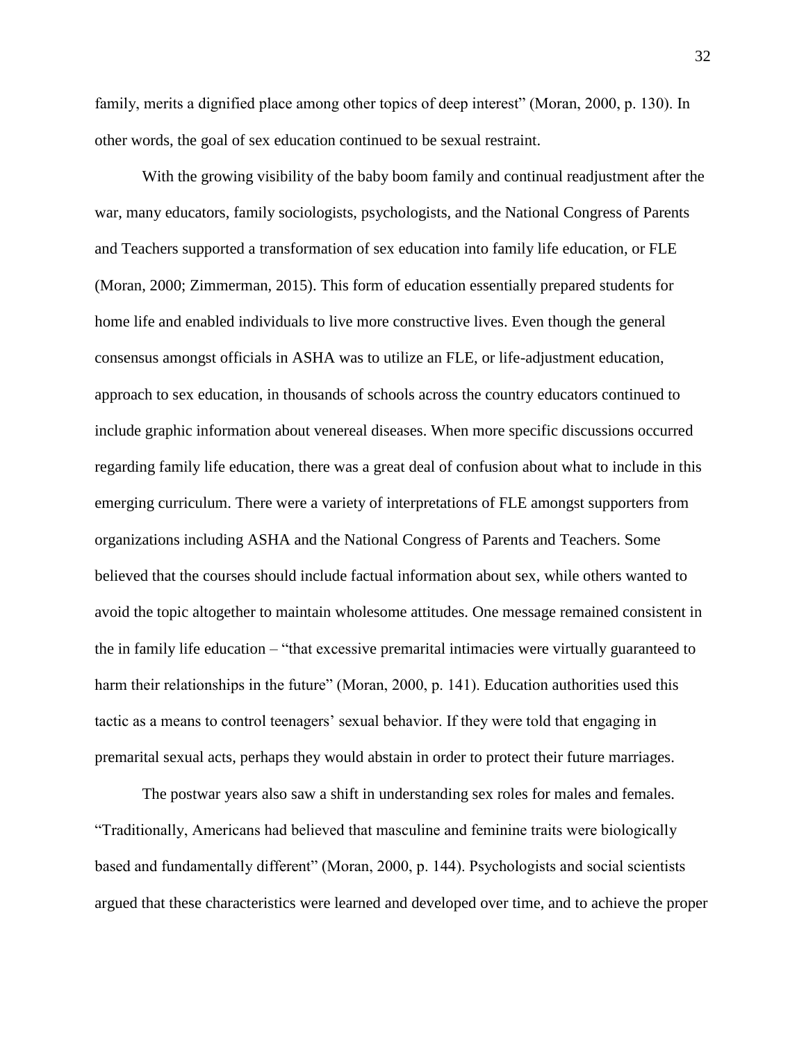family, merits a dignified place among other topics of deep interest" (Moran, 2000, p. 130). In other words, the goal of sex education continued to be sexual restraint.

With the growing visibility of the baby boom family and continual readjustment after the war, many educators, family sociologists, psychologists, and the National Congress of Parents and Teachers supported a transformation of sex education into family life education, or FLE (Moran, 2000; Zimmerman, 2015). This form of education essentially prepared students for home life and enabled individuals to live more constructive lives. Even though the general consensus amongst officials in ASHA was to utilize an FLE, or life-adjustment education, approach to sex education, in thousands of schools across the country educators continued to include graphic information about venereal diseases. When more specific discussions occurred regarding family life education, there was a great deal of confusion about what to include in this emerging curriculum. There were a variety of interpretations of FLE amongst supporters from organizations including ASHA and the National Congress of Parents and Teachers. Some believed that the courses should include factual information about sex, while others wanted to avoid the topic altogether to maintain wholesome attitudes. One message remained consistent in the in family life education – "that excessive premarital intimacies were virtually guaranteed to harm their relationships in the future" (Moran, 2000, p. 141). Education authorities used this tactic as a means to control teenagers' sexual behavior. If they were told that engaging in premarital sexual acts, perhaps they would abstain in order to protect their future marriages.

The postwar years also saw a shift in understanding sex roles for males and females. "Traditionally, Americans had believed that masculine and feminine traits were biologically based and fundamentally different" (Moran, 2000, p. 144). Psychologists and social scientists argued that these characteristics were learned and developed over time, and to achieve the proper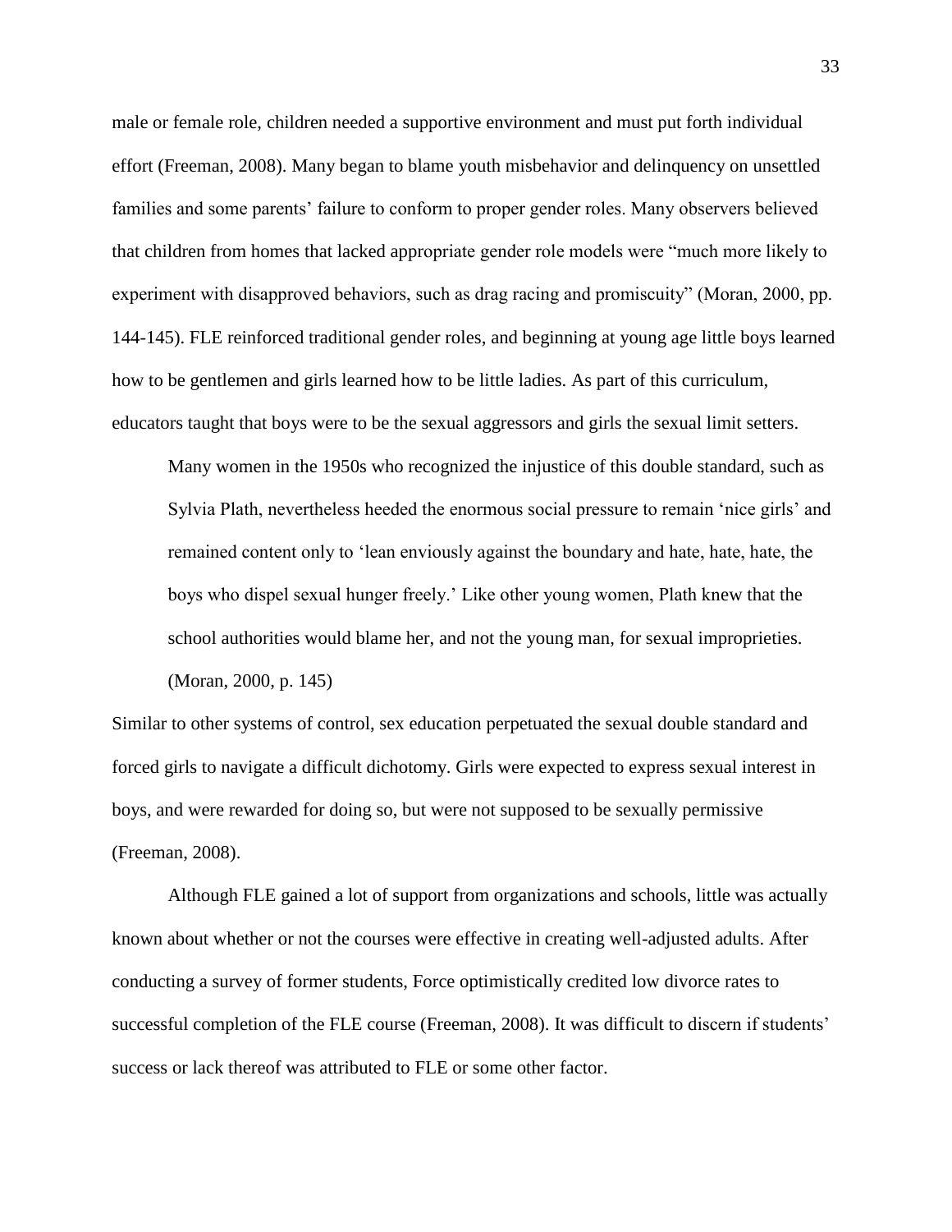male or female role, children needed a supportive environment and must put forth individual effort (Freeman, 2008). Many began to blame youth misbehavior and delinquency on unsettled families and some parents' failure to conform to proper gender roles. Many observers believed that children from homes that lacked appropriate gender role models were "much more likely to experiment with disapproved behaviors, such as drag racing and promiscuity" (Moran, 2000, pp. 144-145). FLE reinforced traditional gender roles, and beginning at young age little boys learned how to be gentlemen and girls learned how to be little ladies. As part of this curriculum, educators taught that boys were to be the sexual aggressors and girls the sexual limit setters.

> Many women in the 1950s who recognized the injustice of this double standard, such as Sylvia Plath, nevertheless heeded the enormous social pressure to remain 'nice girls' and remained content only to 'lean enviously against the boundary and hate, hate, hate, the boys who dispel sexual hunger freely.' Like other young women, Plath knew that the school authorities would blame her, and not the young man, for sexual improprieties. (Moran, 2000, p. 145)

Similar to other systems of control, sex education perpetuated the sexual double standard and forced girls to navigate a difficult dichotomy. Girls were expected to express sexual interest in boys, and were rewarded for doing so, but were not supposed to be sexually permissive (Freeman, 2008).

Although FLE gained a lot of support from organizations and schools, little was actually known about whether or not the courses were effective in creating well-adjusted adults. After conducting a survey of former students, Force optimistically credited low divorce rates to successful completion of the FLE course (Freeman, 2008). It was difficult to discern if students' success or lack thereof was attributed to FLE or some other factor.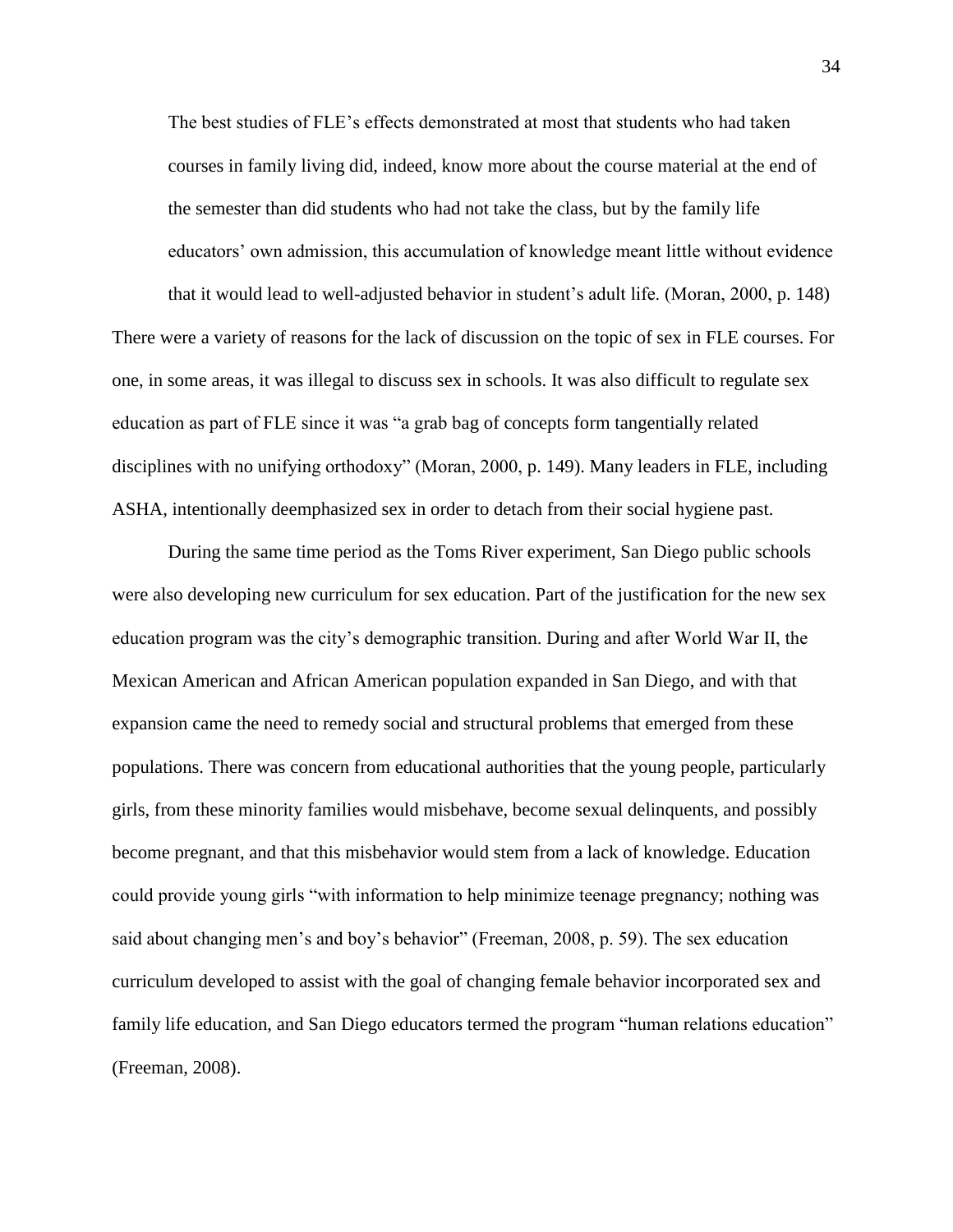> The best studies of FLE's effects demonstrated at most that students who had taken courses in family living did, indeed, know more about the course material at the end of the semester than did students who had not take the class, but by the family life educators' own admission, this accumulation of knowledge meant little without evidence that it would lead to well-adjusted behavior in student's adult life. (Moran, 2000, p. 148)

There were a variety of reasons for the lack of discussion on the topic of sex in FLE courses. For one, in some areas, it was illegal to discuss sex in schools. It was also difficult to regulate sex education as part of FLE since it was "a grab bag of concepts form tangentially related disciplines with no unifying orthodoxy" (Moran, 2000, p. 149). Many leaders in FLE, including ASHA, intentionally deemphasized sex in order to detach from their social hygiene past.

During the same time period as the Toms River experiment, San Diego public schools were also developing new curriculum for sex education. Part of the justification for the new sex education program was the city's demographic transition. During and after World War II, the Mexican American and African American population expanded in San Diego, and with that expansion came the need to remedy social and structural problems that emerged from these populations. There was concern from educational authorities that the young people, particularly girls, from these minority families would misbehave, become sexual delinquents, and possibly become pregnant, and that this misbehavior would stem from a lack of knowledge. Education could provide young girls "with information to help minimize teenage pregnancy; nothing was said about changing men's and boy's behavior" (Freeman, 2008, p. 59). The sex education curriculum developed to assist with the goal of changing female behavior incorporated sex and family life education, and San Diego educators termed the program "human relations education" (Freeman, 2008).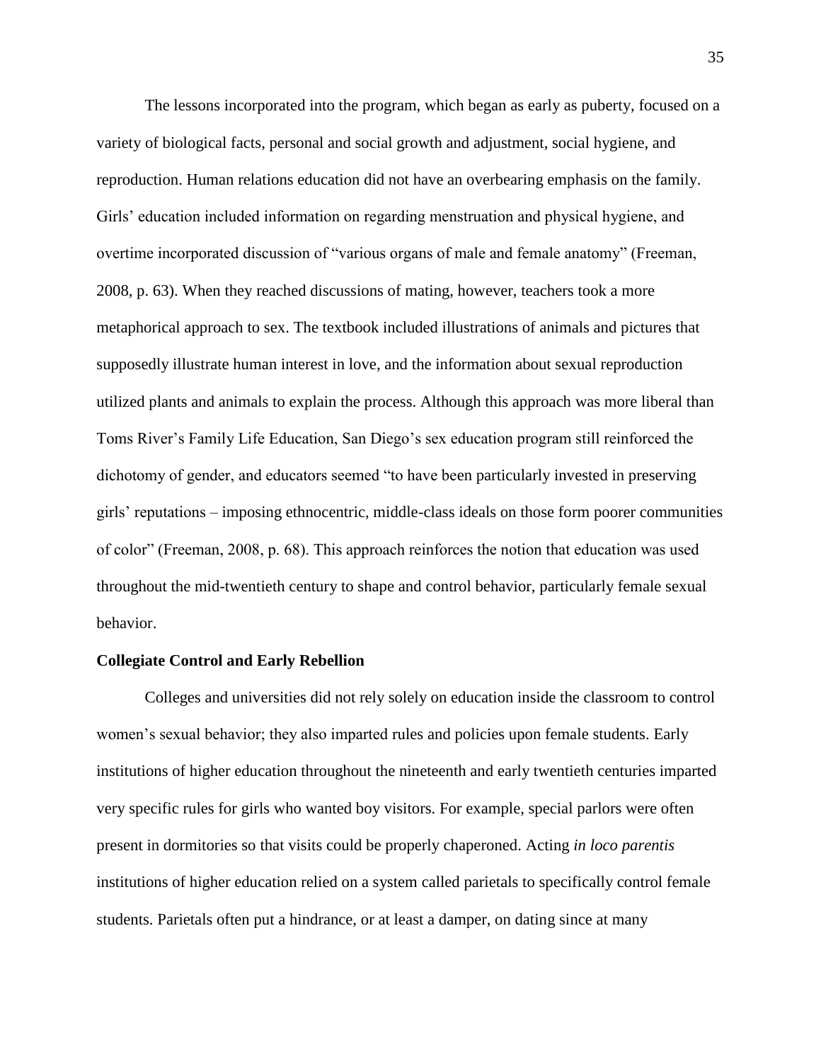The lessons incorporated into the program, which began as early as puberty, focused on a variety of biological facts, personal and social growth and adjustment, social hygiene, and reproduction. Human relations education did not have an overbearing emphasis on the family. Girls' education included information on regarding menstruation and physical hygiene, and overtime incorporated discussion of "various organs of male and female anatomy" (Freeman, 2008, p. 63). When they reached discussions of mating, however, teachers took a more metaphorical approach to sex. The textbook included illustrations of animals and pictures that supposedly illustrate human interest in love, and the information about sexual reproduction utilized plants and animals to explain the process. Although this approach was more liberal than Toms River's Family Life Education, San Diego's sex education program still reinforced the dichotomy of gender, and educators seemed "to have been particularly invested in preserving girls' reputations – imposing ethnocentric, middle-class ideals on those form poorer communities of color" (Freeman, 2008, p. 68). This approach reinforces the notion that education was used throughout the mid-twentieth century to shape and control behavior, particularly female sexual behavior.

**Collegiate Control and Early Rebellion**

Colleges and universities did not rely solely on education inside the classroom to control women's sexual behavior; they also imparted rules and policies upon female students. Early institutions of higher education throughout the nineteenth and early twentieth centuries imparted very specific rules for girls who wanted boy visitors. For example, special parlors were often present in dormitories so that visits could be properly chaperoned. Acting *in loco parentis* institutions of higher education relied on a system called parietals to specifically control female students. Parietals often put a hindrance, or at least a damper, on dating since at many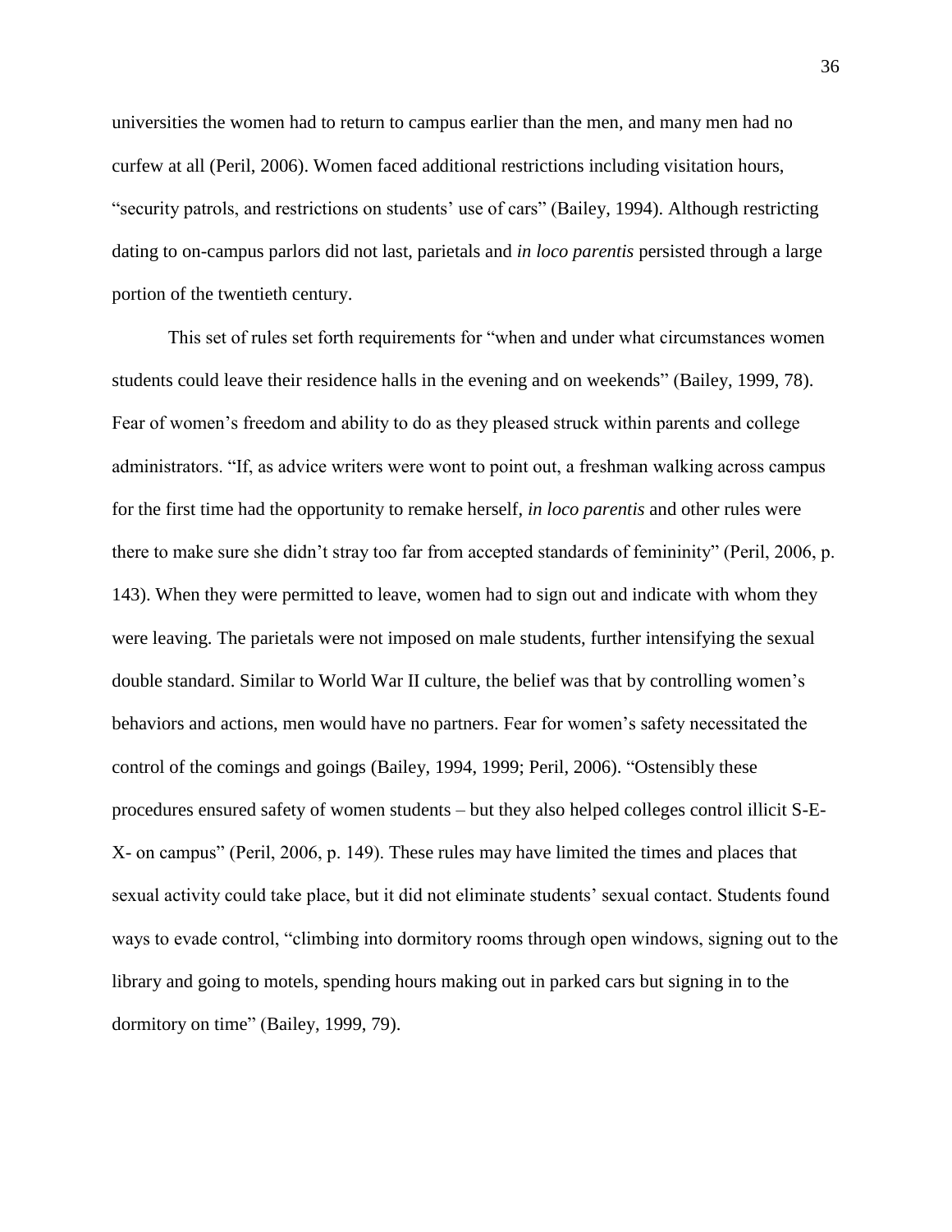universities the women had to return to campus earlier than the men, and many men had no curfew at all (Peril, 2006). Women faced additional restrictions including visitation hours, "security patrols, and restrictions on students' use of cars" (Bailey, 1994). Although restricting dating to on-campus parlors did not last, parietals and *in loco parentis* persisted through a large portion of the twentieth century.

This set of rules set forth requirements for "when and under what circumstances women students could leave their residence halls in the evening and on weekends" (Bailey, 1999, 78). Fear of women's freedom and ability to do as they pleased struck within parents and college administrators. "If, as advice writers were wont to point out, a freshman walking across campus for the first time had the opportunity to remake herself, *in loco parentis* and other rules were there to make sure she didn't stray too far from accepted standards of femininity" (Peril, 2006, p. 143). When they were permitted to leave, women had to sign out and indicate with whom they were leaving. The parietals were not imposed on male students, further intensifying the sexual double standard. Similar to World War II culture, the belief was that by controlling women's behaviors and actions, men would have no partners. Fear for women's safety necessitated the control of the comings and goings (Bailey, 1994, 1999; Peril, 2006). "Ostensibly these procedures ensured safety of women students – but they also helped colleges control illicit S-E-X- on campus" (Peril, 2006, p. 149). These rules may have limited the times and places that sexual activity could take place, but it did not eliminate students' sexual contact. Students found ways to evade control, "climbing into dormitory rooms through open windows, signing out to the library and going to motels, spending hours making out in parked cars but signing in to the dormitory on time" (Bailey, 1999, 79).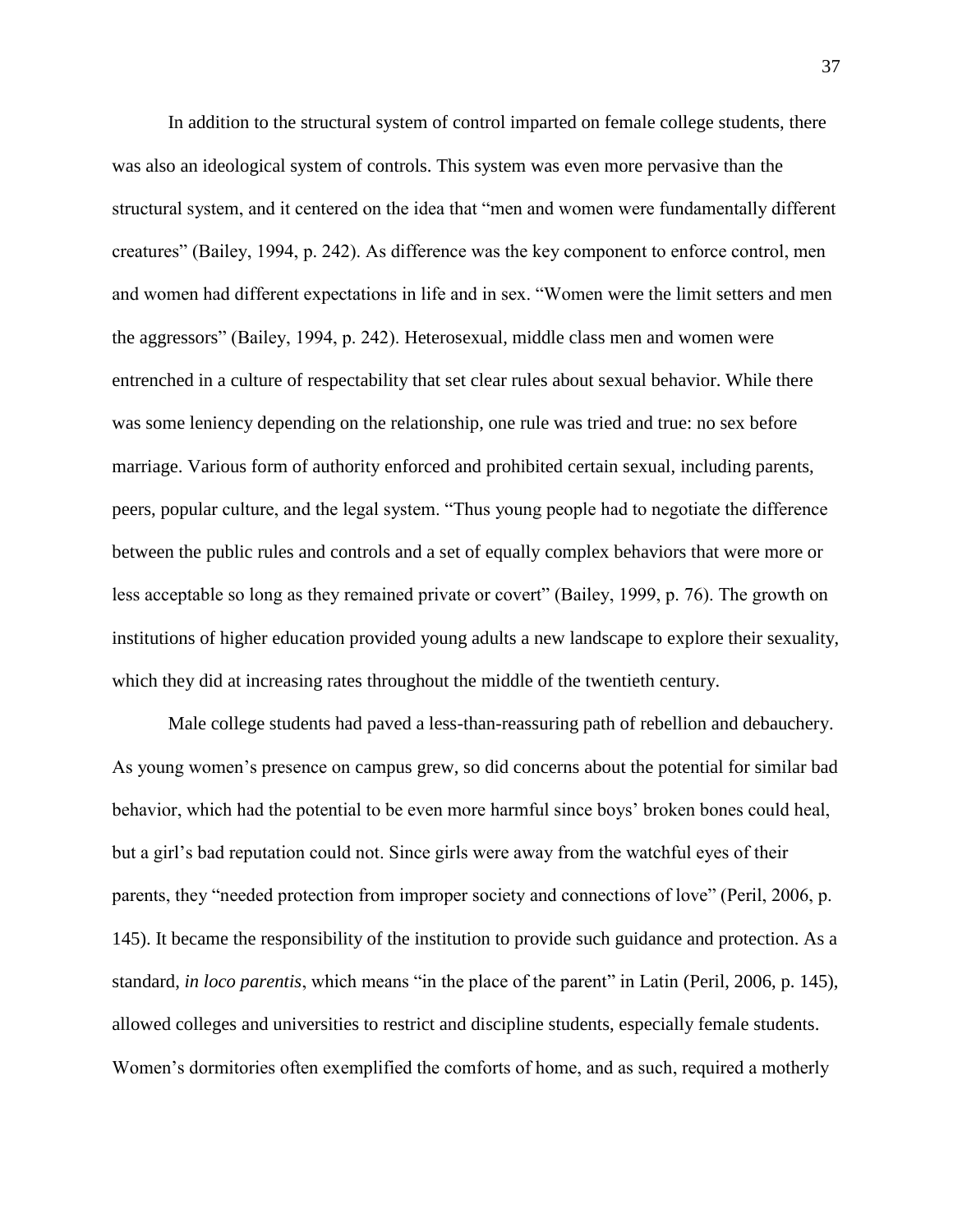In addition to the structural system of control imparted on female college students, there was also an ideological system of controls. This system was even more pervasive than the structural system, and it centered on the idea that "men and women were fundamentally different creatures" (Bailey, 1994, p. 242). As difference was the key component to enforce control, men and women had different expectations in life and in sex. "Women were the limit setters and men the aggressors" (Bailey, 1994, p. 242). Heterosexual, middle class men and women were entrenched in a culture of respectability that set clear rules about sexual behavior. While there was some leniency depending on the relationship, one rule was tried and true: no sex before marriage. Various form of authority enforced and prohibited certain sexual, including parents, peers, popular culture, and the legal system. "Thus young people had to negotiate the difference between the public rules and controls and a set of equally complex behaviors that were more or less acceptable so long as they remained private or covert" (Bailey, 1999, p. 76). The growth on institutions of higher education provided young adults a new landscape to explore their sexuality, which they did at increasing rates throughout the middle of the twentieth century.

Male college students had paved a less-than-reassuring path of rebellion and debauchery. As young women's presence on campus grew, so did concerns about the potential for similar bad behavior, which had the potential to be even more harmful since boys' broken bones could heal, but a girl's bad reputation could not. Since girls were away from the watchful eyes of their parents, they "needed protection from improper society and connections of love" (Peril, 2006, p. 145). It became the responsibility of the institution to provide such guidance and protection. As a standard, *in loco parentis*, which means "in the place of the parent" in Latin (Peril, 2006, p. 145), allowed colleges and universities to restrict and discipline students, especially female students. Women's dormitories often exemplified the comforts of home, and as such, required a motherly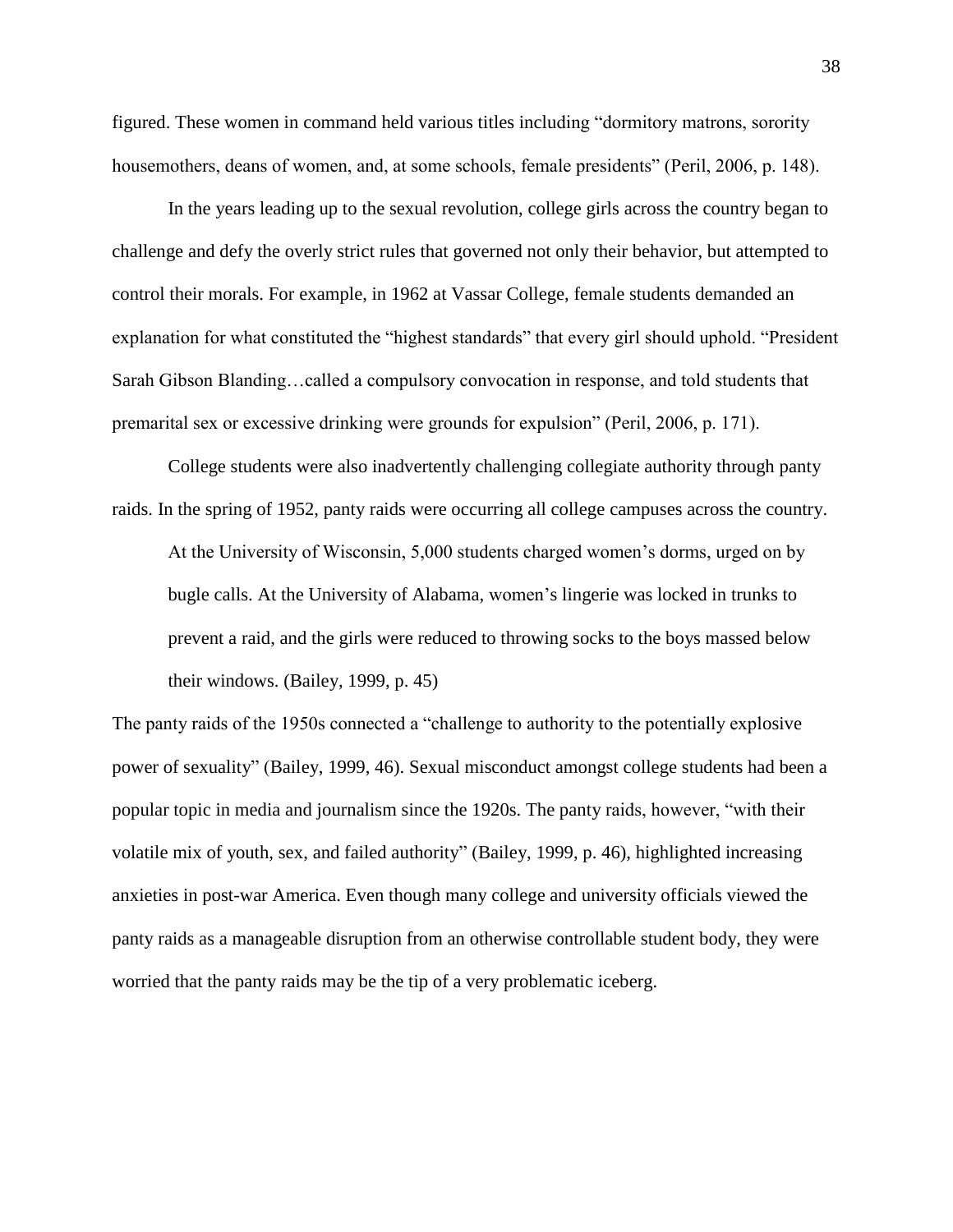figured. These women in command held various titles including “dormitory matrons, sorority housemothers, deans of women, and, at some schools, female presidents” (Peril, 2006, p. 148).

In the years leading up to the sexual revolution, college girls across the country began to challenge and defy the overly strict rules that governed not only their behavior, but attempted to control their morals. For example, in 1962 at Vassar College, female students demanded an explanation for what constituted the “highest standards” that every girl should uphold. “President Sarah Gibson Blanding…called a compulsory convocation in response, and told students that premarital sex or excessive drinking were grounds for expulsion” (Peril, 2006, p. 171).

College students were also inadvertently challenging collegiate authority through panty raids. In the spring of 1952, panty raids were occurring all college campuses across the country.

> At the University of Wisconsin, 5,000 students charged women’s dorms, urged on by bugle calls. At the University of Alabama, women’s lingerie was locked in trunks to prevent a raid, and the girls were reduced to throwing socks to the boys massed below their windows. (Bailey, 1999, p. 45)

The panty raids of the 1950s connected a “challenge to authority to the potentially explosive power of sexuality” (Bailey, 1999, 46). Sexual misconduct amongst college students had been a popular topic in media and journalism since the 1920s. The panty raids, however, “with their volatile mix of youth, sex, and failed authority” (Bailey, 1999, p. 46), highlighted increasing anxieties in post-war America. Even though many college and university officials viewed the panty raids as a manageable disruption from an otherwise controllable student body, they were worried that the panty raids may be the tip of a very problematic iceberg.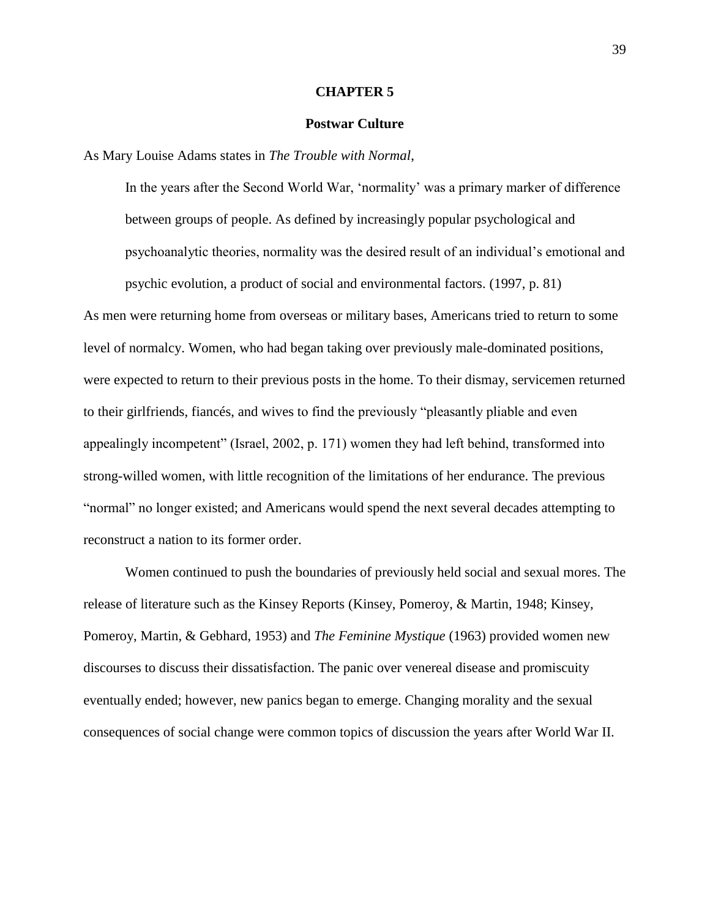# CHAPTER 5

## Postwar Culture

As Mary Louise Adams states in *The Trouble with Normal*,

> In the years after the Second World War, 'normality' was a primary marker of difference between groups of people. As defined by increasingly popular psychological and psychoanalytic theories, normality was the desired result of an individual's emotional and psychic evolution, a product of social and environmental factors. (1997, p. 81)

As men were returning home from overseas or military bases, Americans tried to return to some level of normalcy. Women, who had began taking over previously male-dominated positions, were expected to return to their previous posts in the home. To their dismay, servicemen returned to their girlfriends, fiancés, and wives to find the previously "pleasantly pliable and even appealingly incompetent" (Israel, 2002, p. 171) women they had left behind, transformed into strong-willed women, with little recognition of the limitations of her endurance. The previous "normal" no longer existed; and Americans would spend the next several decades attempting to reconstruct a nation to its former order.

Women continued to push the boundaries of previously held social and sexual mores. The release of literature such as the Kinsey Reports (Kinsey, Pomeroy, & Martin, 1948; Kinsey, Pomeroy, Martin, & Gebhard, 1953) and *The Feminine Mystique* (1963) provided women new discourses to discuss their dissatisfaction. The panic over venereal disease and promiscuity eventually ended; however, new panics began to emerge. Changing morality and the sexual consequences of social change were common topics of discussion the years after World War II.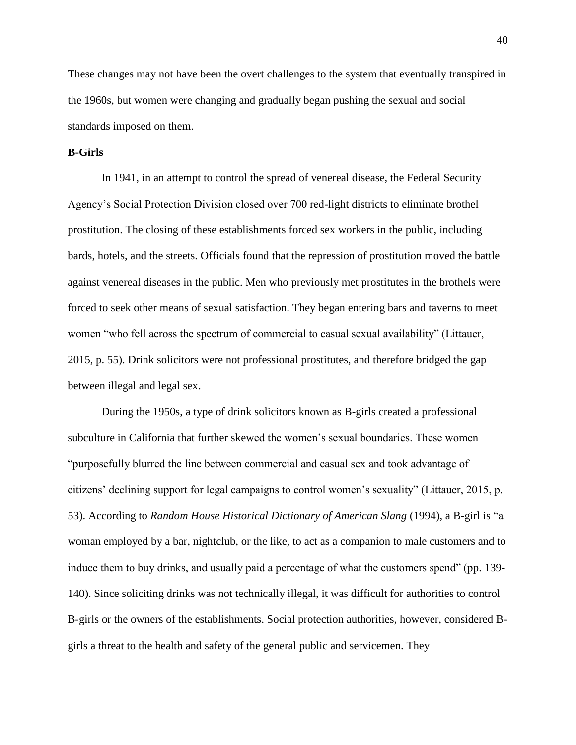These changes may not have been the overt challenges to the system that eventually transpired in the 1960s, but women were changing and gradually began pushing the sexual and social standards imposed on them.

**B-Girls**

In 1941, in an attempt to control the spread of venereal disease, the Federal Security Agency's Social Protection Division closed over 700 red-light districts to eliminate brothel prostitution. The closing of these establishments forced sex workers in the public, including bards, hotels, and the streets. Officials found that the repression of prostitution moved the battle against venereal diseases in the public. Men who previously met prostitutes in the brothels were forced to seek other means of sexual satisfaction. They began entering bars and taverns to meet women "who fell across the spectrum of commercial to casual sexual availability" (Littauer, 2015, p. 55). Drink solicitors were not professional prostitutes, and therefore bridged the gap between illegal and legal sex.

During the 1950s, a type of drink solicitors known as B-girls created a professional subculture in California that further skewed the women's sexual boundaries. These women "purposefully blurred the line between commercial and casual sex and took advantage of citizens' declining support for legal campaigns to control women's sexuality" (Littauer, 2015, p. 53). According to *Random House Historical Dictionary of American Slang* (1994), a B-girl is "a woman employed by a bar, nightclub, or the like, to act as a companion to male customers and to induce them to buy drinks, and usually paid a percentage of what the customers spend" (pp. 139-140). Since soliciting drinks was not technically illegal, it was difficult for authorities to control B-girls or the owners of the establishments. Social protection authorities, however, considered B-girls a threat to the health and safety of the general public and servicemen. They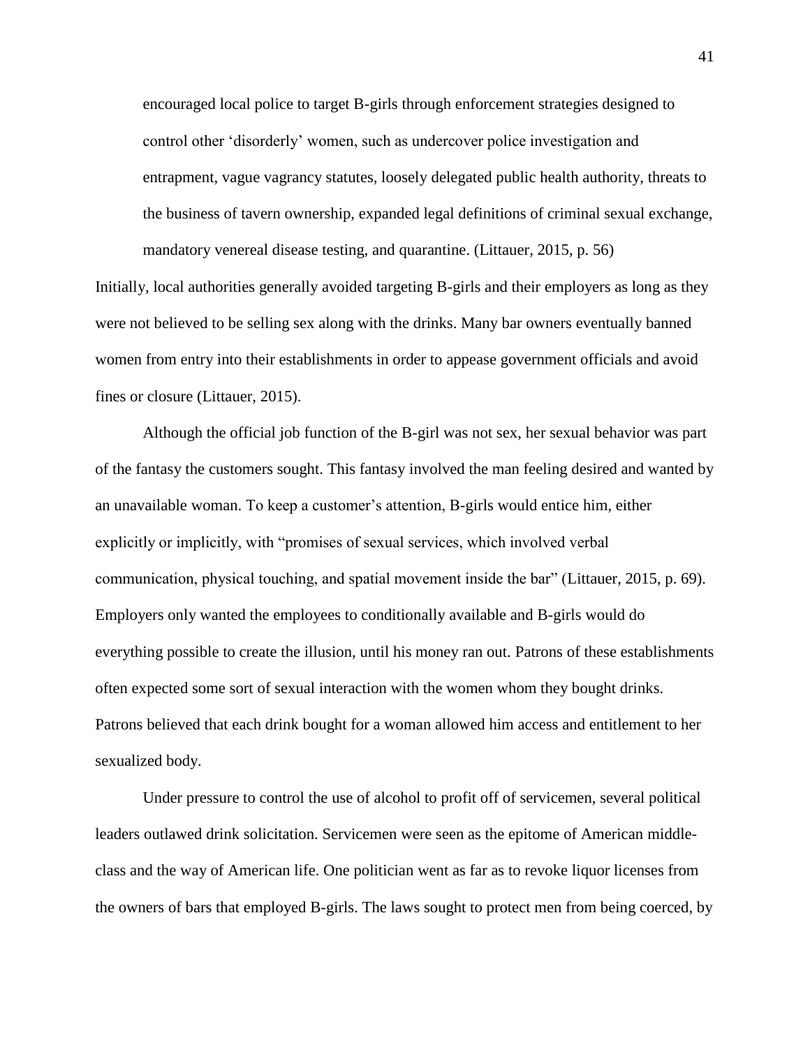> encouraged local police to target B-girls through enforcement strategies designed to control other 'disorderly' women, such as undercover police investigation and entrapment, vague vagrancy statutes, loosely delegated public health authority, threats to the business of tavern ownership, expanded legal definitions of criminal sexual exchange, mandatory venereal disease testing, and quarantine. (Littauer, 2015, p. 56)

Initially, local authorities generally avoided targeting B-girls and their employers as long as they were not believed to be selling sex along with the drinks. Many bar owners eventually banned women from entry into their establishments in order to appease government officials and avoid fines or closure (Littauer, 2015).

Although the official job function of the B-girl was not sex, her sexual behavior was part of the fantasy the customers sought. This fantasy involved the man feeling desired and wanted by an unavailable woman. To keep a customer's attention, B-girls would entice him, either explicitly or implicitly, with "promises of sexual services, which involved verbal communication, physical touching, and spatial movement inside the bar" (Littauer, 2015, p. 69). Employers only wanted the employees to conditionally available and B-girls would do everything possible to create the illusion, until his money ran out. Patrons of these establishments often expected some sort of sexual interaction with the women whom they bought drinks. Patrons believed that each drink bought for a woman allowed him access and entitlement to her sexualized body.

Under pressure to control the use of alcohol to profit off of servicemen, several political leaders outlawed drink solicitation. Servicemen were seen as the epitome of American middle-class and the way of American life. One politician went as far as to revoke liquor licenses from the owners of bars that employed B-girls. The laws sought to protect men from being coerced, by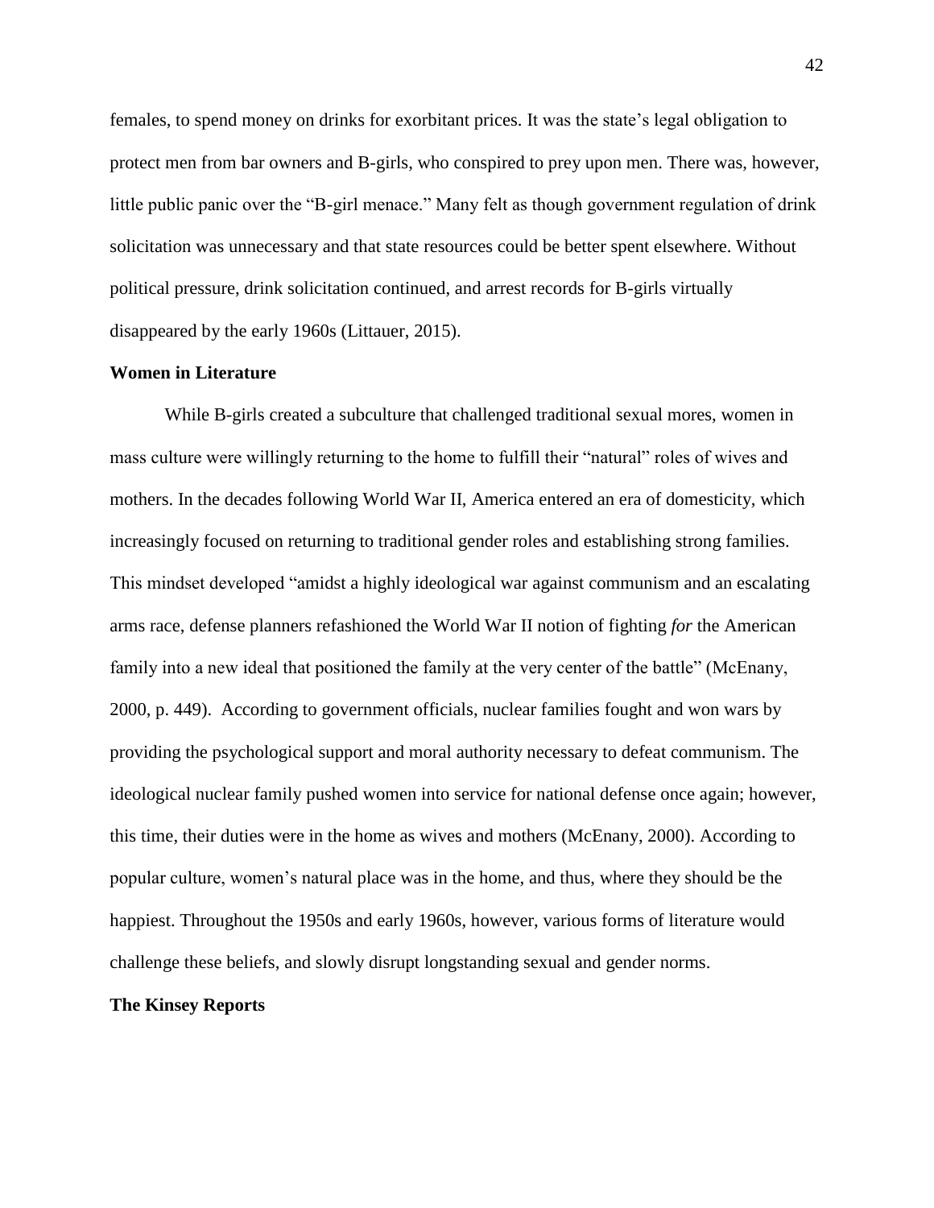females, to spend money on drinks for exorbitant prices. It was the state's legal obligation to protect men from bar owners and B-girls, who conspired to prey upon men. There was, however, little public panic over the "B-girl menace." Many felt as though government regulation of drink solicitation was unnecessary and that state resources could be better spent elsewhere. Without political pressure, drink solicitation continued, and arrest records for B-girls virtually disappeared by the early 1960s (Littauer, 2015).

**Women in Literature**

While B-girls created a subculture that challenged traditional sexual mores, women in mass culture were willingly returning to the home to fulfill their "natural" roles of wives and mothers. In the decades following World War II, America entered an era of domesticity, which increasingly focused on returning to traditional gender roles and establishing strong families. This mindset developed "amidst a highly ideological war against communism and an escalating arms race, defense planners refashioned the World War II notion of fighting *for* the American family into a new ideal that positioned the family at the very center of the battle" (McEnany, 2000, p. 449). According to government officials, nuclear families fought and won wars by providing the psychological support and moral authority necessary to defeat communism. The ideological nuclear family pushed women into service for national defense once again; however, this time, their duties were in the home as wives and mothers (McEnany, 2000). According to popular culture, women's natural place was in the home, and thus, where they should be the happiest. Throughout the 1950s and early 1960s, however, various forms of literature would challenge these beliefs, and slowly disrupt longstanding sexual and gender norms.

**The Kinsey Reports**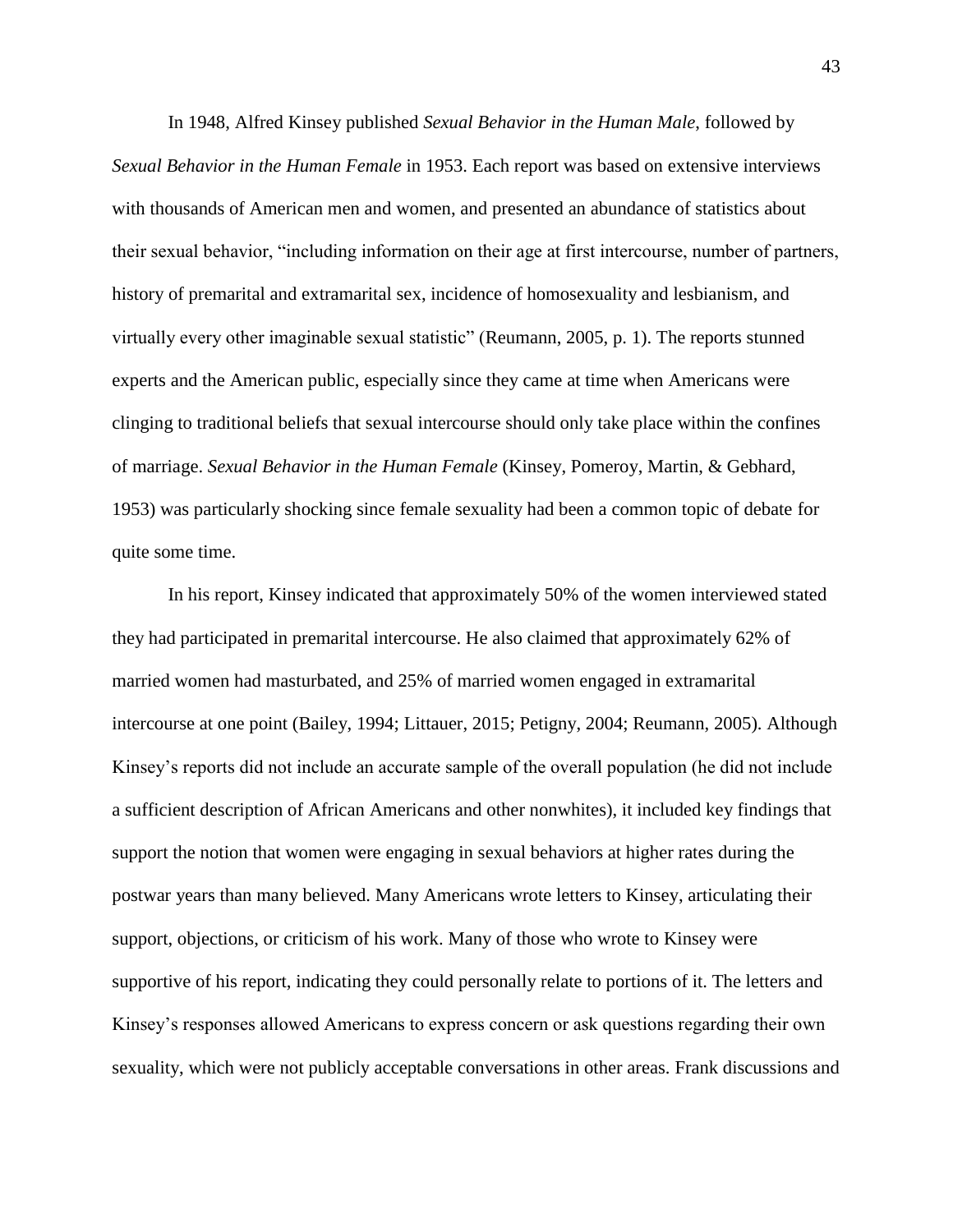In 1948, Alfred Kinsey published *Sexual Behavior in the Human Male*, followed by *Sexual Behavior in the Human Female* in 1953. Each report was based on extensive interviews with thousands of American men and women, and presented an abundance of statistics about their sexual behavior, "including information on their age at first intercourse, number of partners, history of premarital and extramarital sex, incidence of homosexuality and lesbianism, and virtually every other imaginable sexual statistic" (Reumann, 2005, p. 1). The reports stunned experts and the American public, especially since they came at time when Americans were clinging to traditional beliefs that sexual intercourse should only take place within the confines of marriage. *Sexual Behavior in the Human Female* (Kinsey, Pomeroy, Martin, & Gebhard, 1953) was particularly shocking since female sexuality had been a common topic of debate for quite some time.

In his report, Kinsey indicated that approximately 50% of the women interviewed stated they had participated in premarital intercourse. He also claimed that approximately 62% of married women had masturbated, and 25% of married women engaged in extramarital intercourse at one point (Bailey, 1994; Littauer, 2015; Petigny, 2004; Reumann, 2005). Although Kinsey's reports did not include an accurate sample of the overall population (he did not include a sufficient description of African Americans and other nonwhites), it included key findings that support the notion that women were engaging in sexual behaviors at higher rates during the postwar years than many believed. Many Americans wrote letters to Kinsey, articulating their support, objections, or criticism of his work. Many of those who wrote to Kinsey were supportive of his report, indicating they could personally relate to portions of it. The letters and Kinsey's responses allowed Americans to express concern or ask questions regarding their own sexuality, which were not publicly acceptable conversations in other areas. Frank discussions and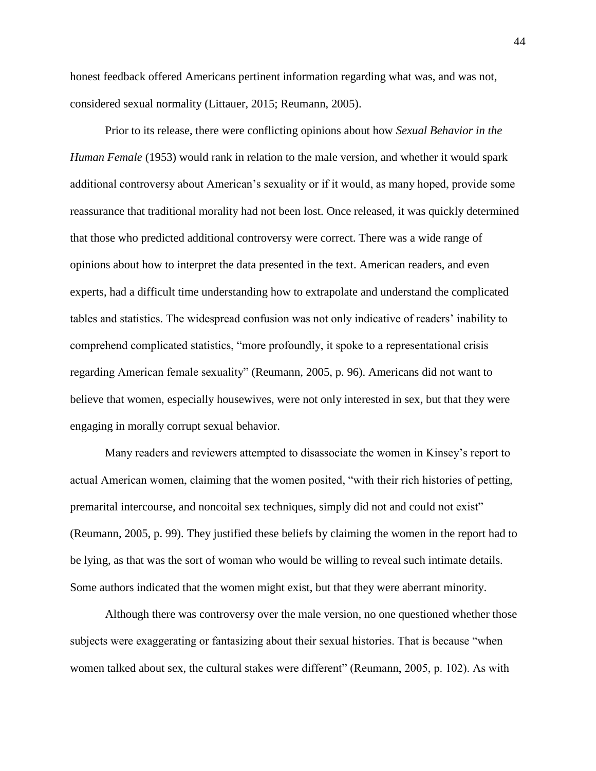honest feedback offered Americans pertinent information regarding what was, and was not, considered sexual normality (Littauer, 2015; Reumann, 2005).

Prior to its release, there were conflicting opinions about how *Sexual Behavior in the Human Female* (1953) would rank in relation to the male version, and whether it would spark additional controversy about American's sexuality or if it would, as many hoped, provide some reassurance that traditional morality had not been lost. Once released, it was quickly determined that those who predicted additional controversy were correct. There was a wide range of opinions about how to interpret the data presented in the text. American readers, and even experts, had a difficult time understanding how to extrapolate and understand the complicated tables and statistics. The widespread confusion was not only indicative of readers' inability to comprehend complicated statistics, "more profoundly, it spoke to a representational crisis regarding American female sexuality" (Reumann, 2005, p. 96). Americans did not want to believe that women, especially housewives, were not only interested in sex, but that they were engaging in morally corrupt sexual behavior.

Many readers and reviewers attempted to disassociate the women in Kinsey's report to actual American women, claiming that the women posited, "with their rich histories of petting, premarital intercourse, and noncoital sex techniques, simply did not and could not exist" (Reumann, 2005, p. 99). They justified these beliefs by claiming the women in the report had to be lying, as that was the sort of woman who would be willing to reveal such intimate details. Some authors indicated that the women might exist, but that they were aberrant minority.

Although there was controversy over the male version, no one questioned whether those subjects were exaggerating or fantasizing about their sexual histories. That is because "when women talked about sex, the cultural stakes were different" (Reumann, 2005, p. 102). As with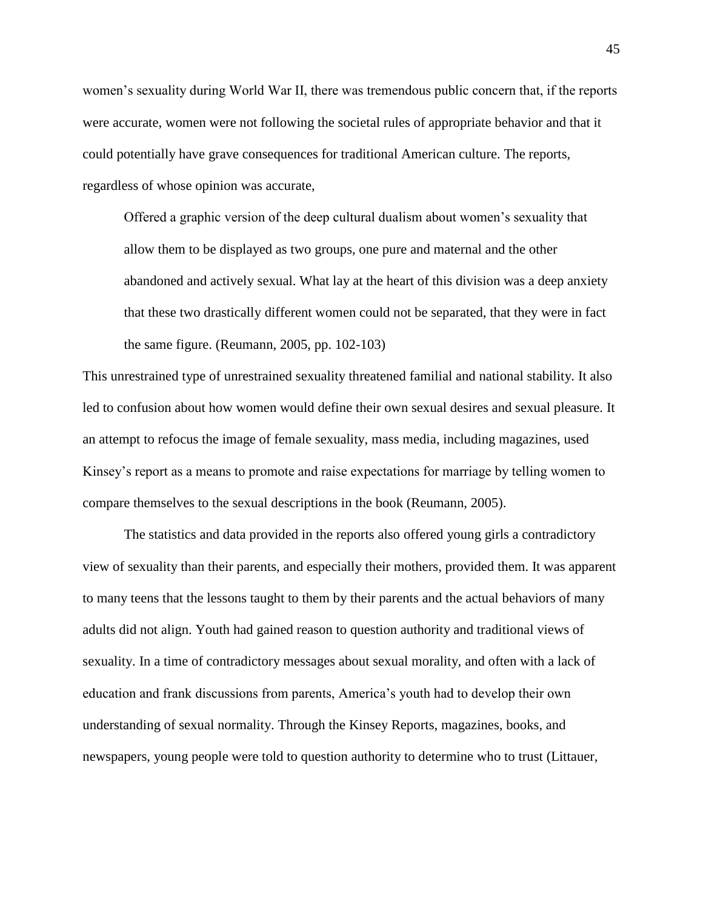women's sexuality during World War II, there was tremendous public concern that, if the reports were accurate, women were not following the societal rules of appropriate behavior and that it could potentially have grave consequences for traditional American culture. The reports, regardless of whose opinion was accurate,

> Offered a graphic version of the deep cultural dualism about women's sexuality that allow them to be displayed as two groups, one pure and maternal and the other abandoned and actively sexual. What lay at the heart of this division was a deep anxiety that these two drastically different women could not be separated, that they were in fact the same figure. (Reumann, 2005, pp. 102-103)

This unrestrained type of unrestrained sexuality threatened familial and national stability. It also led to confusion about how women would define their own sexual desires and sexual pleasure. It an attempt to refocus the image of female sexuality, mass media, including magazines, used Kinsey's report as a means to promote and raise expectations for marriage by telling women to compare themselves to the sexual descriptions in the book (Reumann, 2005).

The statistics and data provided in the reports also offered young girls a contradictory view of sexuality than their parents, and especially their mothers, provided them. It was apparent to many teens that the lessons taught to them by their parents and the actual behaviors of many adults did not align. Youth had gained reason to question authority and traditional views of sexuality. In a time of contradictory messages about sexual morality, and often with a lack of education and frank discussions from parents, America's youth had to develop their own understanding of sexual normality. Through the Kinsey Reports, magazines, books, and newspapers, young people were told to question authority to determine who to trust (Littauer,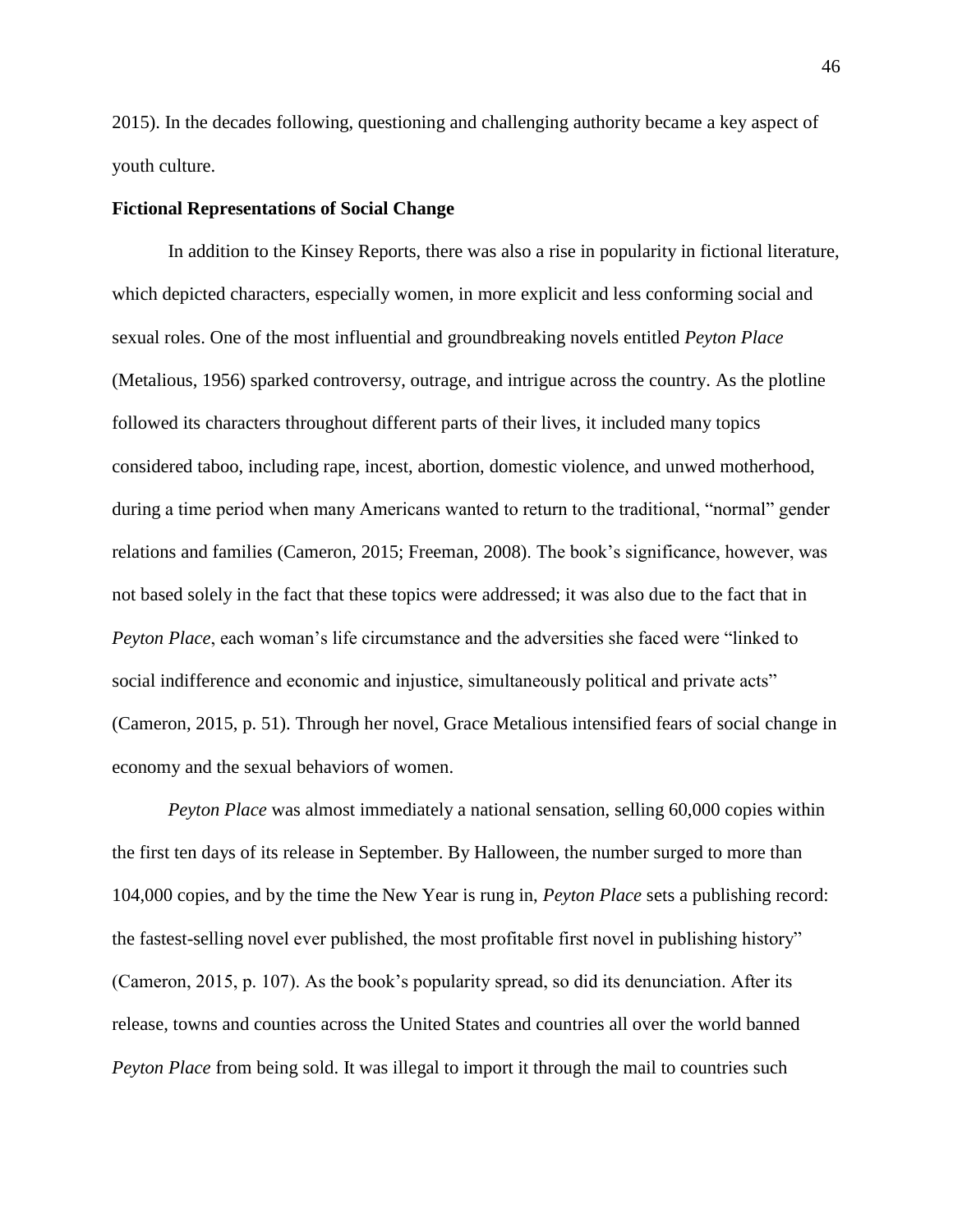2015). In the decades following, questioning and challenging authority became a key aspect of youth culture.

**Fictional Representations of Social Change**

In addition to the Kinsey Reports, there was also a rise in popularity in fictional literature, which depicted characters, especially women, in more explicit and less conforming social and sexual roles. One of the most influential and groundbreaking novels entitled *Peyton Place* (Metalious, 1956) sparked controversy, outrage, and intrigue across the country. As the plotline followed its characters throughout different parts of their lives, it included many topics considered taboo, including rape, incest, abortion, domestic violence, and unwed motherhood, during a time period when many Americans wanted to return to the traditional, "normal" gender relations and families (Cameron, 2015; Freeman, 2008). The book's significance, however, was not based solely in the fact that these topics were addressed; it was also due to the fact that in *Peyton Place*, each woman's life circumstance and the adversities she faced were "linked to social indifference and economic and injustice, simultaneously political and private acts" (Cameron, 2015, p. 51). Through her novel, Grace Metalious intensified fears of social change in economy and the sexual behaviors of women.

*Peyton Place* was almost immediately a national sensation, selling 60,000 copies within the first ten days of its release in September. By Halloween, the number surged to more than 104,000 copies, and by the time the New Year is rung in, *Peyton Place* sets a publishing record: the fastest-selling novel ever published, the most profitable first novel in publishing history" (Cameron, 2015, p. 107). As the book's popularity spread, so did its denunciation. After its release, towns and counties across the United States and countries all over the world banned *Peyton Place* from being sold. It was illegal to import it through the mail to countries such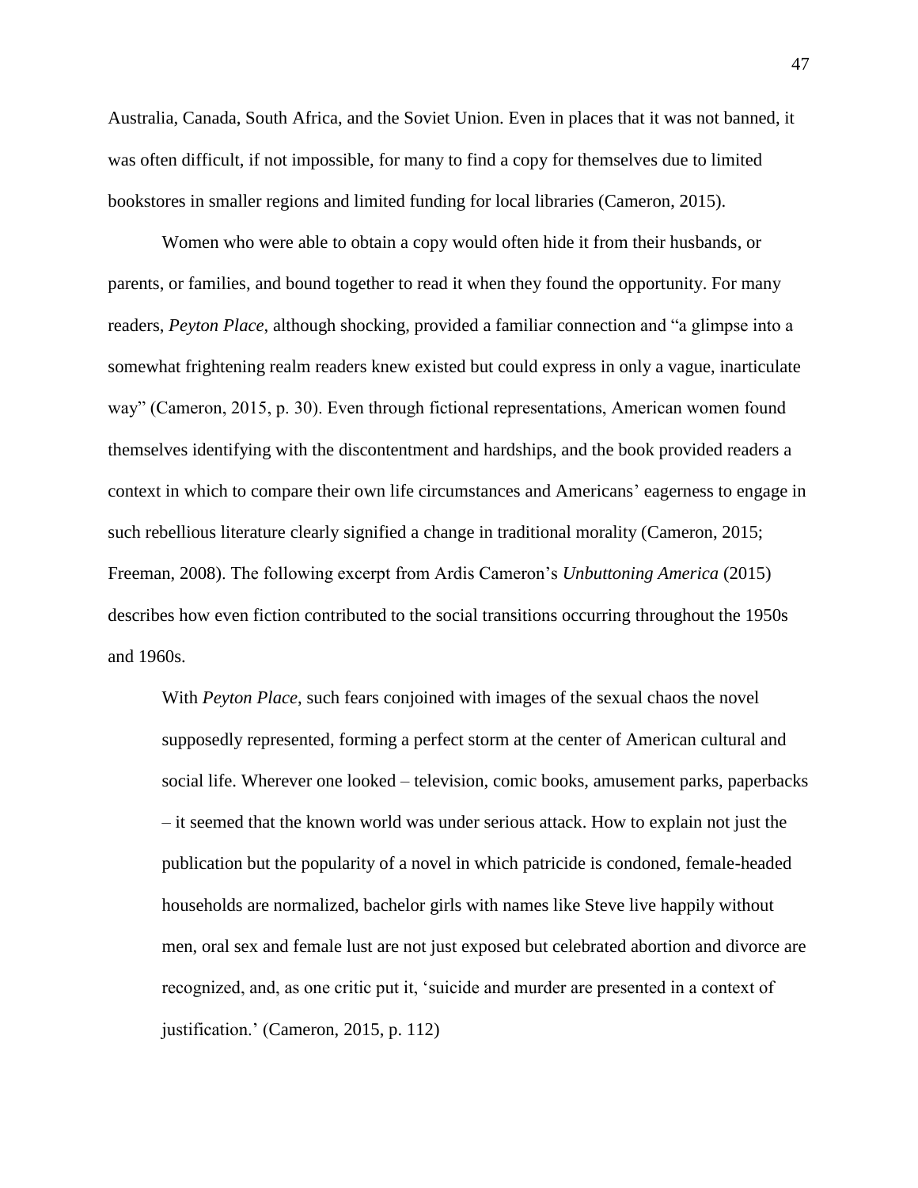Australia, Canada, South Africa, and the Soviet Union. Even in places that it was not banned, it was often difficult, if not impossible, for many to find a copy for themselves due to limited bookstores in smaller regions and limited funding for local libraries (Cameron, 2015).

Women who were able to obtain a copy would often hide it from their husbands, or parents, or families, and bound together to read it when they found the opportunity. For many readers, *Peyton Place,* although shocking, provided a familiar connection and "a glimpse into a somewhat frightening realm readers knew existed but could express in only a vague, inarticulate way" (Cameron, 2015, p. 30). Even through fictional representations, American women found themselves identifying with the discontentment and hardships, and the book provided readers a context in which to compare their own life circumstances and Americans' eagerness to engage in such rebellious literature clearly signified a change in traditional morality (Cameron, 2015; Freeman, 2008). The following excerpt from Ardis Cameron's *Unbuttoning America* (2015) describes how even fiction contributed to the social transitions occurring throughout the 1950s and 1960s.

> With *Peyton Place*, such fears conjoined with images of the sexual chaos the novel supposedly represented, forming a perfect storm at the center of American cultural and social life. Wherever one looked – television, comic books, amusement parks, paperbacks – it seemed that the known world was under serious attack. How to explain not just the publication but the popularity of a novel in which patricide is condoned, female-headed households are normalized, bachelor girls with names like Steve live happily without men, oral sex and female lust are not just exposed but celebrated abortion and divorce are recognized, and, as one critic put it, 'suicide and murder are presented in a context of justification.' (Cameron, 2015, p. 112)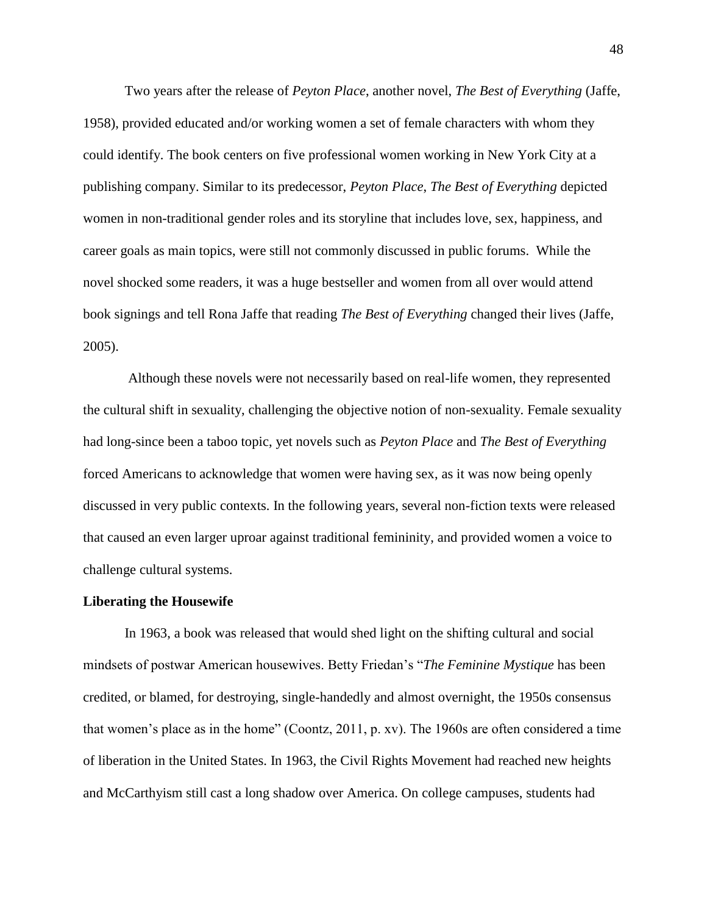Two years after the release of *Peyton Place*, another novel, *The Best of Everything* (Jaffe, 1958), provided educated and/or working women a set of female characters with whom they could identify. The book centers on five professional women working in New York City at a publishing company. Similar to its predecessor, *Peyton Place*, *The Best of Everything* depicted women in non-traditional gender roles and its storyline that includes love, sex, happiness, and career goals as main topics, were still not commonly discussed in public forums. While the novel shocked some readers, it was a huge bestseller and women from all over would attend book signings and tell Rona Jaffe that reading *The Best of Everything* changed their lives (Jaffe, 2005).

Although these novels were not necessarily based on real-life women, they represented the cultural shift in sexuality, challenging the objective notion of non-sexuality. Female sexuality had long-since been a taboo topic, yet novels such as *Peyton Place* and *The Best of Everything* forced Americans to acknowledge that women were having sex, as it was now being openly discussed in very public contexts. In the following years, several non-fiction texts were released that caused an even larger uproar against traditional femininity, and provided women a voice to challenge cultural systems.

**Liberating the Housewife**

In 1963, a book was released that would shed light on the shifting cultural and social mindsets of postwar American housewives. Betty Friedan's "*The Feminine Mystique* has been credited, or blamed, for destroying, single-handedly and almost overnight, the 1950s consensus that women's place as in the home" (Coontz, 2011, p. xv). The 1960s are often considered a time of liberation in the United States. In 1963, the Civil Rights Movement had reached new heights and McCarthyism still cast a long shadow over America. On college campuses, students had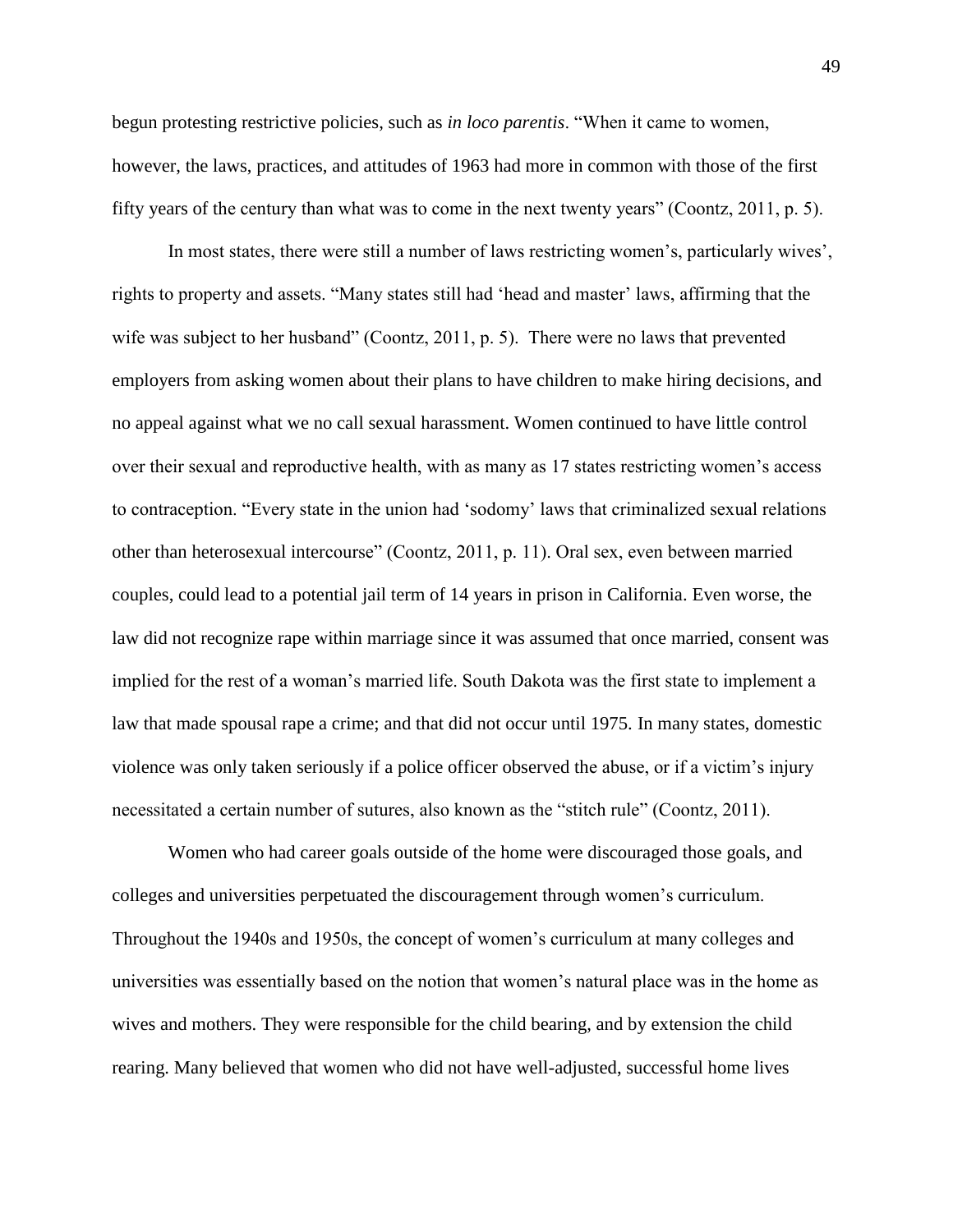begun protesting restrictive policies, such as *in loco parentis*. "When it came to women, however, the laws, practices, and attitudes of 1963 had more in common with those of the first fifty years of the century than what was to come in the next twenty years" (Coontz, 2011, p. 5).

In most states, there were still a number of laws restricting women's, particularly wives', rights to property and assets. "Many states still had 'head and master' laws, affirming that the wife was subject to her husband" (Coontz, 2011, p. 5). There were no laws that prevented employers from asking women about their plans to have children to make hiring decisions, and no appeal against what we no call sexual harassment. Women continued to have little control over their sexual and reproductive health, with as many as 17 states restricting women's access to contraception. "Every state in the union had 'sodomy' laws that criminalized sexual relations other than heterosexual intercourse" (Coontz, 2011, p. 11). Oral sex, even between married couples, could lead to a potential jail term of 14 years in prison in California. Even worse, the law did not recognize rape within marriage since it was assumed that once married, consent was implied for the rest of a woman's married life. South Dakota was the first state to implement a law that made spousal rape a crime; and that did not occur until 1975. In many states, domestic violence was only taken seriously if a police officer observed the abuse, or if a victim's injury necessitated a certain number of sutures, also known as the "stitch rule" (Coontz, 2011).

Women who had career goals outside of the home were discouraged those goals, and colleges and universities perpetuated the discouragement through women's curriculum. Throughout the 1940s and 1950s, the concept of women's curriculum at many colleges and universities was essentially based on the notion that women's natural place was in the home as wives and mothers. They were responsible for the child bearing, and by extension the child rearing. Many believed that women who did not have well-adjusted, successful home lives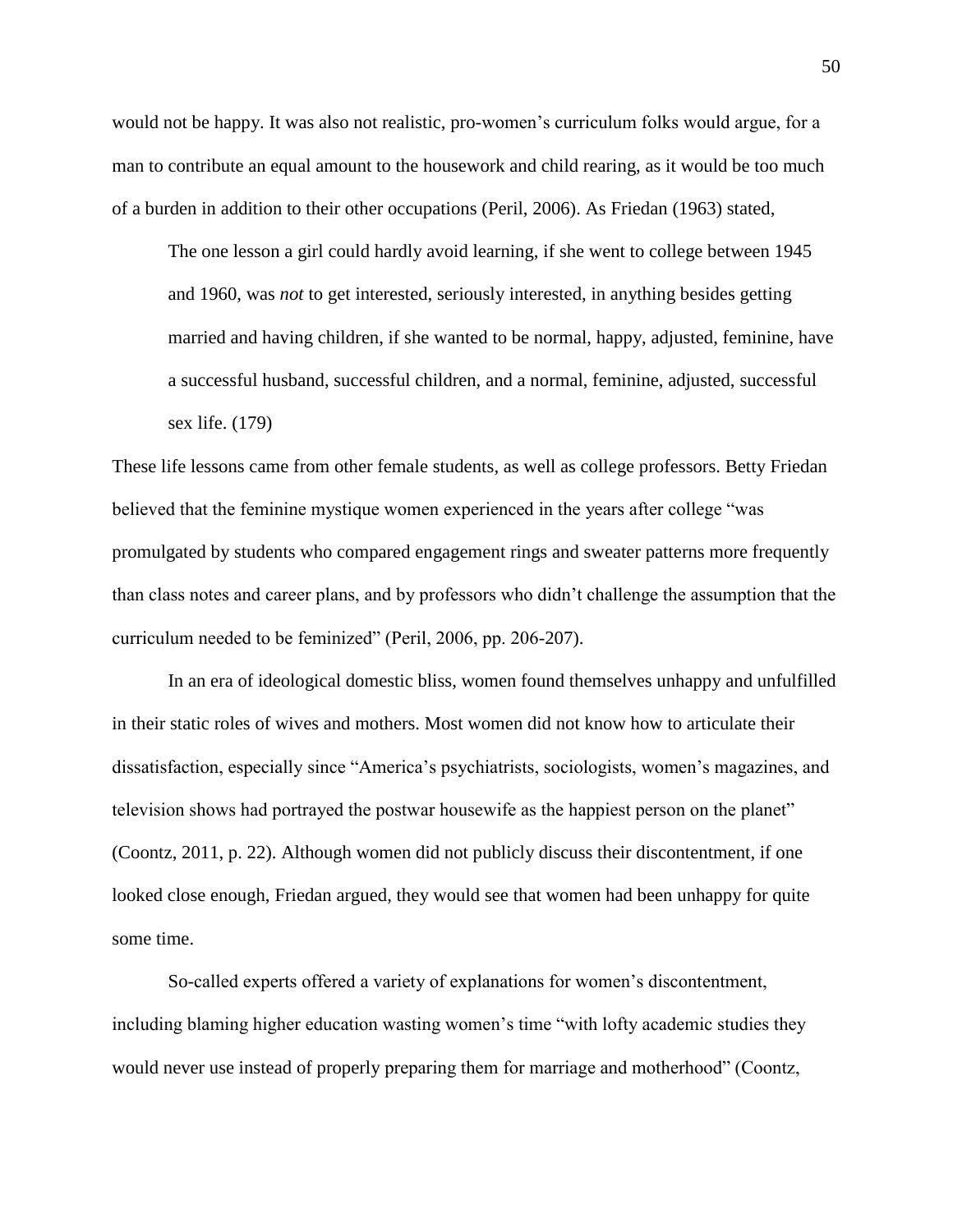would not be happy. It was also not realistic, pro-women's curriculum folks would argue, for a man to contribute an equal amount to the housework and child rearing, as it would be too much of a burden in addition to their other occupations (Peril, 2006). As Friedan (1963) stated,

> The one lesson a girl could hardly avoid learning, if she went to college between 1945 and 1960, was *not* to get interested, seriously interested, in anything besides getting married and having children, if she wanted to be normal, happy, adjusted, feminine, have a successful husband, successful children, and a normal, feminine, adjusted, successful sex life. (179)

These life lessons came from other female students, as well as college professors. Betty Friedan believed that the feminine mystique women experienced in the years after college "was promulgated by students who compared engagement rings and sweater patterns more frequently than class notes and career plans, and by professors who didn't challenge the assumption that the curriculum needed to be feminized" (Peril, 2006, pp. 206-207).

In an era of ideological domestic bliss, women found themselves unhappy and unfulfilled in their static roles of wives and mothers. Most women did not know how to articulate their dissatisfaction, especially since "America's psychiatrists, sociologists, women's magazines, and television shows had portrayed the postwar housewife as the happiest person on the planet" (Coontz, 2011, p. 22). Although women did not publicly discuss their discontentment, if one looked close enough, Friedan argued, they would see that women had been unhappy for quite some time.

So-called experts offered a variety of explanations for women's discontentment, including blaming higher education wasting women's time "with lofty academic studies they would never use instead of properly preparing them for marriage and motherhood" (Coontz,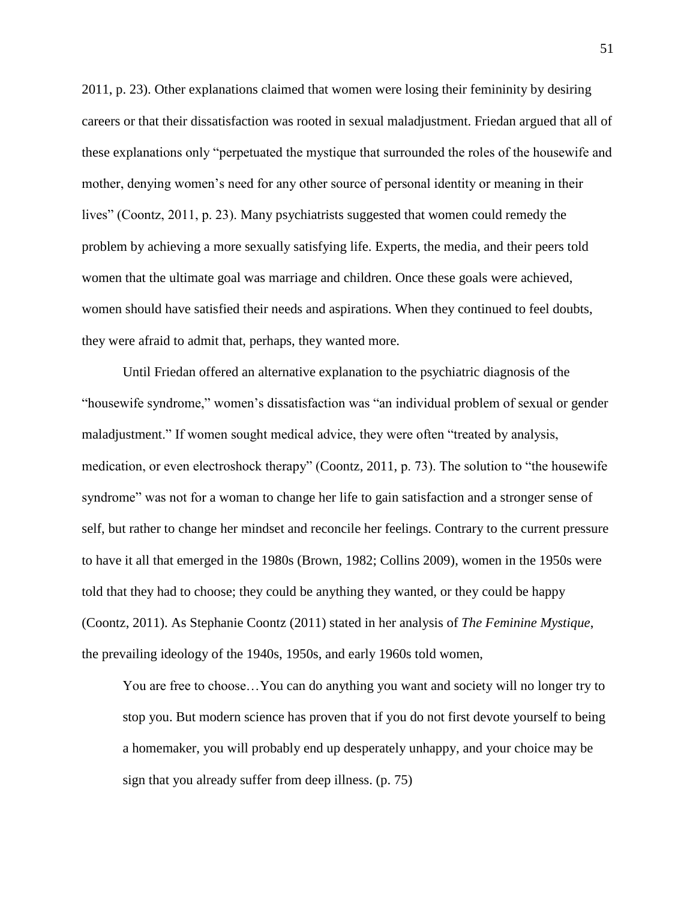2011, p. 23). Other explanations claimed that women were losing their femininity by desiring careers or that their dissatisfaction was rooted in sexual maladjustment. Friedan argued that all of these explanations only "perpetuated the mystique that surrounded the roles of the housewife and mother, denying women's need for any other source of personal identity or meaning in their lives" (Coontz, 2011, p. 23). Many psychiatrists suggested that women could remedy the problem by achieving a more sexually satisfying life. Experts, the media, and their peers told women that the ultimate goal was marriage and children. Once these goals were achieved, women should have satisfied their needs and aspirations. When they continued to feel doubts, they were afraid to admit that, perhaps, they wanted more.

Until Friedan offered an alternative explanation to the psychiatric diagnosis of the "housewife syndrome," women's dissatisfaction was "an individual problem of sexual or gender maladjustment." If women sought medical advice, they were often "treated by analysis, medication, or even electroshock therapy" (Coontz, 2011, p. 73). The solution to "the housewife syndrome" was not for a woman to change her life to gain satisfaction and a stronger sense of self, but rather to change her mindset and reconcile her feelings. Contrary to the current pressure to have it all that emerged in the 1980s (Brown, 1982; Collins 2009), women in the 1950s were told that they had to choose; they could be anything they wanted, or they could be happy (Coontz, 2011). As Stephanie Coontz (2011) stated in her analysis of *The Feminine Mystique*, the prevailing ideology of the 1940s, 1950s, and early 1960s told women,

> You are free to choose…You can do anything you want and society will no longer try to stop you. But modern science has proven that if you do not first devote yourself to being a homemaker, you will probably end up desperately unhappy, and your choice may be sign that you already suffer from deep illness. (p. 75)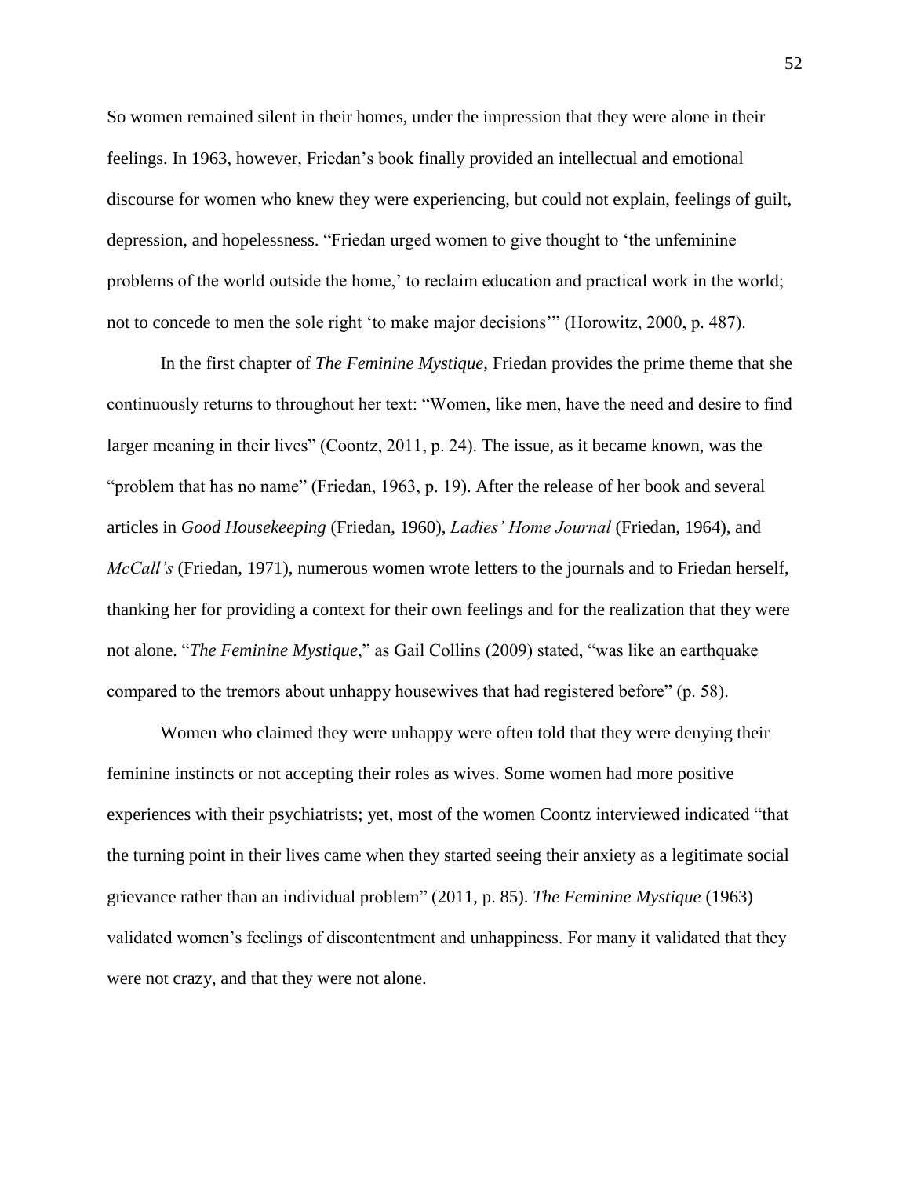So women remained silent in their homes, under the impression that they were alone in their feelings. In 1963, however, Friedan's book finally provided an intellectual and emotional discourse for women who knew they were experiencing, but could not explain, feelings of guilt, depression, and hopelessness. "Friedan urged women to give thought to 'the unfeminine problems of the world outside the home,' to reclaim education and practical work in the world; not to concede to men the sole right 'to make major decisions'" (Horowitz, 2000, p. 487).

In the first chapter of *The Feminine Mystique*, Friedan provides the prime theme that she continuously returns to throughout her text: "Women, like men, have the need and desire to find larger meaning in their lives" (Coontz, 2011, p. 24). The issue, as it became known, was the "problem that has no name" (Friedan, 1963, p. 19). After the release of her book and several articles in *Good Housekeeping* (Friedan, 1960), *Ladies' Home Journal* (Friedan, 1964), and *McCall's* (Friedan, 1971), numerous women wrote letters to the journals and to Friedan herself, thanking her for providing a context for their own feelings and for the realization that they were not alone. "*The Feminine Mystique*," as Gail Collins (2009) stated, "was like an earthquake compared to the tremors about unhappy housewives that had registered before" (p. 58).

Women who claimed they were unhappy were often told that they were denying their feminine instincts or not accepting their roles as wives. Some women had more positive experiences with their psychiatrists; yet, most of the women Coontz interviewed indicated "that the turning point in their lives came when they started seeing their anxiety as a legitimate social grievance rather than an individual problem" (2011, p. 85). *The Feminine Mystique* (1963) validated women's feelings of discontentment and unhappiness. For many it validated that they were not crazy, and that they were not alone.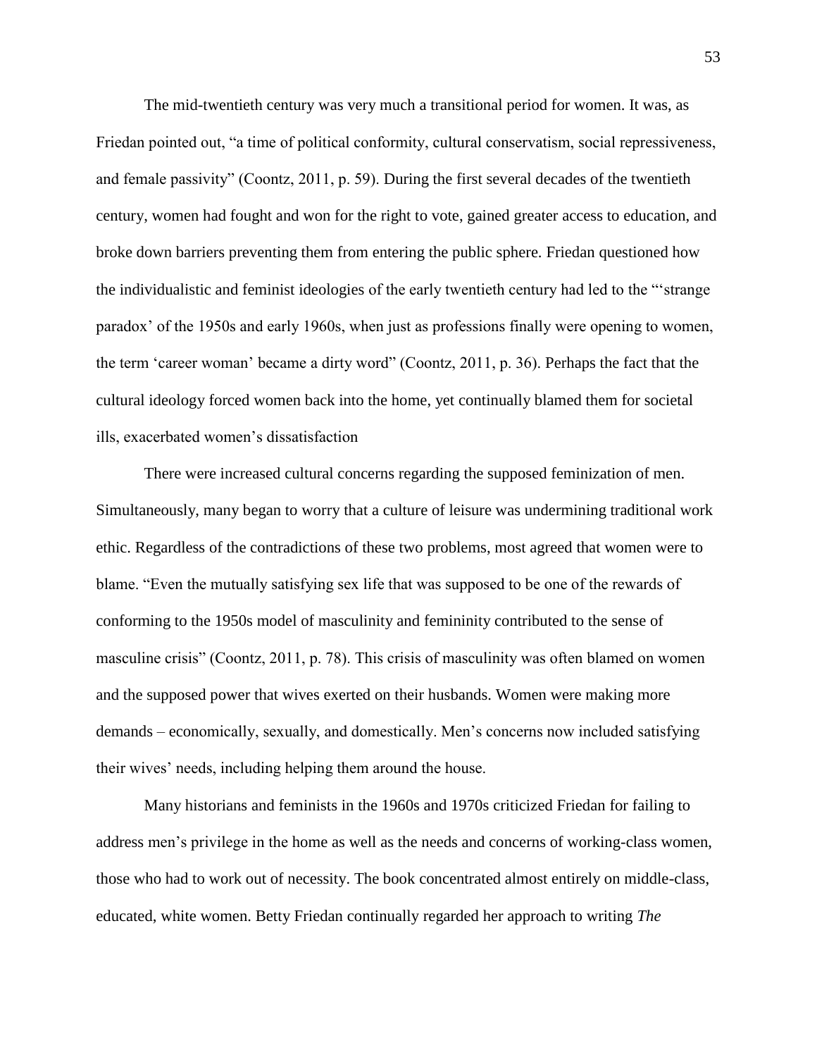The mid-twentieth century was very much a transitional period for women. It was, as Friedan pointed out, "a time of political conformity, cultural conservatism, social repressiveness, and female passivity" (Coontz, 2011, p. 59). During the first several decades of the twentieth century, women had fought and won for the right to vote, gained greater access to education, and broke down barriers preventing them from entering the public sphere. Friedan questioned how the individualistic and feminist ideologies of the early twentieth century had led to the "'strange paradox' of the 1950s and early 1960s, when just as professions finally were opening to women, the term 'career woman' became a dirty word" (Coontz, 2011, p. 36). Perhaps the fact that the cultural ideology forced women back into the home, yet continually blamed them for societal ills, exacerbated women's dissatisfaction

There were increased cultural concerns regarding the supposed feminization of men. Simultaneously, many began to worry that a culture of leisure was undermining traditional work ethic. Regardless of the contradictions of these two problems, most agreed that women were to blame. "Even the mutually satisfying sex life that was supposed to be one of the rewards of conforming to the 1950s model of masculinity and femininity contributed to the sense of masculine crisis" (Coontz, 2011, p. 78). This crisis of masculinity was often blamed on women and the supposed power that wives exerted on their husbands. Women were making more demands – economically, sexually, and domestically. Men's concerns now included satisfying their wives' needs, including helping them around the house.

Many historians and feminists in the 1960s and 1970s criticized Friedan for failing to address men's privilege in the home as well as the needs and concerns of working-class women, those who had to work out of necessity. The book concentrated almost entirely on middle-class, educated, white women. Betty Friedan continually regarded her approach to writing *The*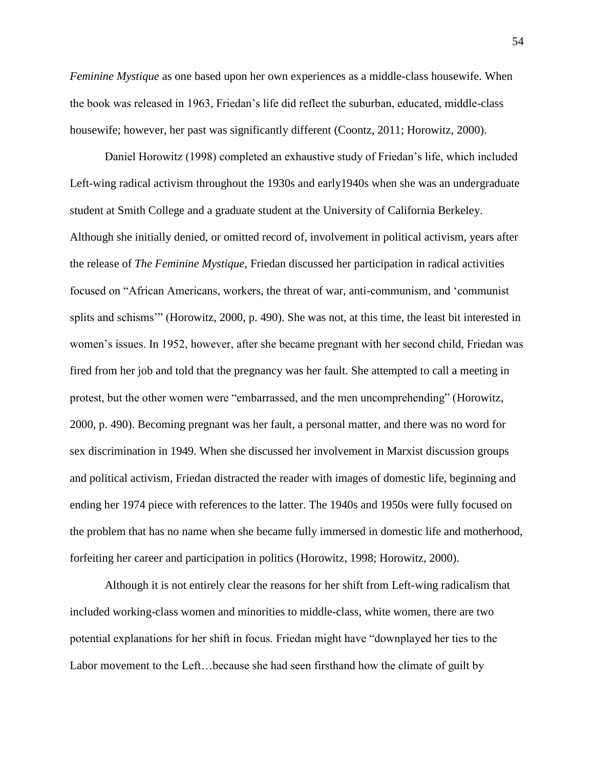*Feminine Mystique* as one based upon her own experiences as a middle-class housewife. When the book was released in 1963, Friedan's life did reflect the suburban, educated, middle-class housewife; however, her past was significantly different (Coontz, 2011; Horowitz, 2000).

Daniel Horowitz (1998) completed an exhaustive study of Friedan's life, which included Left-wing radical activism throughout the 1930s and early1940s when she was an undergraduate student at Smith College and a graduate student at the University of California Berkeley. Although she initially denied, or omitted record of, involvement in political activism, years after the release of *The Feminine Mystique*, Friedan discussed her participation in radical activities focused on "African Americans, workers, the threat of war, anti-communism, and 'communist splits and schisms'" (Horowitz, 2000, p. 490). She was not, at this time, the least bit interested in women's issues. In 1952, however, after she became pregnant with her second child, Friedan was fired from her job and told that the pregnancy was her fault. She attempted to call a meeting in protest, but the other women were "embarrassed, and the men uncomprehending" (Horowitz, 2000, p. 490). Becoming pregnant was her fault, a personal matter, and there was no word for sex discrimination in 1949. When she discussed her involvement in Marxist discussion groups and political activism, Friedan distracted the reader with images of domestic life, beginning and ending her 1974 piece with references to the latter. The 1940s and 1950s were fully focused on the problem that has no name when she became fully immersed in domestic life and motherhood, forfeiting her career and participation in politics (Horowitz, 1998; Horowitz, 2000).

Although it is not entirely clear the reasons for her shift from Left-wing radicalism that included working-class women and minorities to middle-class, white women, there are two potential explanations for her shift in focus. Friedan might have "downplayed her ties to the Labor movement to the Left…because she had seen firsthand how the climate of guilt by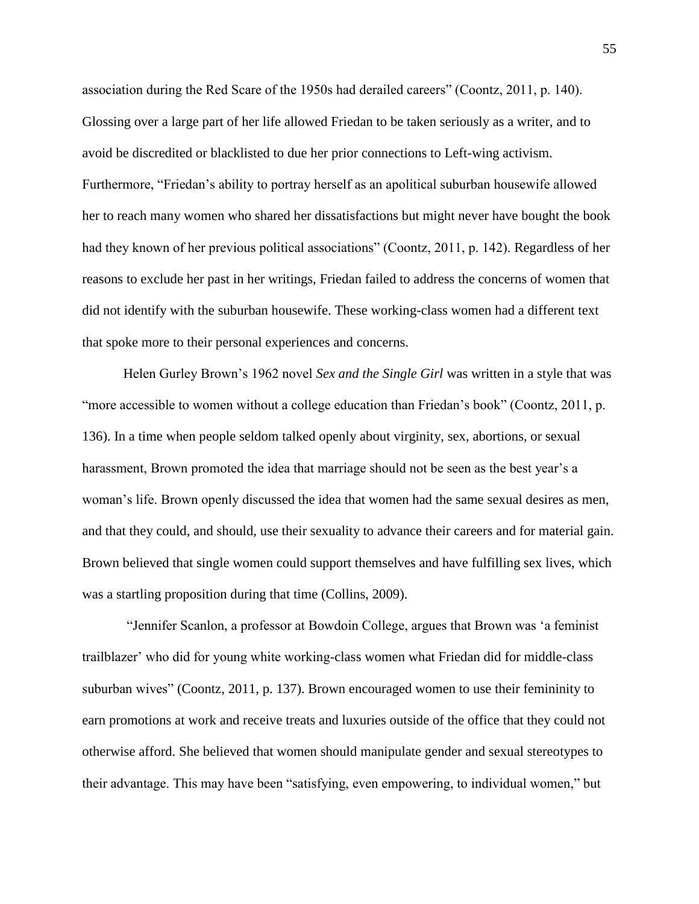association during the Red Scare of the 1950s had derailed careers" (Coontz, 2011, p. 140). Glossing over a large part of her life allowed Friedan to be taken seriously as a writer, and to avoid be discredited or blacklisted to due her prior connections to Left-wing activism. Furthermore, "Friedan's ability to portray herself as an apolitical suburban housewife allowed her to reach many women who shared her dissatisfactions but might never have bought the book had they known of her previous political associations" (Coontz, 2011, p. 142). Regardless of her reasons to exclude her past in her writings, Friedan failed to address the concerns of women that did not identify with the suburban housewife. These working-class women had a different text that spoke more to their personal experiences and concerns.

Helen Gurley Brown's 1962 novel *Sex and the Single Girl* was written in a style that was "more accessible to women without a college education than Friedan's book" (Coontz, 2011, p. 136). In a time when people seldom talked openly about virginity, sex, abortions, or sexual harassment, Brown promoted the idea that marriage should not be seen as the best year's a woman's life. Brown openly discussed the idea that women had the same sexual desires as men, and that they could, and should, use their sexuality to advance their careers and for material gain. Brown believed that single women could support themselves and have fulfilling sex lives, which was a startling proposition during that time (Collins, 2009).

"Jennifer Scanlon, a professor at Bowdoin College, argues that Brown was 'a feminist trailblazer' who did for young white working-class women what Friedan did for middle-class suburban wives" (Coontz, 2011, p. 137). Brown encouraged women to use their femininity to earn promotions at work and receive treats and luxuries outside of the office that they could not otherwise afford. She believed that women should manipulate gender and sexual stereotypes to their advantage. This may have been "satisfying, even empowering, to individual women," but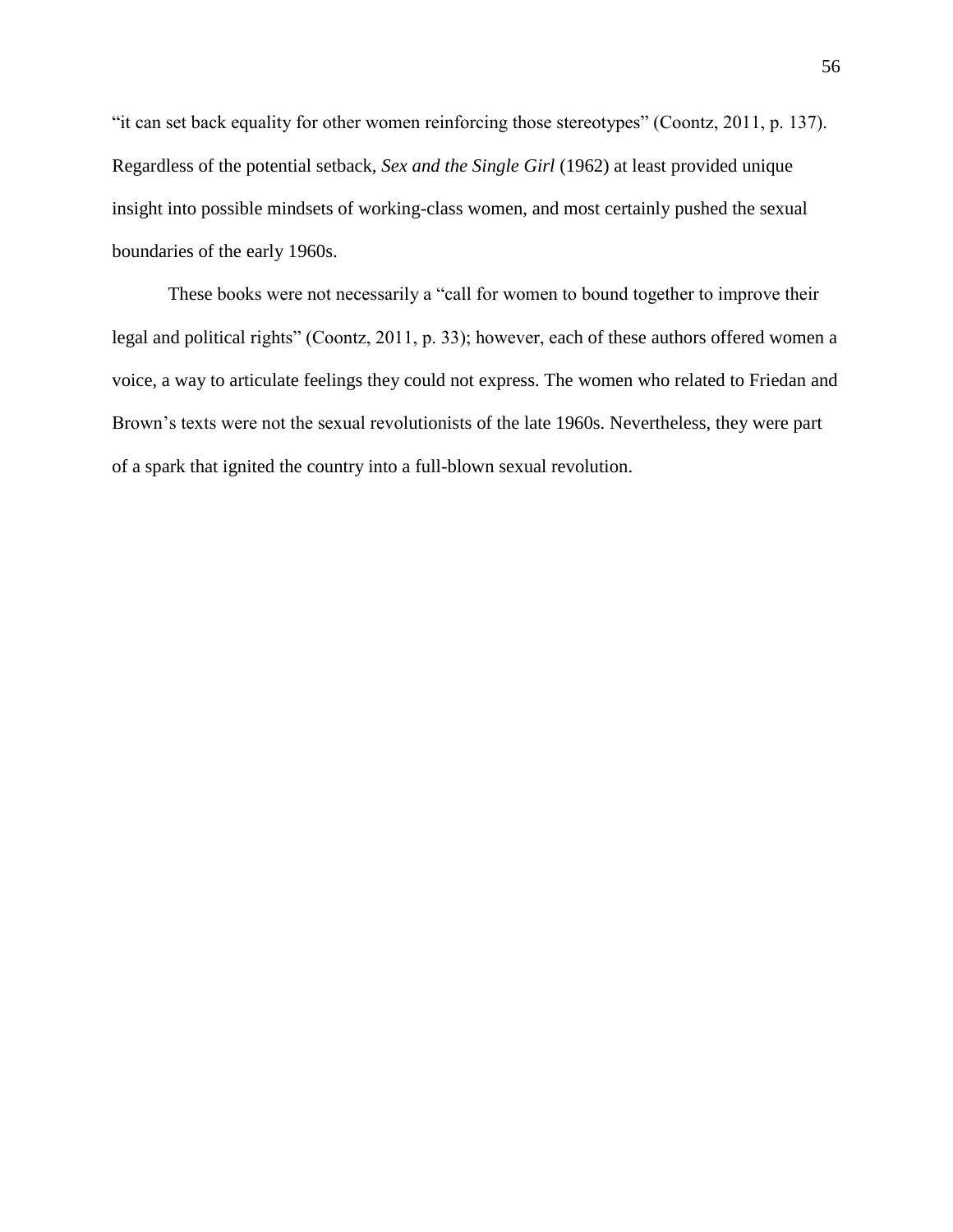"it can set back equality for other women reinforcing those stereotypes" (Coontz, 2011, p. 137). Regardless of the potential setback, *Sex and the Single Girl* (1962) at least provided unique insight into possible mindsets of working-class women, and most certainly pushed the sexual boundaries of the early 1960s.

These books were not necessarily a "call for women to bound together to improve their legal and political rights" (Coontz, 2011, p. 33); however, each of these authors offered women a voice, a way to articulate feelings they could not express. The women who related to Friedan and Brown's texts were not the sexual revolutionists of the late 1960s. Nevertheless, they were part of a spark that ignited the country into a full-blown sexual revolution.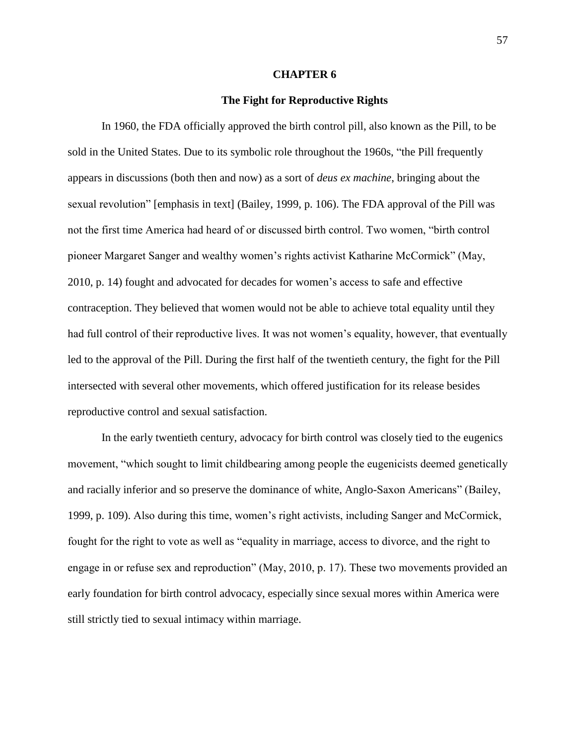# CHAPTER 6

## The Fight for Reproductive Rights

In 1960, the FDA officially approved the birth control pill, also known as the Pill, to be sold in the United States. Due to its symbolic role throughout the 1960s, "the Pill frequently appears in discussions (both then and now) as a sort of *deus ex machine*, bringing about the sexual revolution" [emphasis in text] (Bailey, 1999, p. 106). The FDA approval of the Pill was not the first time America had heard of or discussed birth control. Two women, "birth control pioneer Margaret Sanger and wealthy women's rights activist Katharine McCormick" (May, 2010, p. 14) fought and advocated for decades for women's access to safe and effective contraception. They believed that women would not be able to achieve total equality until they had full control of their reproductive lives. It was not women's equality, however, that eventually led to the approval of the Pill. During the first half of the twentieth century, the fight for the Pill intersected with several other movements, which offered justification for its release besides reproductive control and sexual satisfaction.

In the early twentieth century, advocacy for birth control was closely tied to the eugenics movement, "which sought to limit childbearing among people the eugenicists deemed genetically and racially inferior and so preserve the dominance of white, Anglo-Saxon Americans" (Bailey, 1999, p. 109). Also during this time, women's right activists, including Sanger and McCormick, fought for the right to vote as well as "equality in marriage, access to divorce, and the right to engage in or refuse sex and reproduction" (May, 2010, p. 17). These two movements provided an early foundation for birth control advocacy, especially since sexual mores within America were still strictly tied to sexual intimacy within marriage.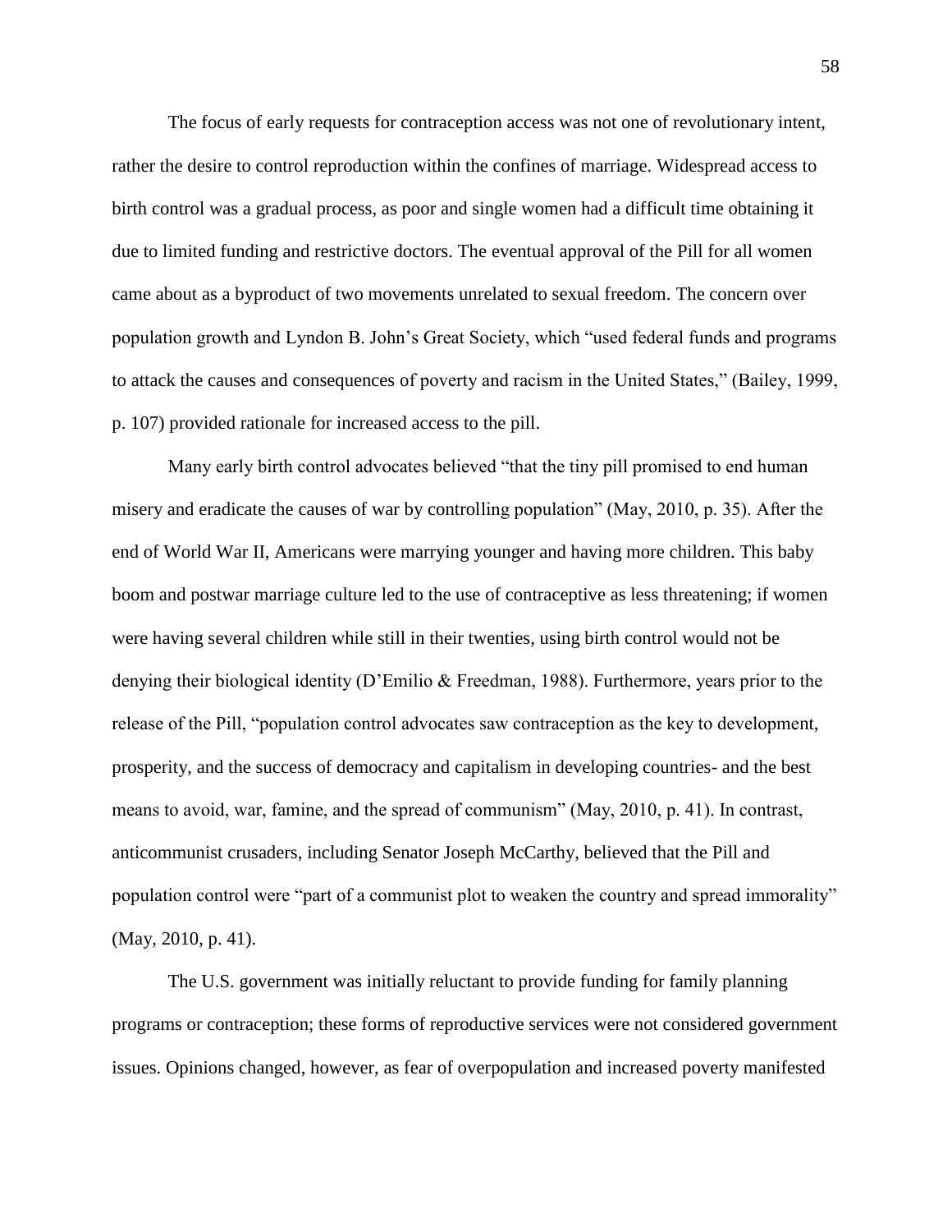The focus of early requests for contraception access was not one of revolutionary intent, rather the desire to control reproduction within the confines of marriage. Widespread access to birth control was a gradual process, as poor and single women had a difficult time obtaining it due to limited funding and restrictive doctors. The eventual approval of the Pill for all women came about as a byproduct of two movements unrelated to sexual freedom. The concern over population growth and Lyndon B. John's Great Society, which "used federal funds and programs to attack the causes and consequences of poverty and racism in the United States," (Bailey, 1999, p. 107) provided rationale for increased access to the pill.

Many early birth control advocates believed "that the tiny pill promised to end human misery and eradicate the causes of war by controlling population" (May, 2010, p. 35). After the end of World War II, Americans were marrying younger and having more children. This baby boom and postwar marriage culture led to the use of contraceptive as less threatening; if women were having several children while still in their twenties, using birth control would not be denying their biological identity (D'Emilio & Freedman, 1988). Furthermore, years prior to the release of the Pill, "population control advocates saw contraception as the key to development, prosperity, and the success of democracy and capitalism in developing countries- and the best means to avoid, war, famine, and the spread of communism" (May, 2010, p. 41). In contrast, anticommunist crusaders, including Senator Joseph McCarthy, believed that the Pill and population control were "part of a communist plot to weaken the country and spread immorality" (May, 2010, p. 41).

The U.S. government was initially reluctant to provide funding for family planning programs or contraception; these forms of reproductive services were not considered government issues. Opinions changed, however, as fear of overpopulation and increased poverty manifested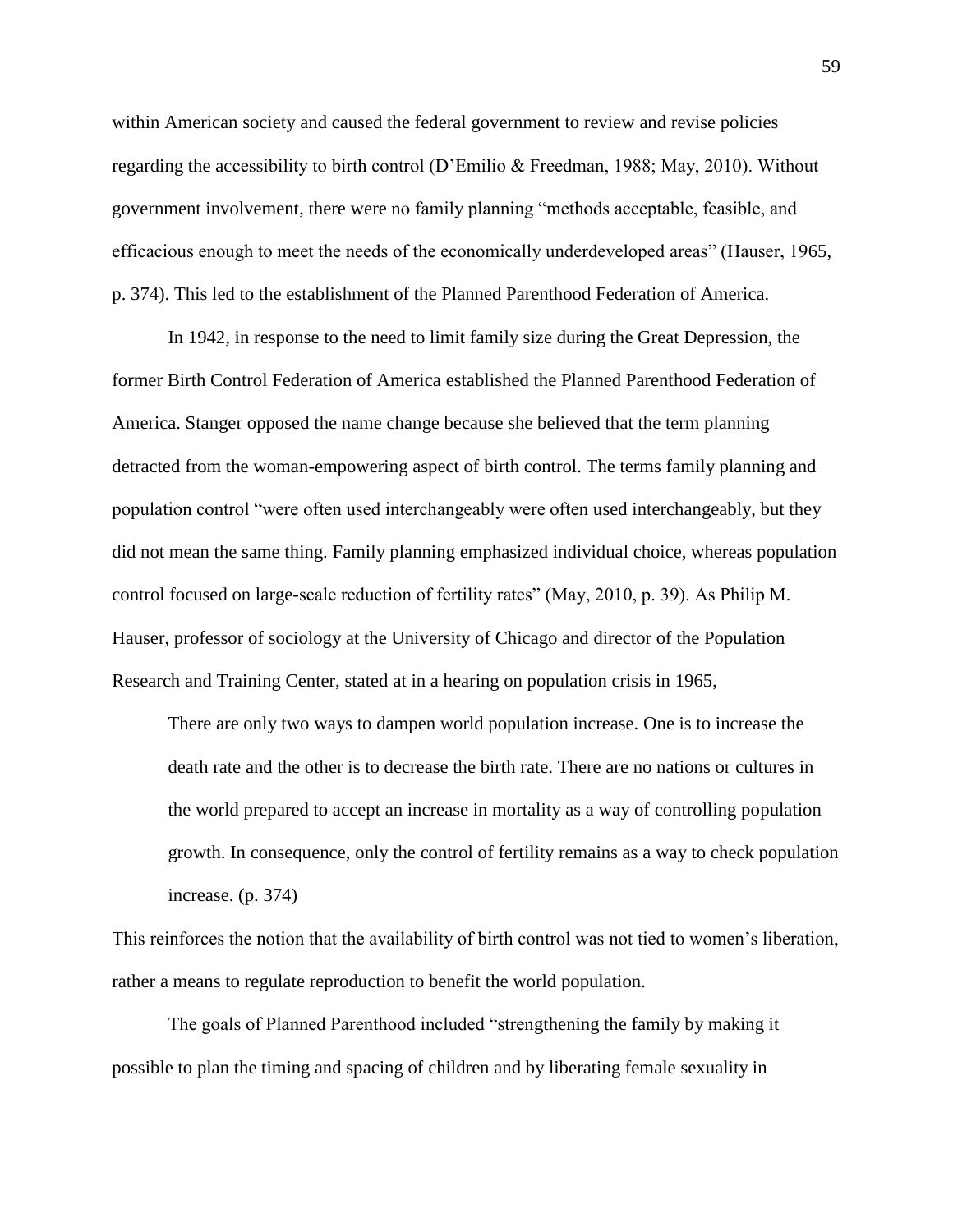within American society and caused the federal government to review and revise policies regarding the accessibility to birth control (D'Emilio & Freedman, 1988; May, 2010). Without government involvement, there were no family planning "methods acceptable, feasible, and efficacious enough to meet the needs of the economically underdeveloped areas" (Hauser, 1965, p. 374). This led to the establishment of the Planned Parenthood Federation of America.

In 1942, in response to the need to limit family size during the Great Depression, the former Birth Control Federation of America established the Planned Parenthood Federation of America. Stanger opposed the name change because she believed that the term planning detracted from the woman-empowering aspect of birth control. The terms family planning and population control "were often used interchangeably were often used interchangeably, but they did not mean the same thing. Family planning emphasized individual choice, whereas population control focused on large-scale reduction of fertility rates" (May, 2010, p. 39). As Philip M. Hauser, professor of sociology at the University of Chicago and director of the Population Research and Training Center, stated at in a hearing on population crisis in 1965,

> There are only two ways to dampen world population increase. One is to increase the death rate and the other is to decrease the birth rate. There are no nations or cultures in the world prepared to accept an increase in mortality as a way of controlling population growth. In consequence, only the control of fertility remains as a way to check population increase. (p. 374)

This reinforces the notion that the availability of birth control was not tied to women's liberation, rather a means to regulate reproduction to benefit the world population.

The goals of Planned Parenthood included "strengthening the family by making it possible to plan the timing and spacing of children and by liberating female sexuality in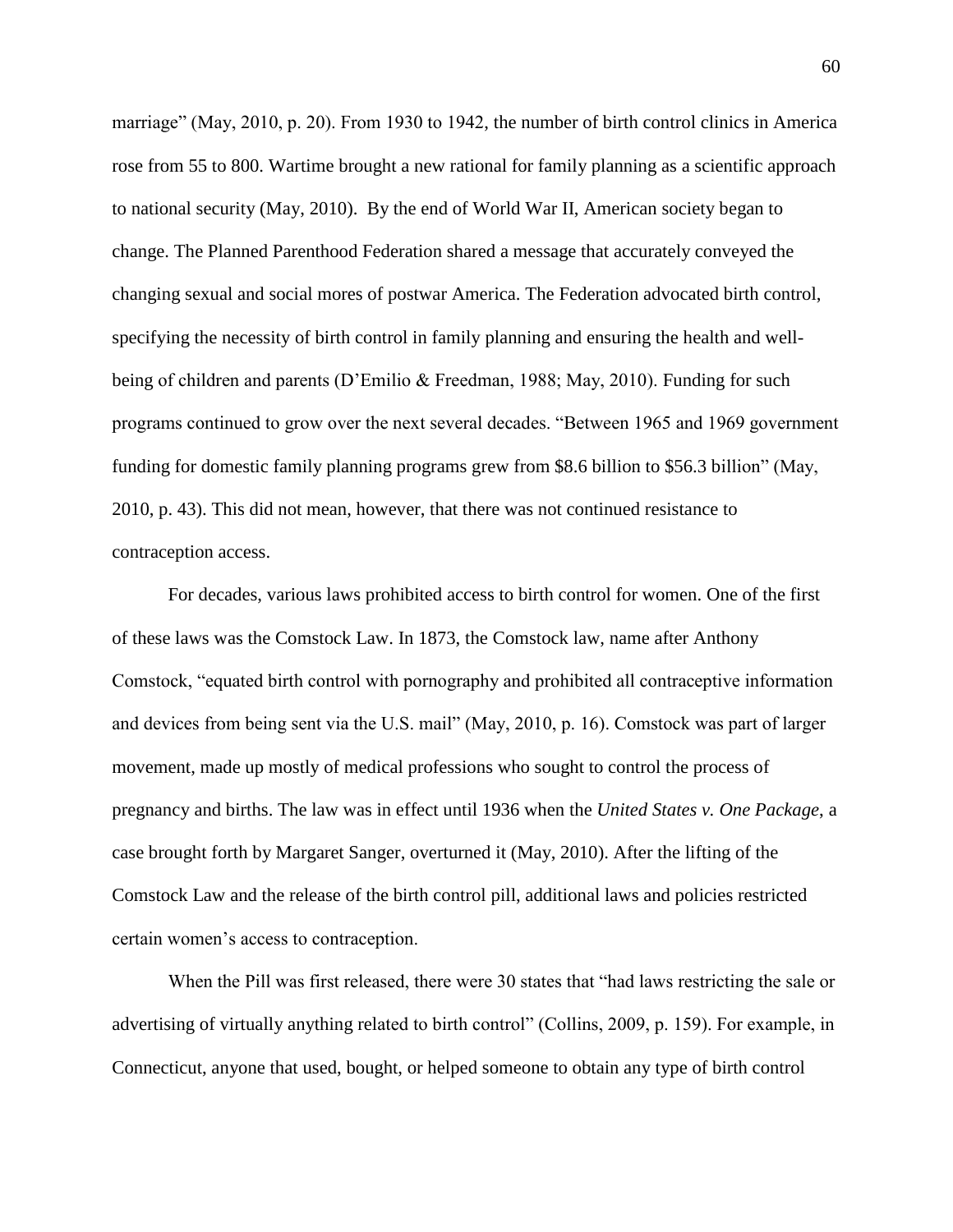marriage" (May, 2010, p. 20). From 1930 to 1942, the number of birth control clinics in America rose from 55 to 800. Wartime brought a new rational for family planning as a scientific approach to national security (May, 2010). By the end of World War II, American society began to change. The Planned Parenthood Federation shared a message that accurately conveyed the changing sexual and social mores of postwar America. The Federation advocated birth control, specifying the necessity of birth control in family planning and ensuring the health and well-being of children and parents (D'Emilio & Freedman, 1988; May, 2010). Funding for such programs continued to grow over the next several decades. "Between 1965 and 1969 government funding for domestic family planning programs grew from $8.6 billion to $56.3 billion" (May, 2010, p. 43). This did not mean, however, that there was not continued resistance to contraception access.

For decades, various laws prohibited access to birth control for women. One of the first of these laws was the Comstock Law. In 1873, the Comstock law, name after Anthony Comstock, "equated birth control with pornography and prohibited all contraceptive information and devices from being sent via the U.S. mail" (May, 2010, p. 16). Comstock was part of larger movement, made up mostly of medical professions who sought to control the process of pregnancy and births. The law was in effect until 1936 when the *United States v. One Package*, a case brought forth by Margaret Sanger, overturned it (May, 2010). After the lifting of the Comstock Law and the release of the birth control pill, additional laws and policies restricted certain women's access to contraception.

When the Pill was first released, there were 30 states that "had laws restricting the sale or advertising of virtually anything related to birth control" (Collins, 2009, p. 159). For example, in Connecticut, anyone that used, bought, or helped someone to obtain any type of birth control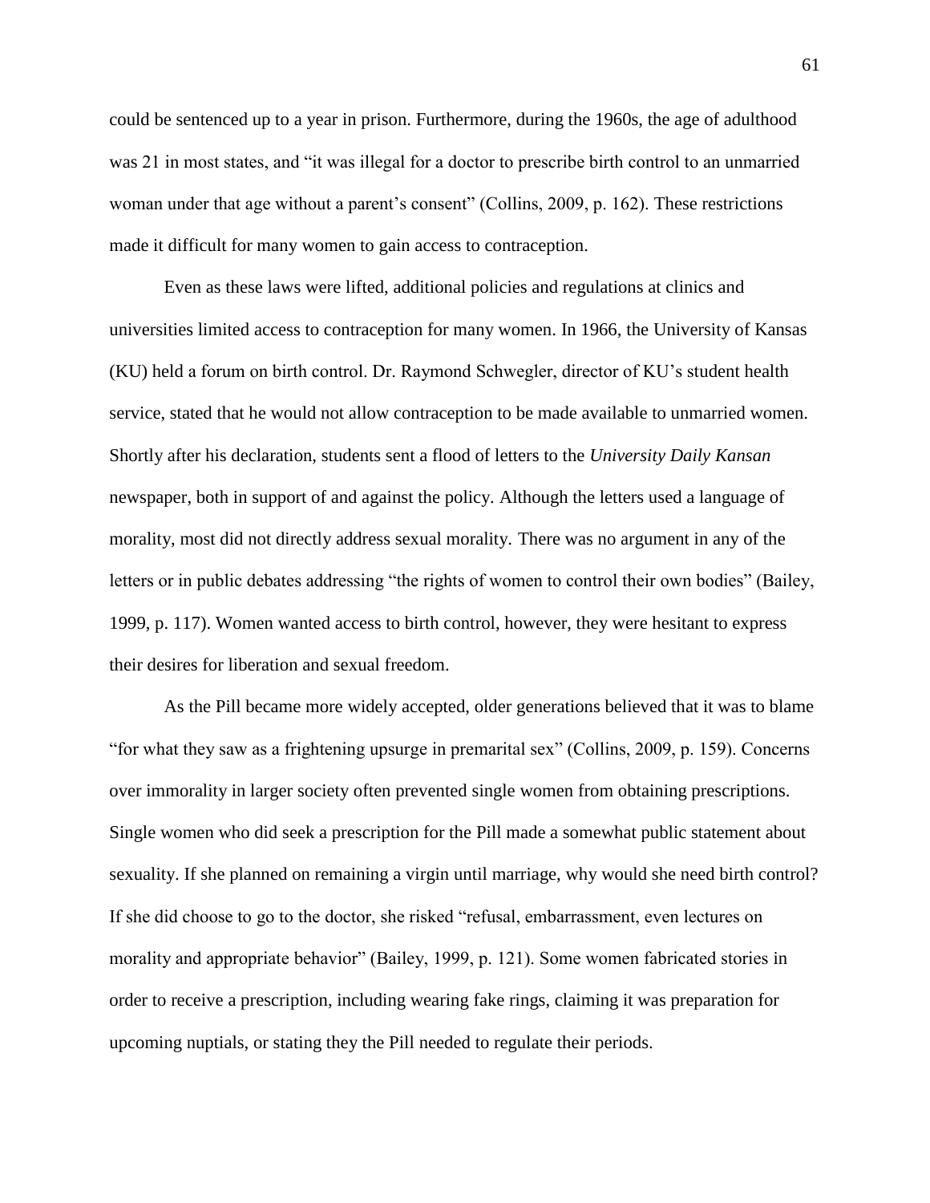could be sentenced up to a year in prison. Furthermore, during the 1960s, the age of adulthood was 21 in most states, and "it was illegal for a doctor to prescribe birth control to an unmarried woman under that age without a parent's consent" (Collins, 2009, p. 162). These restrictions made it difficult for many women to gain access to contraception.

Even as these laws were lifted, additional policies and regulations at clinics and universities limited access to contraception for many women. In 1966, the University of Kansas (KU) held a forum on birth control. Dr. Raymond Schwegler, director of KU's student health service, stated that he would not allow contraception to be made available to unmarried women. Shortly after his declaration, students sent a flood of letters to the *University Daily Kansan* newspaper, both in support of and against the policy. Although the letters used a language of morality, most did not directly address sexual morality. There was no argument in any of the letters or in public debates addressing "the rights of women to control their own bodies" (Bailey, 1999, p. 117). Women wanted access to birth control, however, they were hesitant to express their desires for liberation and sexual freedom.

As the Pill became more widely accepted, older generations believed that it was to blame "for what they saw as a frightening upsurge in premarital sex" (Collins, 2009, p. 159). Concerns over immorality in larger society often prevented single women from obtaining prescriptions. Single women who did seek a prescription for the Pill made a somewhat public statement about sexuality. If she planned on remaining a virgin until marriage, why would she need birth control? If she did choose to go to the doctor, she risked "refusal, embarrassment, even lectures on morality and appropriate behavior" (Bailey, 1999, p. 121). Some women fabricated stories in order to receive a prescription, including wearing fake rings, claiming it was preparation for upcoming nuptials, or stating they the Pill needed to regulate their periods.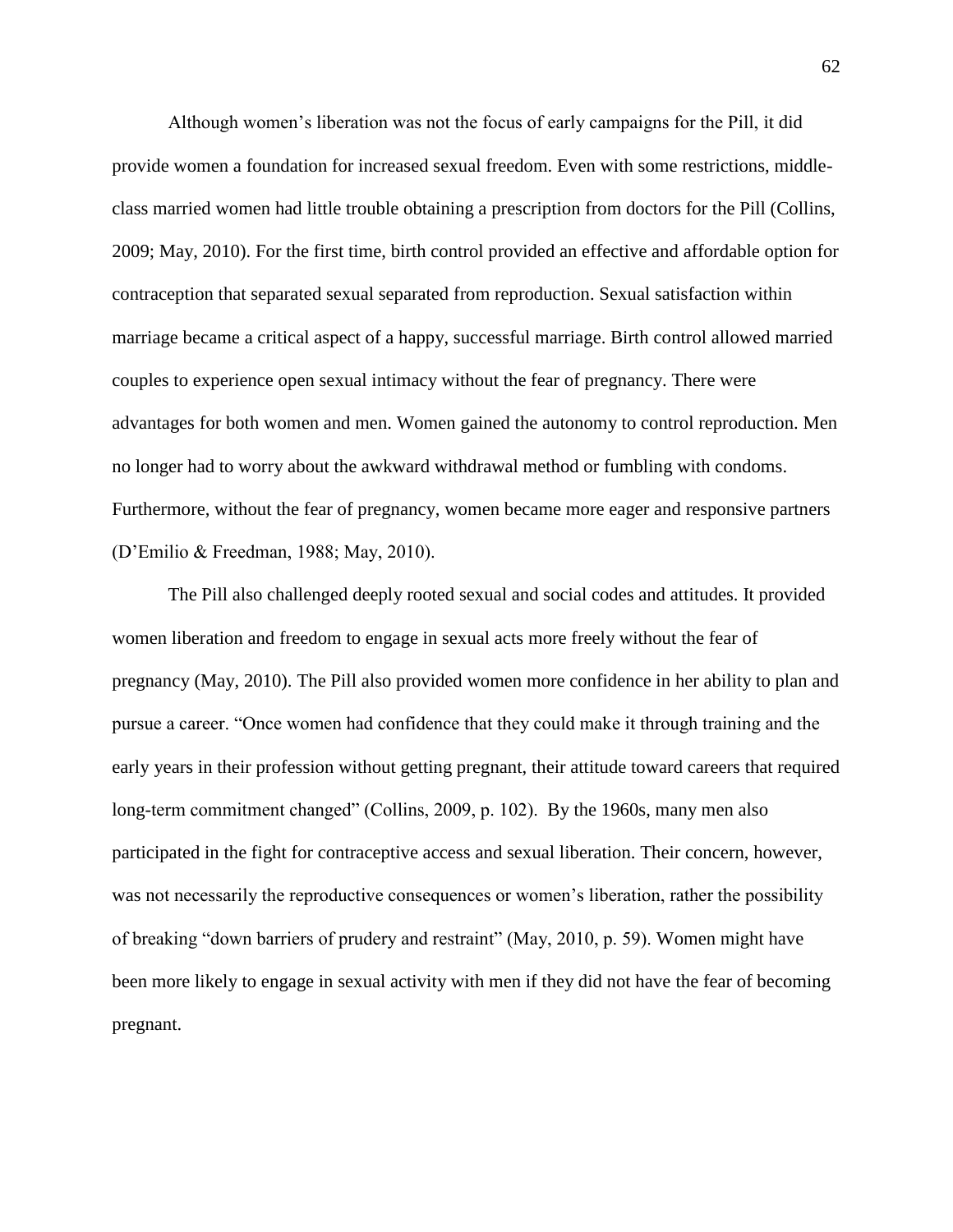Although women's liberation was not the focus of early campaigns for the Pill, it did provide women a foundation for increased sexual freedom. Even with some restrictions, middle-class married women had little trouble obtaining a prescription from doctors for the Pill (Collins, 2009; May, 2010). For the first time, birth control provided an effective and affordable option for contraception that separated sexual separated from reproduction. Sexual satisfaction within marriage became a critical aspect of a happy, successful marriage. Birth control allowed married couples to experience open sexual intimacy without the fear of pregnancy. There were advantages for both women and men. Women gained the autonomy to control reproduction. Men no longer had to worry about the awkward withdrawal method or fumbling with condoms. Furthermore, without the fear of pregnancy, women became more eager and responsive partners (D'Emilio & Freedman, 1988; May, 2010).

The Pill also challenged deeply rooted sexual and social codes and attitudes. It provided women liberation and freedom to engage in sexual acts more freely without the fear of pregnancy (May, 2010). The Pill also provided women more confidence in her ability to plan and pursue a career. "Once women had confidence that they could make it through training and the early years in their profession without getting pregnant, their attitude toward careers that required long-term commitment changed" (Collins, 2009, p. 102). By the 1960s, many men also participated in the fight for contraceptive access and sexual liberation. Their concern, however, was not necessarily the reproductive consequences or women's liberation, rather the possibility of breaking "down barriers of prudery and restraint" (May, 2010, p. 59). Women might have been more likely to engage in sexual activity with men if they did not have the fear of becoming pregnant.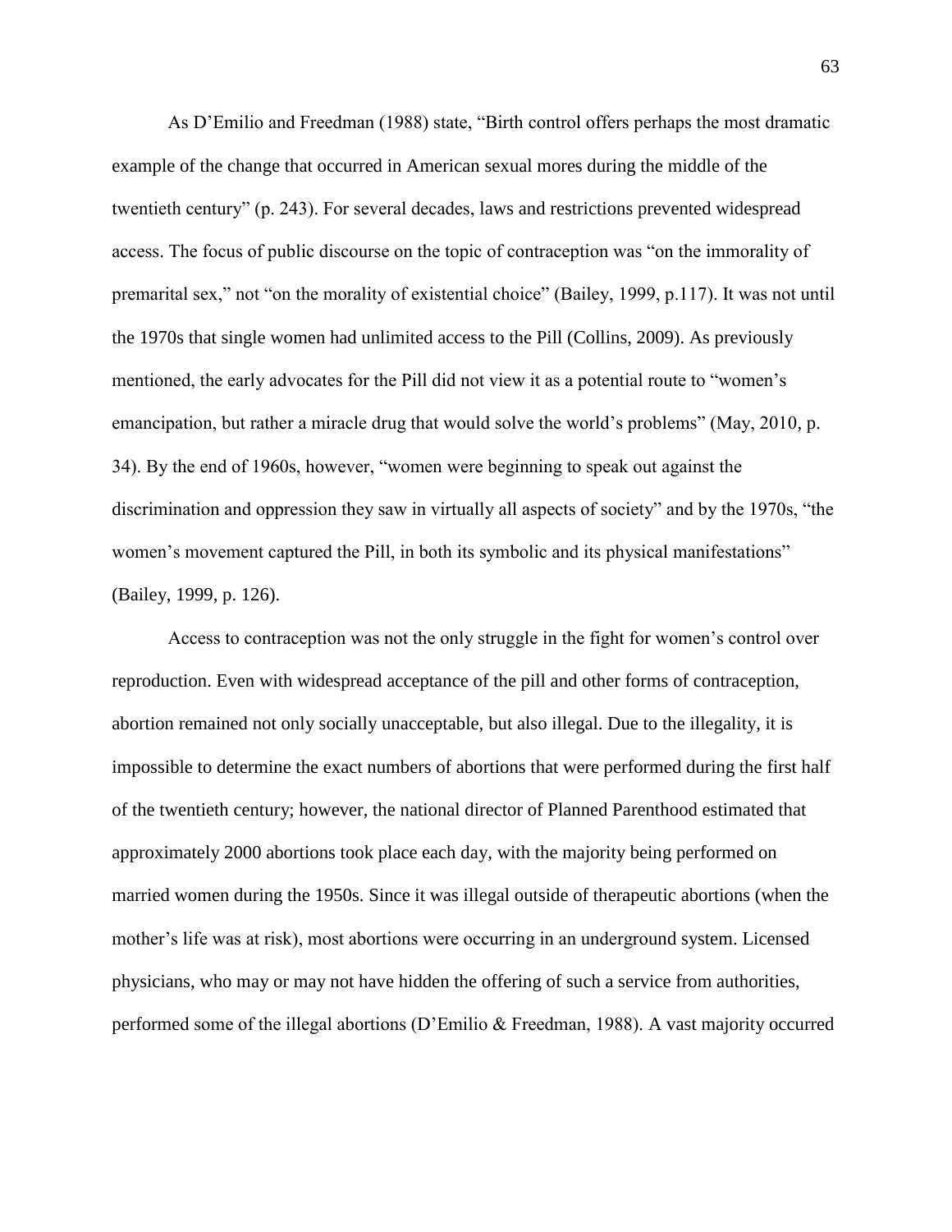As D'Emilio and Freedman (1988) state, "Birth control offers perhaps the most dramatic example of the change that occurred in American sexual mores during the middle of the twentieth century" (p. 243). For several decades, laws and restrictions prevented widespread access. The focus of public discourse on the topic of contraception was "on the immorality of premarital sex," not "on the morality of existential choice" (Bailey, 1999, p.117). It was not until the 1970s that single women had unlimited access to the Pill (Collins, 2009). As previously mentioned, the early advocates for the Pill did not view it as a potential route to "women's emancipation, but rather a miracle drug that would solve the world's problems" (May, 2010, p. 34). By the end of 1960s, however, "women were beginning to speak out against the discrimination and oppression they saw in virtually all aspects of society" and by the 1970s, "the women's movement captured the Pill, in both its symbolic and its physical manifestations" (Bailey, 1999, p. 126).

Access to contraception was not the only struggle in the fight for women's control over reproduction. Even with widespread acceptance of the pill and other forms of contraception, abortion remained not only socially unacceptable, but also illegal. Due to the illegality, it is impossible to determine the exact numbers of abortions that were performed during the first half of the twentieth century; however, the national director of Planned Parenthood estimated that approximately 2000 abortions took place each day, with the majority being performed on married women during the 1950s. Since it was illegal outside of therapeutic abortions (when the mother's life was at risk), most abortions were occurring in an underground system. Licensed physicians, who may or may not have hidden the offering of such a service from authorities, performed some of the illegal abortions (D'Emilio & Freedman, 1988). A vast majority occurred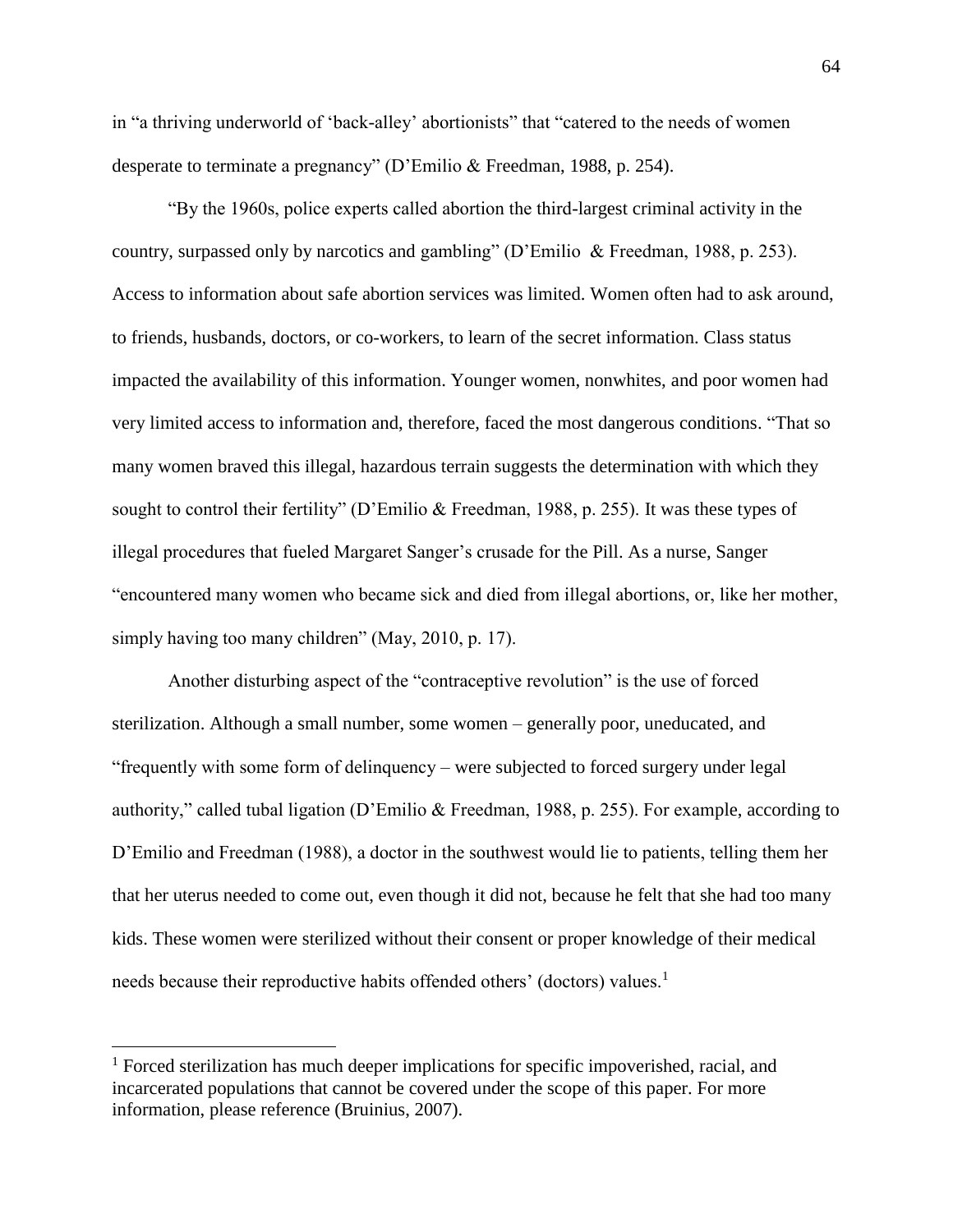in "a thriving underworld of 'back-alley' abortionists" that "catered to the needs of women desperate to terminate a pregnancy" (D'Emilio & Freedman, 1988, p. 254).

"By the 1960s, police experts called abortion the third-largest criminal activity in the country, surpassed only by narcotics and gambling" (D'Emilio & Freedman, 1988, p. 253). Access to information about safe abortion services was limited. Women often had to ask around, to friends, husbands, doctors, or co-workers, to learn of the secret information. Class status impacted the availability of this information. Younger women, nonwhites, and poor women had very limited access to information and, therefore, faced the most dangerous conditions. "That so many women braved this illegal, hazardous terrain suggests the determination with which they sought to control their fertility" (D'Emilio & Freedman, 1988, p. 255). It was these types of illegal procedures that fueled Margaret Sanger's crusade for the Pill. As a nurse, Sanger "encountered many women who became sick and died from illegal abortions, or, like her mother, simply having too many children" (May, 2010, p. 17).

Another disturbing aspect of the "contraceptive revolution" is the use of forced sterilization. Although a small number, some women – generally poor, uneducated, and "frequently with some form of delinquency – were subjected to forced surgery under legal authority," called tubal ligation (D'Emilio & Freedman, 1988, p. 255). For example, according to D'Emilio and Freedman (1988), a doctor in the southwest would lie to patients, telling them her that her uterus needed to come out, even though it did not, because he felt that she had too many kids. These women were sterilized without their consent or proper knowledge of their medical needs because their reproductive habits offended others' (doctors) values.[1]

[1] Forced sterilization has much deeper implications for specific impoverished, racial, and incarcerated populations that cannot be covered under the scope of this paper. For more information, please reference (Bruinius, 2007).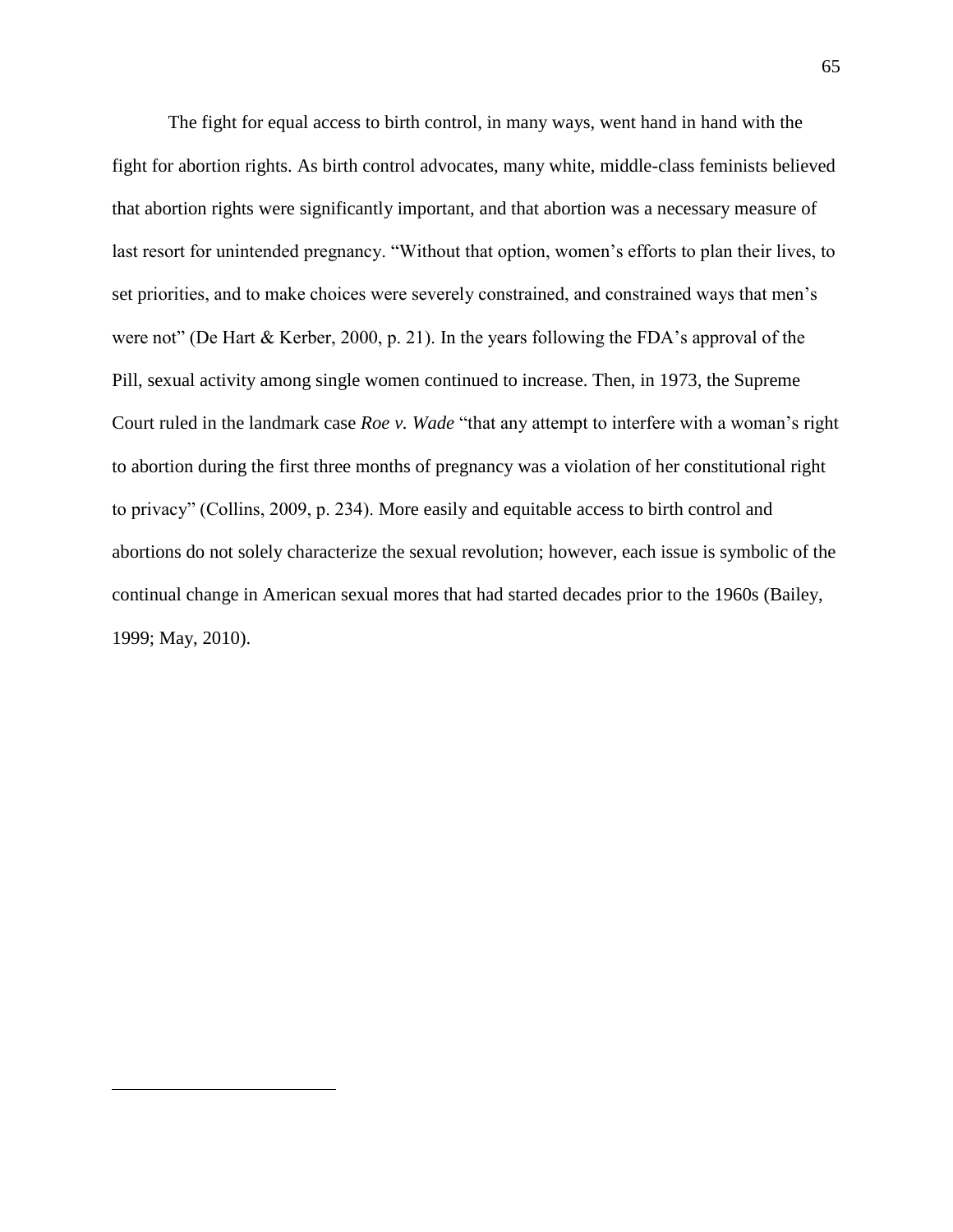The fight for equal access to birth control, in many ways, went hand in hand with the fight for abortion rights. As birth control advocates, many white, middle-class feminists believed that abortion rights were significantly important, and that abortion was a necessary measure of last resort for unintended pregnancy. "Without that option, women's efforts to plan their lives, to set priorities, and to make choices were severely constrained, and constrained ways that men's were not" (De Hart & Kerber, 2000, p. 21). In the years following the FDA's approval of the Pill, sexual activity among single women continued to increase. Then, in 1973, the Supreme Court ruled in the landmark case *Roe v. Wade* "that any attempt to interfere with a woman's right to abortion during the first three months of pregnancy was a violation of her constitutional right to privacy" (Collins, 2009, p. 234). More easily and equitable access to birth control and abortions do not solely characterize the sexual revolution; however, each issue is symbolic of the continual change in American sexual mores that had started decades prior to the 1960s (Bailey, 1999; May, 2010).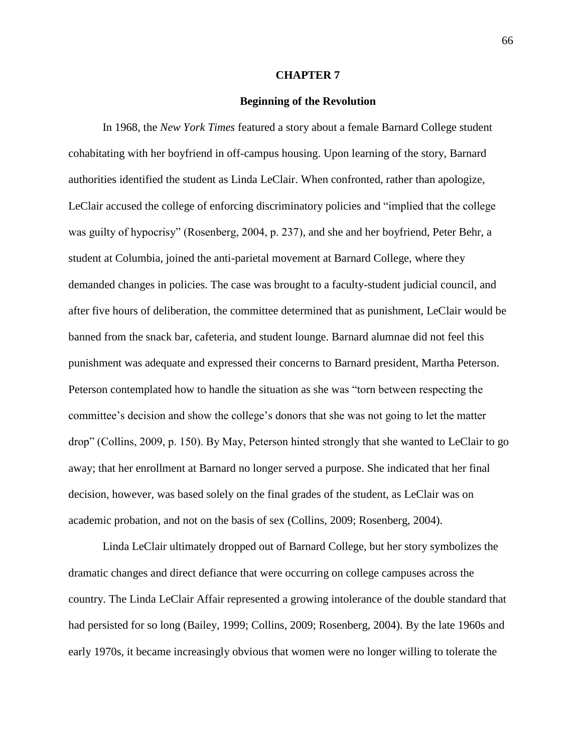# CHAPTER 7

## Beginning of the Revolution

In 1968, the *New York Times* featured a story about a female Barnard College student cohabitating with her boyfriend in off-campus housing. Upon learning of the story, Barnard authorities identified the student as Linda LeClair. When confronted, rather than apologize, LeClair accused the college of enforcing discriminatory policies and "implied that the college was guilty of hypocrisy" (Rosenberg, 2004, p. 237), and she and her boyfriend, Peter Behr, a student at Columbia, joined the anti-parietal movement at Barnard College, where they demanded changes in policies. The case was brought to a faculty-student judicial council, and after five hours of deliberation, the committee determined that as punishment, LeClair would be banned from the snack bar, cafeteria, and student lounge. Barnard alumnae did not feel this punishment was adequate and expressed their concerns to Barnard president, Martha Peterson. Peterson contemplated how to handle the situation as she was "torn between respecting the committee's decision and show the college's donors that she was not going to let the matter drop" (Collins, 2009, p. 150). By May, Peterson hinted strongly that she wanted to LeClair to go away; that her enrollment at Barnard no longer served a purpose. She indicated that her final decision, however, was based solely on the final grades of the student, as LeClair was on academic probation, and not on the basis of sex (Collins, 2009; Rosenberg, 2004).

Linda LeClair ultimately dropped out of Barnard College, but her story symbolizes the dramatic changes and direct defiance that were occurring on college campuses across the country. The Linda LeClair Affair represented a growing intolerance of the double standard that had persisted for so long (Bailey, 1999; Collins, 2009; Rosenberg, 2004). By the late 1960s and early 1970s, it became increasingly obvious that women were no longer willing to tolerate the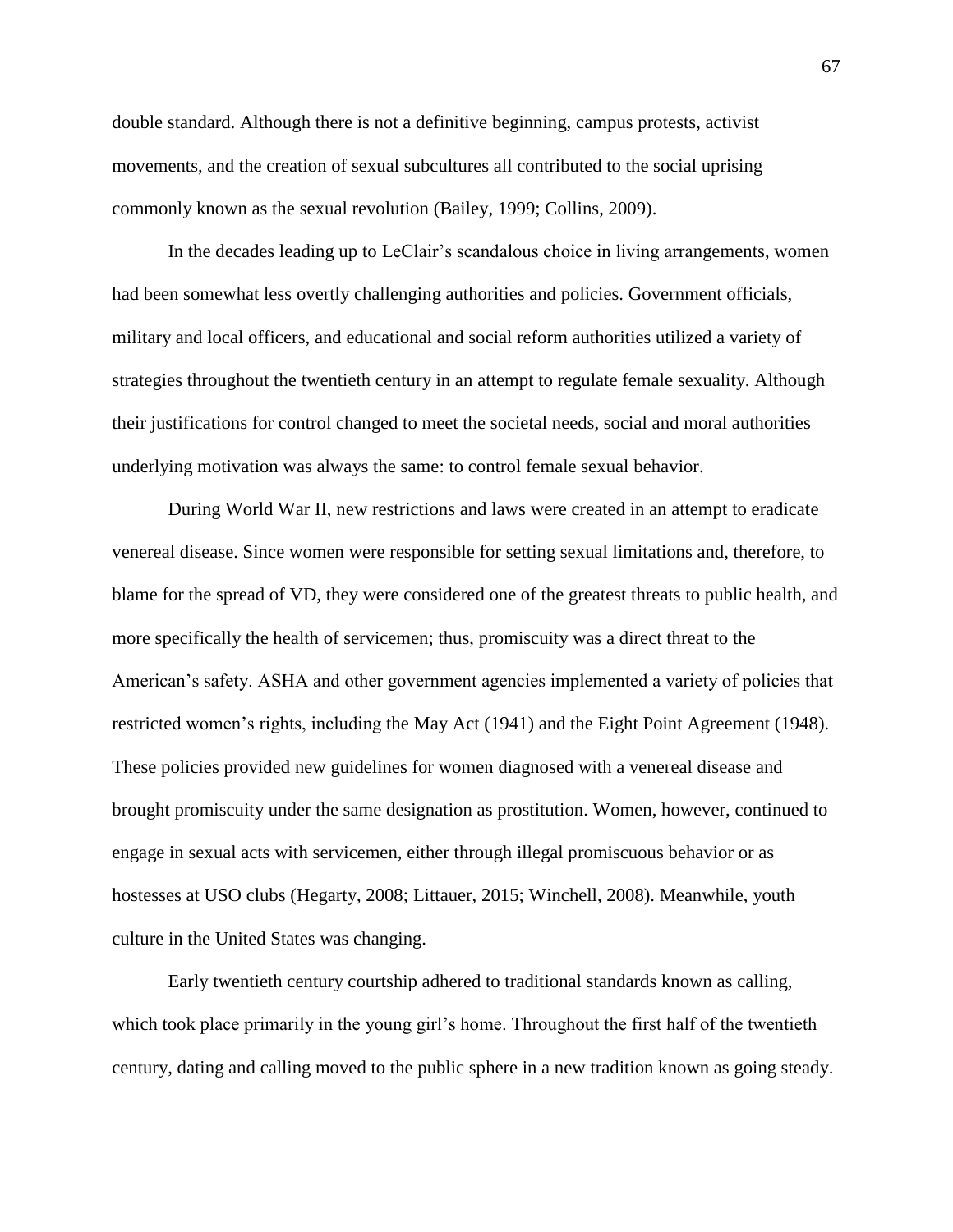double standard. Although there is not a definitive beginning, campus protests, activist movements, and the creation of sexual subcultures all contributed to the social uprising commonly known as the sexual revolution (Bailey, 1999; Collins, 2009).

In the decades leading up to LeClair's scandalous choice in living arrangements, women had been somewhat less overtly challenging authorities and policies. Government officials, military and local officers, and educational and social reform authorities utilized a variety of strategies throughout the twentieth century in an attempt to regulate female sexuality. Although their justifications for control changed to meet the societal needs, social and moral authorities underlying motivation was always the same: to control female sexual behavior.

During World War II, new restrictions and laws were created in an attempt to eradicate venereal disease. Since women were responsible for setting sexual limitations and, therefore, to blame for the spread of VD, they were considered one of the greatest threats to public health, and more specifically the health of servicemen; thus, promiscuity was a direct threat to the American's safety. ASHA and other government agencies implemented a variety of policies that restricted women's rights, including the May Act (1941) and the Eight Point Agreement (1948). These policies provided new guidelines for women diagnosed with a venereal disease and brought promiscuity under the same designation as prostitution. Women, however, continued to engage in sexual acts with servicemen, either through illegal promiscuous behavior or as hostesses at USO clubs (Hegarty, 2008; Littauer, 2015; Winchell, 2008). Meanwhile, youth culture in the United States was changing.

Early twentieth century courtship adhered to traditional standards known as calling, which took place primarily in the young girl's home. Throughout the first half of the twentieth century, dating and calling moved to the public sphere in a new tradition known as going steady.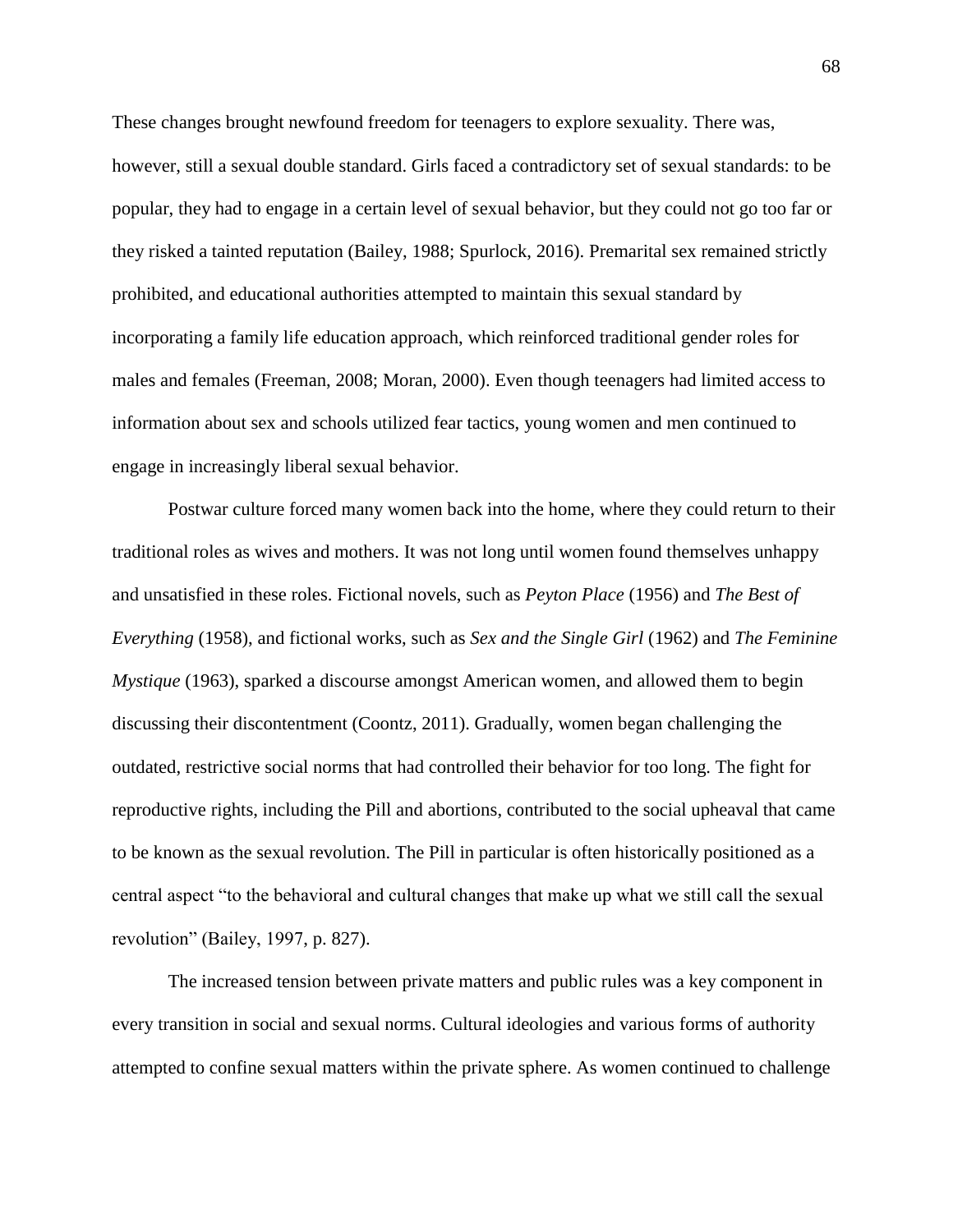These changes brought newfound freedom for teenagers to explore sexuality. There was, however, still a sexual double standard. Girls faced a contradictory set of sexual standards: to be popular, they had to engage in a certain level of sexual behavior, but they could not go too far or they risked a tainted reputation (Bailey, 1988; Spurlock, 2016). Premarital sex remained strictly prohibited, and educational authorities attempted to maintain this sexual standard by incorporating a family life education approach, which reinforced traditional gender roles for males and females (Freeman, 2008; Moran, 2000). Even though teenagers had limited access to information about sex and schools utilized fear tactics, young women and men continued to engage in increasingly liberal sexual behavior.

Postwar culture forced many women back into the home, where they could return to their traditional roles as wives and mothers. It was not long until women found themselves unhappy and unsatisfied in these roles. Fictional novels, such as *Peyton Place* (1956) and *The Best of Everything* (1958), and fictional works, such as *Sex and the Single Girl* (1962) and *The Feminine Mystique* (1963), sparked a discourse amongst American women, and allowed them to begin discussing their discontentment (Coontz, 2011). Gradually, women began challenging the outdated, restrictive social norms that had controlled their behavior for too long. The fight for reproductive rights, including the Pill and abortions, contributed to the social upheaval that came to be known as the sexual revolution. The Pill in particular is often historically positioned as a central aspect "to the behavioral and cultural changes that make up what we still call the sexual revolution" (Bailey, 1997, p. 827).

The increased tension between private matters and public rules was a key component in every transition in social and sexual norms. Cultural ideologies and various forms of authority attempted to confine sexual matters within the private sphere. As women continued to challenge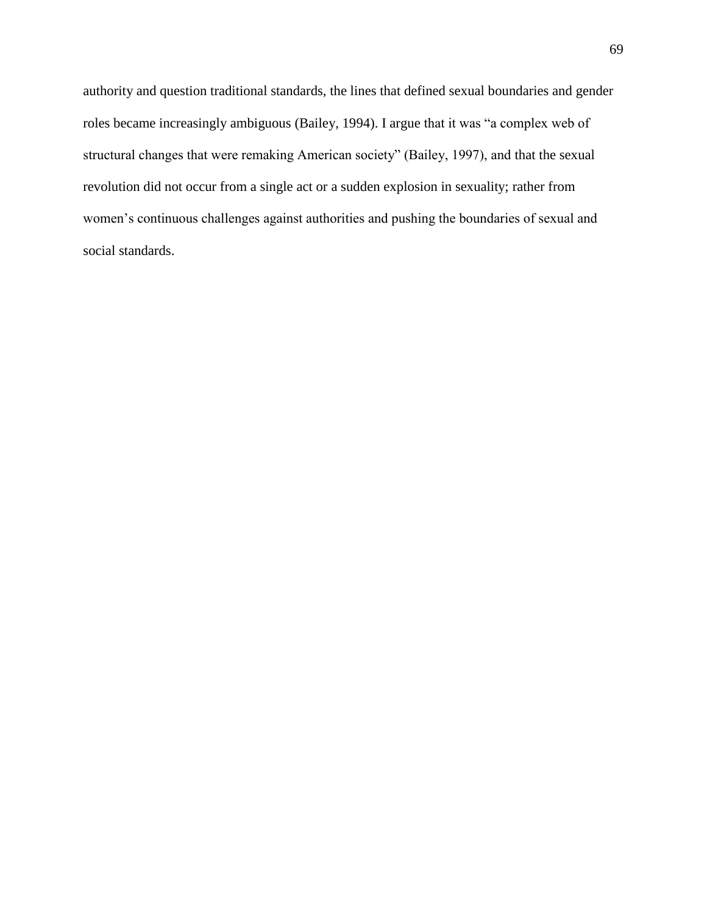authority and question traditional standards, the lines that defined sexual boundaries and gender roles became increasingly ambiguous (Bailey, 1994). I argue that it was “a complex web of structural changes that were remaking American society” (Bailey, 1997), and that the sexual revolution did not occur from a single act or a sudden explosion in sexuality; rather from women’s continuous challenges against authorities and pushing the boundaries of sexual and social standards.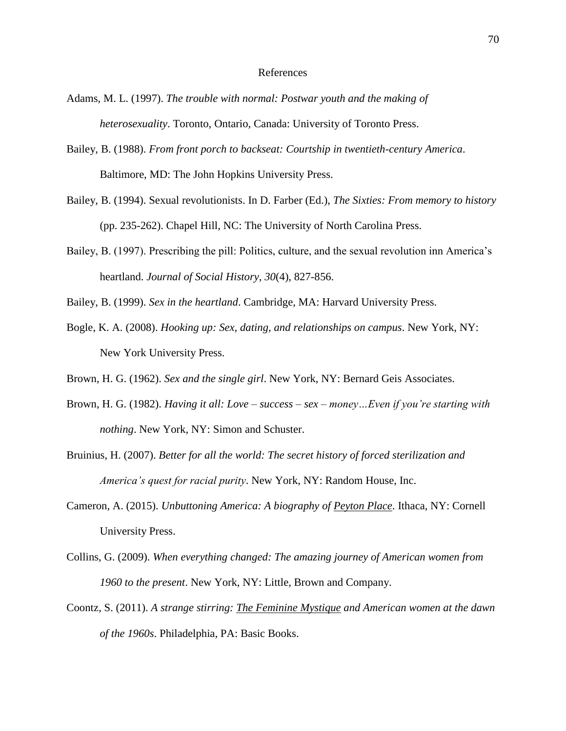# References

Adams, M. L. (1997). *The trouble with normal: Postwar youth and the making of heterosexuality*. Toronto, Ontario, Canada: University of Toronto Press.

Bailey, B. (1988). *From front porch to backseat: Courtship in twentieth-century America*. Baltimore, MD: The John Hopkins University Press.

Bailey, B. (1994). Sexual revolutionists. In D. Farber (Ed.), *The Sixties: From memory to history* (pp. 235-262). Chapel Hill, NC: The University of North Carolina Press.

Bailey, B. (1997). Prescribing the pill: Politics, culture, and the sexual revolution inn America's heartland. *Journal of Social History, 30*(4), 827-856.

Bailey, B. (1999). *Sex in the heartland*. Cambridge, MA: Harvard University Press.

Bogle, K. A. (2008). *Hooking up: Sex, dating, and relationships on campus*. New York, NY: New York University Press.

Brown, H. G. (1962). *Sex and the single girl*. New York, NY: Bernard Geis Associates.

Brown, H. G. (1982). *Having it all: Love – success – sex – money…Even if you're starting with nothing*. New York, NY: Simon and Schuster.

Bruinius, H. (2007). *Better for all the world: The secret history of forced sterilization and America's quest for racial purity*. New York, NY: Random House, Inc.

Cameron, A. (2015). *Unbuttoning America: A biography of Peyton Place*. Ithaca, NY: Cornell University Press.

Collins, G. (2009). *When everything changed: The amazing journey of American women from 1960 to the present*. New York, NY: Little, Brown and Company.

Coontz, S. (2011). *A strange stirring: The Feminine Mystique and American women at the dawn of the 1960s*. Philadelphia, PA: Basic Books.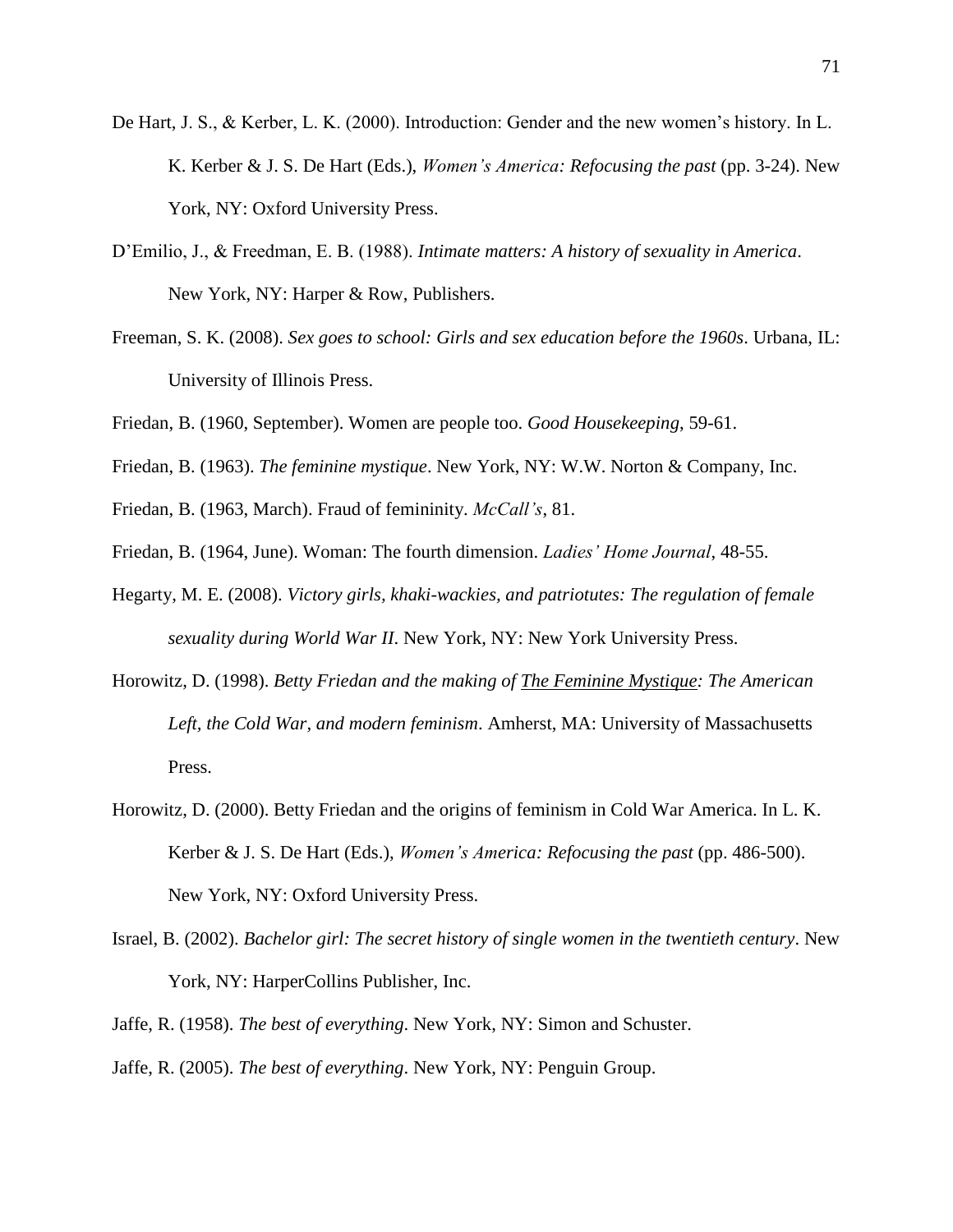De Hart, J. S., & Kerber, L. K. (2000). Introduction: Gender and the new women's history. In L. K. Kerber & J. S. De Hart (Eds.), *Women's America: Refocusing the past* (pp. 3-24). New York, NY: Oxford University Press.

D'Emilio, J., & Freedman, E. B. (1988). *Intimate matters: A history of sexuality in America*. New York, NY: Harper & Row, Publishers.

Freeman, S. K. (2008). *Sex goes to school: Girls and sex education before the 1960s*. Urbana, IL: University of Illinois Press.

Friedan, B. (1960, September). Women are people too. *Good Housekeeping*, 59-61.

Friedan, B. (1963). *The feminine mystique*. New York, NY: W.W. Norton & Company, Inc.

Friedan, B. (1963, March). Fraud of femininity. *McCall's*, 81.

Friedan, B. (1964, June). Woman: The fourth dimension. *Ladies' Home Journal*, 48-55.

Hegarty, M. E. (2008). *Victory girls, khaki-wackies, and patriotutes: The regulation of female sexuality during World War II*. New York, NY: New York University Press.

Horowitz, D. (1998). *Betty Friedan and the making of <u>The Feminine Mystique</u>: The American Left, the Cold War, and modern feminism*. Amherst, MA: University of Massachusetts Press.

Horowitz, D. (2000). Betty Friedan and the origins of feminism in Cold War America. In L. K. Kerber & J. S. De Hart (Eds.), *Women's America: Refocusing the past* (pp. 486-500). New York, NY: Oxford University Press.

Israel, B. (2002). *Bachelor girl: The secret history of single women in the twentieth century*. New York, NY: HarperCollins Publisher, Inc.

Jaffe, R. (1958). *The best of everything*. New York, NY: Simon and Schuster.

Jaffe, R. (2005). *The best of everything*. New York, NY: Penguin Group.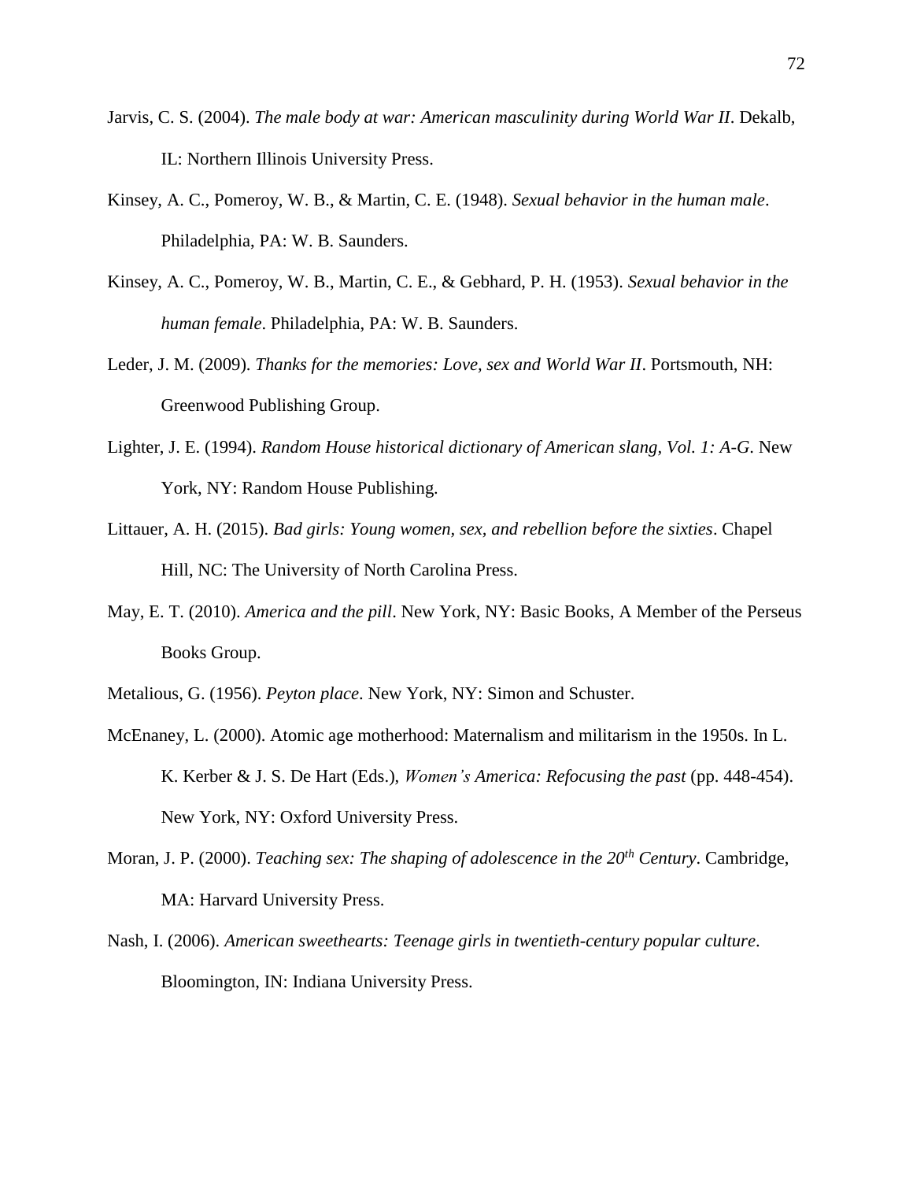Jarvis, C. S. (2004). *The male body at war: American masculinity during World War II*. Dekalb, IL: Northern Illinois University Press.

Kinsey, A. C., Pomeroy, W. B., & Martin, C. E. (1948). *Sexual behavior in the human male*. Philadelphia, PA: W. B. Saunders.

Kinsey, A. C., Pomeroy, W. B., Martin, C. E., & Gebhard, P. H. (1953). *Sexual behavior in the human female*. Philadelphia, PA: W. B. Saunders.

Leder, J. M. (2009). *Thanks for the memories: Love, sex and World War II*. Portsmouth, NH: Greenwood Publishing Group.

Lighter, J. E. (1994). *Random House historical dictionary of American slang, Vol. 1: A-G*. New York, NY: Random House Publishing.

Littauer, A. H. (2015). *Bad girls: Young women, sex, and rebellion before the sixties*. Chapel Hill, NC: The University of North Carolina Press.

May, E. T. (2010). *America and the pill*. New York, NY: Basic Books, A Member of the Perseus Books Group.

Metalious, G. (1956). *Peyton place*. New York, NY: Simon and Schuster.

McEnaney, L. (2000). Atomic age motherhood: Maternalism and militarism in the 1950s. In L. K. Kerber & J. S. De Hart (Eds.), *Women's America: Refocusing the past* (pp. 448-454). New York, NY: Oxford University Press.

Moran, J. P. (2000). *Teaching sex: The shaping of adolescence in the 20th Century*. Cambridge, MA: Harvard University Press.

Nash, I. (2006). *American sweethearts: Teenage girls in twentieth-century popular culture*. Bloomington, IN: Indiana University Press.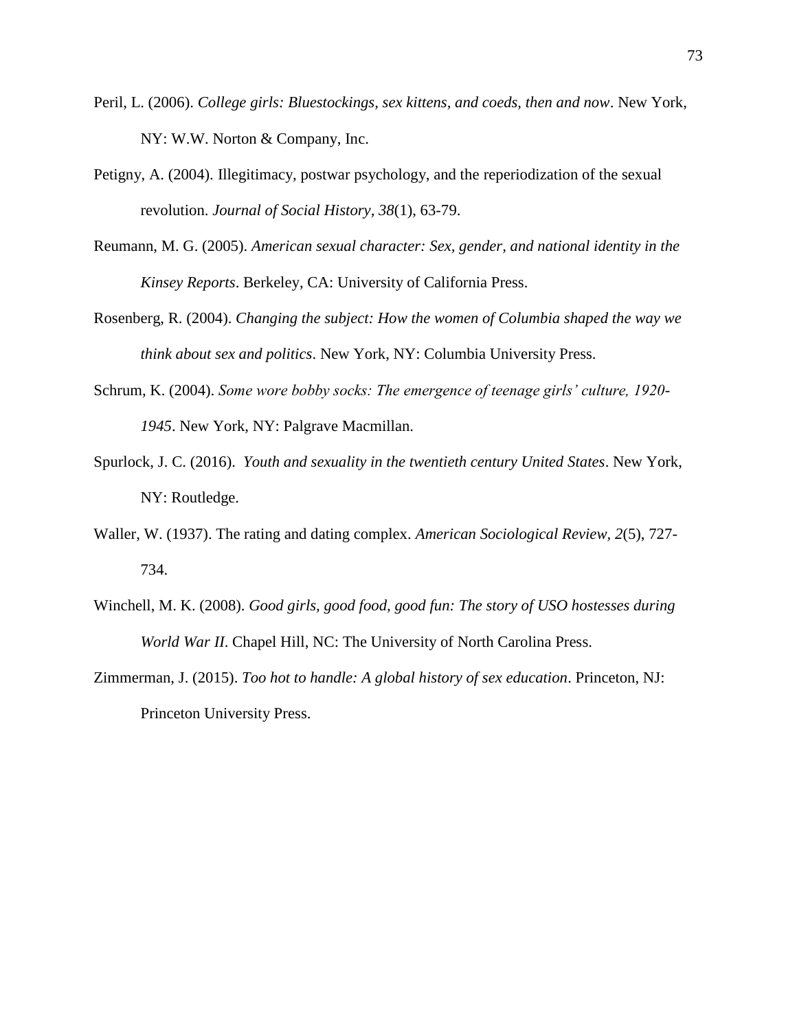Peril, L. (2006). *College girls: Bluestockings, sex kittens, and coeds, then and now*. New York, NY: W.W. Norton & Company, Inc.

Petigny, A. (2004). Illegitimacy, postwar psychology, and the reperiodization of the sexual revolution. *Journal of Social History, 38*(1), 63-79.

Reumann, M. G. (2005). *American sexual character: Sex, gender, and national identity in the Kinsey Reports*. Berkeley, CA: University of California Press.

Rosenberg, R. (2004). *Changing the subject: How the women of Columbia shaped the way we think about sex and politics*. New York, NY: Columbia University Press.

Schrum, K. (2004). *Some wore bobby socks: The emergence of teenage girls' culture, 1920-1945*. New York, NY: Palgrave Macmillan.

Spurlock, J. C. (2016). *Youth and sexuality in the twentieth century United States*. New York, NY: Routledge.

Waller, W. (1937). The rating and dating complex. *American Sociological Review, 2*(5), 727-734.

Winchell, M. K. (2008). *Good girls, good food, good fun: The story of USO hostesses during World War II*. Chapel Hill, NC: The University of North Carolina Press.

Zimmerman, J. (2015). *Too hot to handle: A global history of sex education*. Princeton, NJ: Princeton University Press.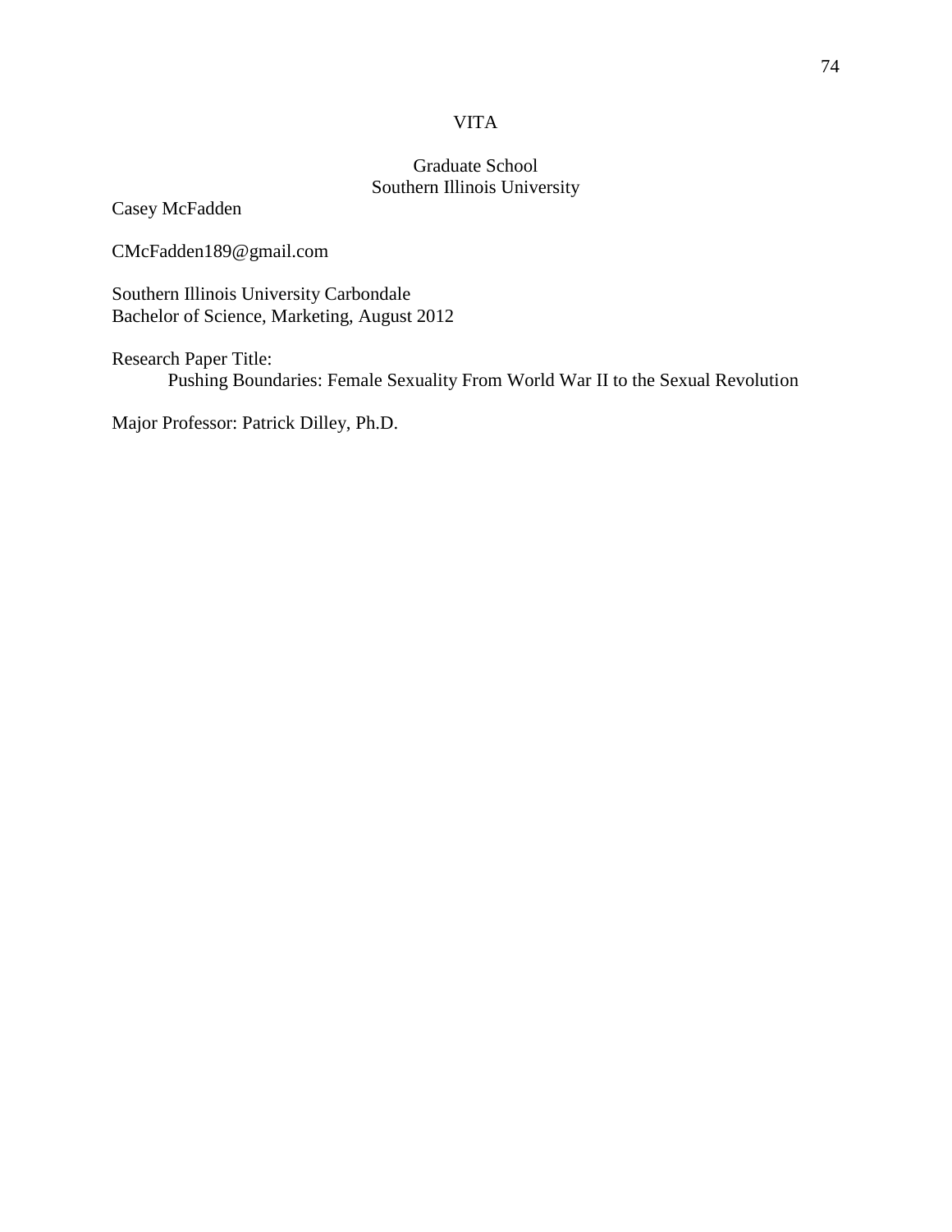# VITA

Graduate School
Southern Illinois University

Casey McFadden

CMcFadden189@gmail.com

Southern Illinois University Carbondale
Bachelor of Science, Marketing, August 2012

Research Paper Title:
Pushing Boundaries: Female Sexuality From World War II to the Sexual Revolution

Major Professor: Patrick Dilley, Ph.D.